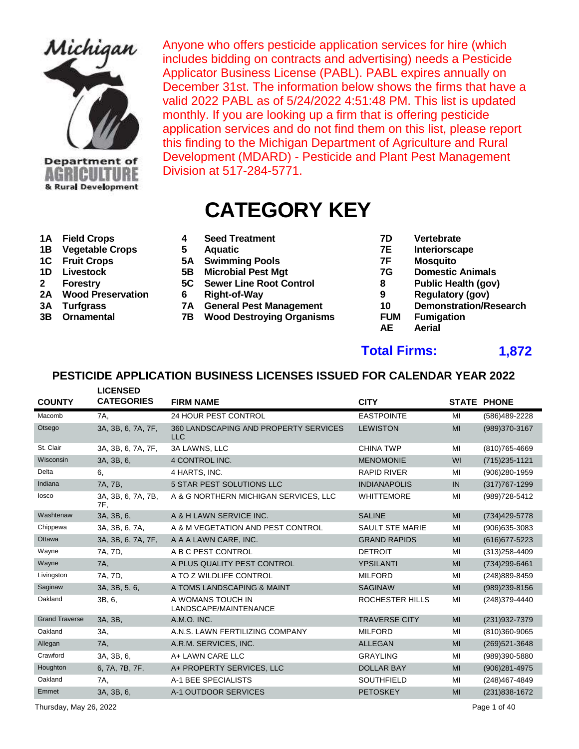Michigan Department of AGRICULTURE & Rural Development

Anyone who offers pesticide application services for hire (which includes bidding on contracts and advertising) needs a Pesticide Applicator Business License (PABL). PABL expires annually on December 31st. The information below shows the firms that have a valid 2022 PABL as of 5/24/2022 4:51:48 PM. This list is updated monthly. If you are looking up a firm that is offering pesticide application services and do not find them on this list, please report this finding to the Michigan Department of Agriculture and Rural Development (MDARD) - Pesticide and Plant Pest Management Division at 517-284-5771.

# CATEGORY KEY

| | | | | | |
|---|---|---|---|---|---|
| **1A** | **Field Crops** | **4** | **Seed Treatment** | **7D** | **Vertebrate** |
| **1B** | **Vegetable Crops** | **5** | **Aquatic** | **7E** | **Interiorscape** |
| **1C** | **Fruit Crops** | **5A** | **Swimming Pools** | **7F** | **Mosquito** |
| **1D** | **Livestock** | **5B** | **Microbial Pest Mgt** | **7G** | **Domestic Animals** |
| **2** | **Forestry** | **5C** | **Sewer Line Root Control** | **8** | **Public Health (gov)** |
| **2A** | **Wood Preservation** | **6** | **Right-of-Way** | **9** | **Regulatory (gov)** |
| **3A** | **Turfgrass** | **7A** | **General Pest Management** | **10** | **Demonstration/Research** |
| **3B** | **Ornamental** | **7B** | **Wood Destroying Organisms** | **FUM** | **Fumigation** |
| | | | | **AE** | **Aerial** |

**Total Firms: 1,872**

## PESTICIDE APPLICATION BUSINESS LICENSES ISSUED FOR CALENDAR YEAR 2022

| COUNTY | LICENSED CATEGORIES | FIRM NAME | CITY | STATE | PHONE |
|---|---|---|---|---|---|
| Macomb | 7A, | 24 HOUR PEST CONTROL | EASTPOINTE | MI | (586)489-2228 |
| Otsego | 3A, 3B, 6, 7A, 7F, | 360 LANDSCAPING AND PROPERTY SERVICES LLC | LEWISTON | MI | (989)370-3167 |
| St. Clair | 3A, 3B, 6, 7A, 7F, | 3A LAWNS, LLC | CHINA TWP | MI | (810)765-4669 |
| Wisconsin | 3A, 3B, 6, | 4 CONTROL INC. | MENOMONIE | WI | (715)235-1121 |
| Delta | 6, | 4 HARTS, INC. | RAPID RIVER | MI | (906)280-1959 |
| Indiana | 7A, 7B, | 5 STAR PEST SOLUTIONS LLC | INDIANAPOLIS | IN | (317)767-1299 |
| Iosco | 3A, 3B, 6, 7A, 7B, 7F, | A & G NORTHERN MICHIGAN SERVICES, LLC | WHITTEMORE | MI | (989)728-5412 |
| Washtenaw | 3A, 3B, 6, | A & H LAWN SERVICE INC. | SALINE | MI | (734)429-5778 |
| Chippewa | 3A, 3B, 6, 7A, | A & M VEGETATION AND PEST CONTROL | SAULT STE MARIE | MI | (906)635-3083 |
| Ottawa | 3A, 3B, 6, 7A, 7F, | A A A LAWN CARE, INC. | GRAND RAPIDS | MI | (616)677-5223 |
| Wayne | 7A, 7D, | A B C PEST CONTROL | DETROIT | MI | (313)258-4409 |
| Wayne | 7A, | A PLUS QUALITY PEST CONTROL | YPSILANTI | MI | (734)299-6461 |
| Livingston | 7A, 7D, | A TO Z WILDLIFE CONTROL | MILFORD | MI | (248)889-8459 |
| Saginaw | 3A, 3B, 5, 6, | A TOMS LANDSCAPING & MAINT | SAGINAW | MI | (989)239-8156 |
| Oakland | 3B, 6, | A WOMANS TOUCH IN LANDSCAPE/MAINTENANCE | ROCHESTER HILLS | MI | (248)379-4440 |
| Grand Traverse | 3A, 3B, | A.M.O. INC. | TRAVERSE CITY | MI | (231)932-7379 |
| Oakland | 3A, | A.N.S. LAWN FERTILIZING COMPANY | MILFORD | MI | (810)360-9065 |
| Allegan | 7A, | A.R.M. SERVICES, INC. | ALLEGAN | MI | (269)521-3648 |
| Crawford | 3A, 3B, 6, | A+ LAWN CARE LLC | GRAYLING | MI | (989)390-5880 |
| Houghton | 6, 7A, 7B, 7F, | A+ PROPERTY SERVICES, LLC | DOLLAR BAY | MI | (906)281-4975 |
| Oakland | 7A, | A-1 BEE SPECIALISTS | SOUTHFIELD | MI | (248)467-4849 |
| Emmet | 3A, 3B, 6, | A-1 OUTDOOR SERVICES | PETOSKEY | MI | (231)838-1672 |

Thursday, May 26, 2022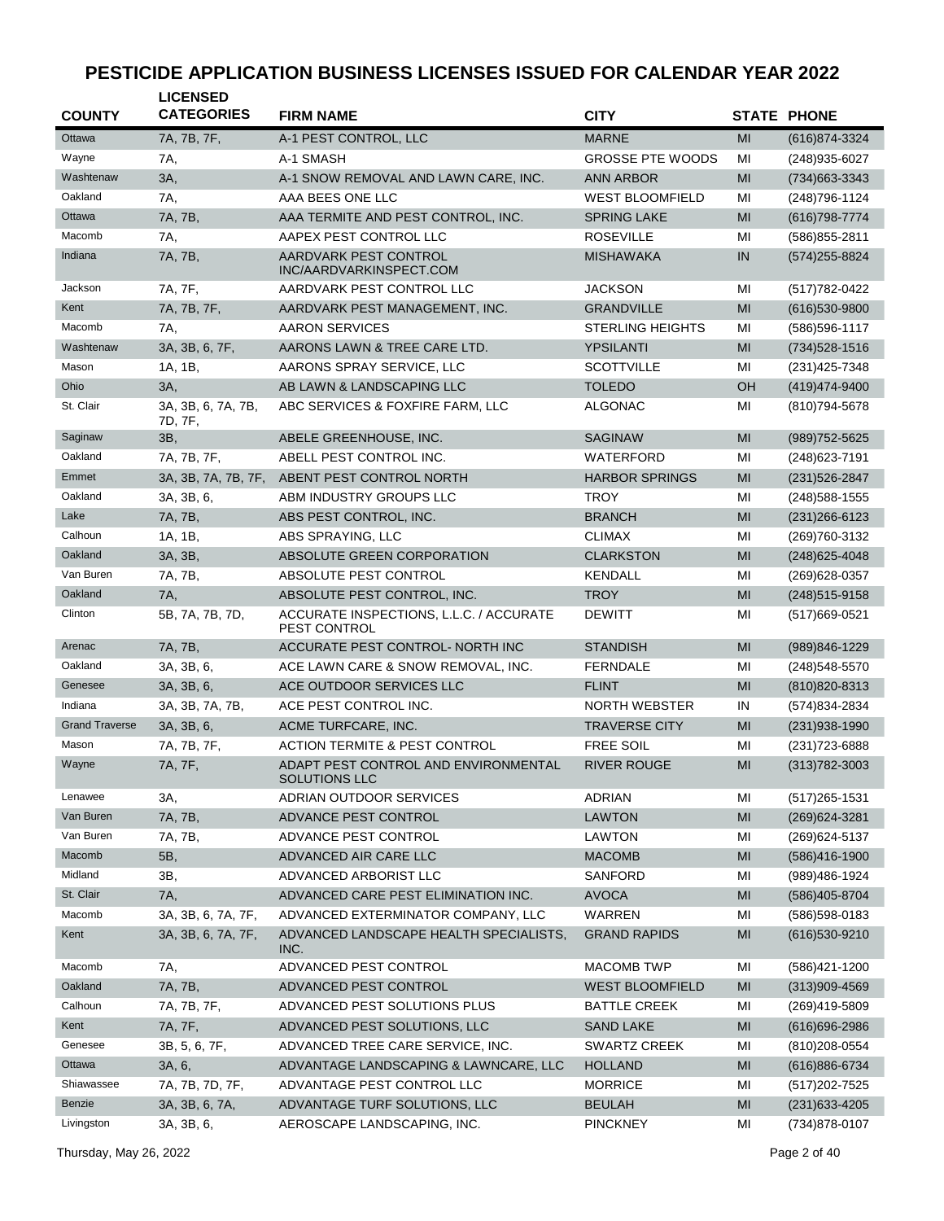# PESTICIDE APPLICATION BUSINESS LICENSES ISSUED FOR CALENDAR YEAR 2022

| COUNTY | LICENSED CATEGORIES | FIRM NAME | CITY | STATE | PHONE |
|---|---|---|---|---|---|
| Ottawa | 7A, 7B, 7F, | A-1 PEST CONTROL, LLC | MARNE | MI | (616)874-3324 |
| Wayne | 7A, | A-1 SMASH | GROSSE PTE WOODS | MI | (248)935-6027 |
| Washtenaw | 3A, | A-1 SNOW REMOVAL AND LAWN CARE, INC. | ANN ARBOR | MI | (734)663-3343 |
| Oakland | 7A, | AAA BEES ONE LLC | WEST BLOOMFIELD | MI | (248)796-1124 |
| Ottawa | 7A, 7B, | AAA TERMITE AND PEST CONTROL, INC. | SPRING LAKE | MI | (616)798-7774 |
| Macomb | 7A, | AAPEX PEST CONTROL LLC | ROSEVILLE | MI | (586)855-2811 |
| Indiana | 7A, 7B, | AARDVARK PEST CONTROL INC/AARDVARKINSPECT.COM | MISHAWAKA | IN | (574)255-8824 |
| Jackson | 7A, 7F, | AARDVARK PEST CONTROL LLC | JACKSON | MI | (517)782-0422 |
| Kent | 7A, 7B, 7F, | AARDVARK PEST MANAGEMENT, INC. | GRANDVILLE | MI | (616)530-9800 |
| Macomb | 7A, | AARON SERVICES | STERLING HEIGHTS | MI | (586)596-1117 |
| Washtenaw | 3A, 3B, 6, 7F, | AARONS LAWN & TREE CARE LTD. | YPSILANTI | MI | (734)528-1516 |
| Mason | 1A, 1B, | AARONS SPRAY SERVICE, LLC | SCOTTVILLE | MI | (231)425-7348 |
| Ohio | 3A, | AB LAWN & LANDSCAPING LLC | TOLEDO | OH | (419)474-9400 |
| St. Clair | 3A, 3B, 6, 7A, 7B, 7D, 7F, | ABC SERVICES & FOXFIRE FARM, LLC | ALGONAC | MI | (810)794-5678 |
| Saginaw | 3B, | ABELE GREENHOUSE, INC. | SAGINAW | MI | (989)752-5625 |
| Oakland | 7A, 7B, 7F, | ABELL PEST CONTROL INC. | WATERFORD | MI | (248)623-7191 |
| Emmet | 3A, 3B, 7A, 7B, 7F, | ABENT PEST CONTROL NORTH | HARBOR SPRINGS | MI | (231)526-2847 |
| Oakland | 3A, 3B, 6, | ABM INDUSTRY GROUPS LLC | TROY | MI | (248)588-1555 |
| Lake | 7A, 7B, | ABS PEST CONTROL, INC. | BRANCH | MI | (231)266-6123 |
| Calhoun | 1A, 1B, | ABS SPRAYING, LLC | CLIMAX | MI | (269)760-3132 |
| Oakland | 3A, 3B, | ABSOLUTE GREEN CORPORATION | CLARKSTON | MI | (248)625-4048 |
| Van Buren | 7A, 7B, | ABSOLUTE PEST CONTROL | KENDALL | MI | (269)628-0357 |
| Oakland | 7A, | ABSOLUTE PEST CONTROL, INC. | TROY | MI | (248)515-9158 |
| Clinton | 5B, 7A, 7B, 7D, | ACCURATE INSPECTIONS, L.L.C. / ACCURATE PEST CONTROL | DEWITT | MI | (517)669-0521 |
| Arenac | 7A, 7B, | ACCURATE PEST CONTROL- NORTH INC | STANDISH | MI | (989)846-1229 |
| Oakland | 3A, 3B, 6, | ACE LAWN CARE & SNOW REMOVAL, INC. | FERNDALE | MI | (248)548-5570 |
| Genesee | 3A, 3B, 6, | ACE OUTDOOR SERVICES LLC | FLINT | MI | (810)820-8313 |
| Indiana | 3A, 3B, 7A, 7B, | ACE PEST CONTROL INC. | NORTH WEBSTER | IN | (574)834-2834 |
| Grand Traverse | 3A, 3B, 6, | ACME TURFCARE, INC. | TRAVERSE CITY | MI | (231)938-1990 |
| Mason | 7A, 7B, 7F, | ACTION TERMITE & PEST CONTROL | FREE SOIL | MI | (231)723-6888 |
| Wayne | 7A, 7F, | ADAPT PEST CONTROL AND ENVIRONMENTAL SOLUTIONS LLC | RIVER ROUGE | MI | (313)782-3003 |
| Lenawee | 3A, | ADRIAN OUTDOOR SERVICES | ADRIAN | MI | (517)265-1531 |
| Van Buren | 7A, 7B, | ADVANCE PEST CONTROL | LAWTON | MI | (269)624-3281 |
| Van Buren | 7A, 7B, | ADVANCE PEST CONTROL | LAWTON | MI | (269)624-5137 |
| Macomb | 5B, | ADVANCED AIR CARE LLC | MACOMB | MI | (586)416-1900 |
| Midland | 3B, | ADVANCED ARBORIST LLC | SANFORD | MI | (989)486-1924 |
| St. Clair | 7A, | ADVANCED CARE PEST ELIMINATION INC. | AVOCA | MI | (586)405-8704 |
| Macomb | 3A, 3B, 6, 7A, 7F, | ADVANCED EXTERMINATOR COMPANY, LLC | WARREN | MI | (586)598-0183 |
| Kent | 3A, 3B, 6, 7A, 7F, | ADVANCED LANDSCAPE HEALTH SPECIALISTS, INC. | GRAND RAPIDS | MI | (616)530-9210 |
| Macomb | 7A, | ADVANCED PEST CONTROL | MACOMB TWP | MI | (586)421-1200 |
| Oakland | 7A, 7B, | ADVANCED PEST CONTROL | WEST BLOOMFIELD | MI | (313)909-4569 |
| Calhoun | 7A, 7B, 7F, | ADVANCED PEST SOLUTIONS PLUS | BATTLE CREEK | MI | (269)419-5809 |
| Kent | 7A, 7F, | ADVANCED PEST SOLUTIONS, LLC | SAND LAKE | MI | (616)696-2986 |
| Genesee | 3B, 5, 6, 7F, | ADVANCED TREE CARE SERVICE, INC. | SWARTZ CREEK | MI | (810)208-0554 |
| Ottawa | 3A, 6, | ADVANTAGE LANDSCAPING & LAWNCARE, LLC | HOLLAND | MI | (616)886-6734 |
| Shiawassee | 7A, 7B, 7D, 7F, | ADVANTAGE PEST CONTROL LLC | MORRICE | MI | (517)202-7525 |
| Benzie | 3A, 3B, 6, 7A, | ADVANTAGE TURF SOLUTIONS, LLC | BEULAH | MI | (231)633-4205 |
| Livingston | 3A, 3B, 6, | AEROSCAPE LANDSCAPING, INC. | PINCKNEY | MI | (734)878-0107 |

Thursday, May 26, 2022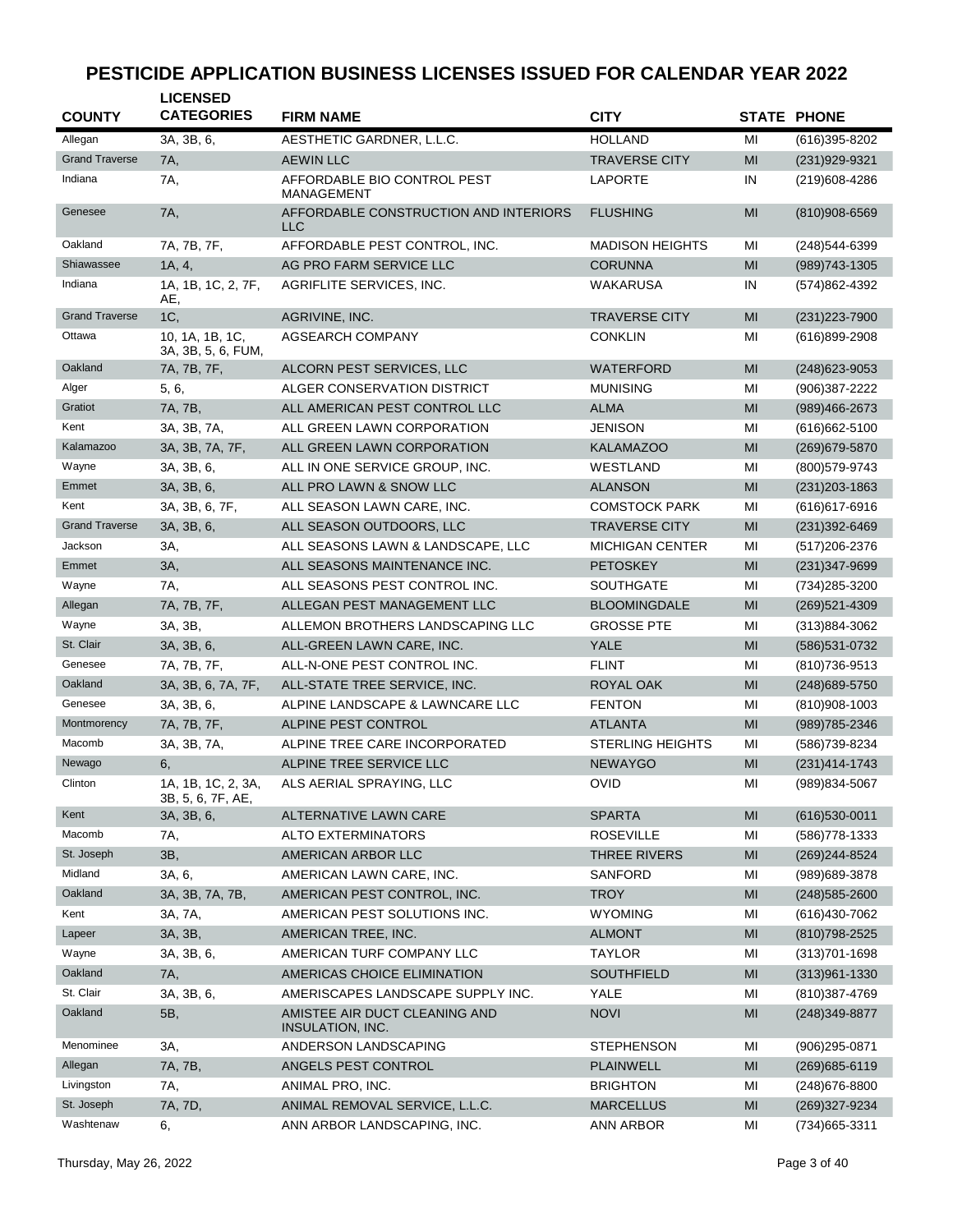# PESTICIDE APPLICATION BUSINESS LICENSES ISSUED FOR CALENDAR YEAR 2022

| COUNTY | LICENSED CATEGORIES | FIRM NAME | CITY | STATE | PHONE |
|---|---|---|---|---|---|
| Allegan | 3A, 3B, 6, | AESTHETIC GARDNER, L.L.C. | HOLLAND | MI | (616)395-8202 |
| Grand Traverse | 7A, | AEWIN LLC | TRAVERSE CITY | MI | (231)929-9321 |
| Indiana | 7A, | AFFORDABLE BIO CONTROL PEST MANAGEMENT | LAPORTE | IN | (219)608-4286 |
| Genesee | 7A, | AFFORDABLE CONSTRUCTION AND INTERIORS LLC | FLUSHING | MI | (810)908-6569 |
| Oakland | 7A, 7B, 7F, | AFFORDABLE PEST CONTROL, INC. | MADISON HEIGHTS | MI | (248)544-6399 |
| Shiawassee | 1A, 4, | AG PRO FARM SERVICE LLC | CORUNNA | MI | (989)743-1305 |
| Indiana | 1A, 1B, 1C, 2, 7F, AE, | AGRIFLITE SERVICES, INC. | WAKARUSA | IN | (574)862-4392 |
| Grand Traverse | 1C, | AGRIVINE, INC. | TRAVERSE CITY | MI | (231)223-7900 |
| Ottawa | 10, 1A, 1B, 1C, 3A, 3B, 5, 6, FUM, | AGSEARCH COMPANY | CONKLIN | MI | (616)899-2908 |
| Oakland | 7A, 7B, 7F, | ALCORN PEST SERVICES, LLC | WATERFORD | MI | (248)623-9053 |
| Alger | 5, 6, | ALGER CONSERVATION DISTRICT | MUNISING | MI | (906)387-2222 |
| Gratiot | 7A, 7B, | ALL AMERICAN PEST CONTROL LLC | ALMA | MI | (989)466-2673 |
| Kent | 3A, 3B, 7A, | ALL GREEN LAWN CORPORATION | JENISON | MI | (616)662-5100 |
| Kalamazoo | 3A, 3B, 7A, 7F, | ALL GREEN LAWN CORPORATION | KALAMAZOO | MI | (269)679-5870 |
| Wayne | 3A, 3B, 6, | ALL IN ONE SERVICE GROUP, INC. | WESTLAND | MI | (800)579-9743 |
| Emmet | 3A, 3B, 6, | ALL PRO LAWN & SNOW LLC | ALANSON | MI | (231)203-1863 |
| Kent | 3A, 3B, 6, 7F, | ALL SEASON LAWN CARE, INC. | COMSTOCK PARK | MI | (616)617-6916 |
| Grand Traverse | 3A, 3B, 6, | ALL SEASON OUTDOORS, LLC | TRAVERSE CITY | MI | (231)392-6469 |
| Jackson | 3A, | ALL SEASONS LAWN & LANDSCAPE, LLC | MICHIGAN CENTER | MI | (517)206-2376 |
| Emmet | 3A, | ALL SEASONS MAINTENANCE INC. | PETOSKEY | MI | (231)347-9699 |
| Wayne | 7A, | ALL SEASONS PEST CONTROL INC. | SOUTHGATE | MI | (734)285-3200 |
| Allegan | 7A, 7B, 7F, | ALLEGAN PEST MANAGEMENT LLC | BLOOMINGDALE | MI | (269)521-4309 |
| Wayne | 3A, 3B, | ALLEMON BROTHERS LANDSCAPING LLC | GROSSE PTE | MI | (313)884-3062 |
| St. Clair | 3A, 3B, 6, | ALL-GREEN LAWN CARE, INC. | YALE | MI | (586)531-0732 |
| Genesee | 7A, 7B, 7F, | ALL-N-ONE PEST CONTROL INC. | FLINT | MI | (810)736-9513 |
| Oakland | 3A, 3B, 6, 7A, 7F, | ALL-STATE TREE SERVICE, INC. | ROYAL OAK | MI | (248)689-5750 |
| Genesee | 3A, 3B, 6, | ALPINE LANDSCAPE & LAWNCARE LLC | FENTON | MI | (810)908-1003 |
| Montmorency | 7A, 7B, 7F, | ALPINE PEST CONTROL | ATLANTA | MI | (989)785-2346 |
| Macomb | 3A, 3B, 7A, | ALPINE TREE CARE INCORPORATED | STERLING HEIGHTS | MI | (586)739-8234 |
| Newago | 6, | ALPINE TREE SERVICE LLC | NEWAYGO | MI | (231)414-1743 |
| Clinton | 1A, 1B, 1C, 2, 3A, 3B, 5, 6, 7F, AE, | ALS AERIAL SPRAYING, LLC | OVID | MI | (989)834-5067 |
| Kent | 3A, 3B, 6, | ALTERNATIVE LAWN CARE | SPARTA | MI | (616)530-0011 |
| Macomb | 7A, | ALTO EXTERMINATORS | ROSEVILLE | MI | (586)778-1333 |
| St. Joseph | 3B, | AMERICAN ARBOR LLC | THREE RIVERS | MI | (269)244-8524 |
| Midland | 3A, 6, | AMERICAN LAWN CARE, INC. | SANFORD | MI | (989)689-3878 |
| Oakland | 3A, 3B, 7A, 7B, | AMERICAN PEST CONTROL, INC. | TROY | MI | (248)585-2600 |
| Kent | 3A, 7A, | AMERICAN PEST SOLUTIONS INC. | WYOMING | MI | (616)430-7062 |
| Lapeer | 3A, 3B, | AMERICAN TREE, INC. | ALMONT | MI | (810)798-2525 |
| Wayne | 3A, 3B, 6, | AMERICAN TURF COMPANY LLC | TAYLOR | MI | (313)701-1698 |
| Oakland | 7A, | AMERICAS CHOICE ELIMINATION | SOUTHFIELD | MI | (313)961-1330 |
| St. Clair | 3A, 3B, 6, | AMERISCAPES LANDSCAPE SUPPLY INC. | YALE | MI | (810)387-4769 |
| Oakland | 5B, | AMISTEE AIR DUCT CLEANING AND INSULATION, INC. | NOVI | MI | (248)349-8877 |
| Menominee | 3A, | ANDERSON LANDSCAPING | STEPHENSON | MI | (906)295-0871 |
| Allegan | 7A, 7B, | ANGELS PEST CONTROL | PLAINWELL | MI | (269)685-6119 |
| Livingston | 7A, | ANIMAL PRO, INC. | BRIGHTON | MI | (248)676-8800 |
| St. Joseph | 7A, 7D, | ANIMAL REMOVAL SERVICE, L.L.C. | MARCELLUS | MI | (269)327-9234 |
| Washtenaw | 6, | ANN ARBOR LANDSCAPING, INC. | ANN ARBOR | MI | (734)665-3311 |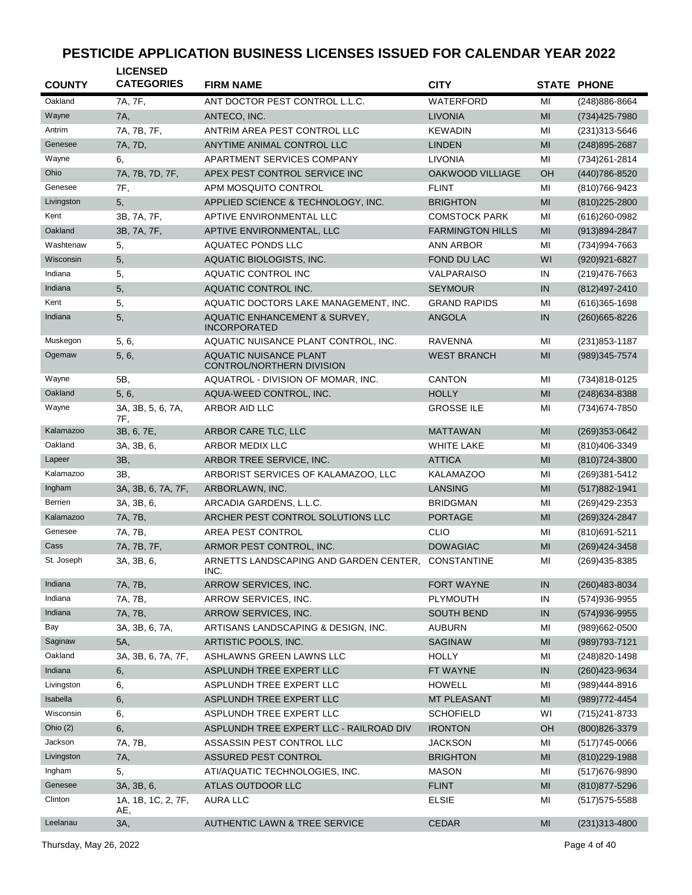# PESTICIDE APPLICATION BUSINESS LICENSES ISSUED FOR CALENDAR YEAR 2022

| COUNTY | LICENSED CATEGORIES | FIRM NAME | CITY | STATE | PHONE |
|---|---|---|---|---|---|
| Oakland | 7A, 7F, | ANT DOCTOR PEST CONTROL L.L.C. | WATERFORD | MI | (248)886-8664 |
| Wayne | 7A, | ANTECO, INC. | LIVONIA | MI | (734)425-7980 |
| Antrim | 7A, 7B, 7F, | ANTRIM AREA PEST CONTROL LLC | KEWADIN | MI | (231)313-5646 |
| Genesee | 7A, 7D, | ANYTIME ANIMAL CONTROL LLC | LINDEN | MI | (248)895-2687 |
| Wayne | 6, | APARTMENT SERVICES COMPANY | LIVONIA | MI | (734)261-2814 |
| Ohio | 7A, 7B, 7D, 7F, | APEX PEST CONTROL SERVICE INC | OAKWOOD VILLIAGE | OH | (440)786-8520 |
| Genesee | 7F, | APM MOSQUITO CONTROL | FLINT | MI | (810)766-9423 |
| Livingston | 5, | APPLIED SCIENCE & TECHNOLOGY, INC. | BRIGHTON | MI | (810)225-2800 |
| Kent | 3B, 7A, 7F, | APTIVE ENVIRONMENTAL LLC | COMSTOCK PARK | MI | (616)260-0982 |
| Oakland | 3B, 7A, 7F, | APTIVE ENVIRONMENTAL, LLC | FARMINGTON HILLS | MI | (913)894-2847 |
| Washtenaw | 5, | AQUATEC PONDS LLC | ANN ARBOR | MI | (734)994-7663 |
| Wisconsin | 5, | AQUATIC BIOLOGISTS, INC. | FOND DU LAC | WI | (920)921-6827 |
| Indiana | 5, | AQUATIC CONTROL INC | VALPARAISO | IN | (219)476-7663 |
| Indiana | 5, | AQUATIC CONTROL INC. | SEYMOUR | IN | (812)497-2410 |
| Kent | 5, | AQUATIC DOCTORS LAKE MANAGEMENT, INC. | GRAND RAPIDS | MI | (616)365-1698 |
| Indiana | 5, | AQUATIC ENHANCEMENT & SURVEY, INCORPORATED | ANGOLA | IN | (260)665-8226 |
| Muskegon | 5, 6, | AQUATIC NUISANCE PLANT CONTROL, INC. | RAVENNA | MI | (231)853-1187 |
| Ogemaw | 5, 6, | AQUATIC NUISANCE PLANT CONTROL/NORTHERN DIVISION | WEST BRANCH | MI | (989)345-7574 |
| Wayne | 5B, | AQUATROL - DIVISION OF MOMAR, INC. | CANTON | MI | (734)818-0125 |
| Oakland | 5, 6, | AQUA-WEED CONTROL, INC. | HOLLY | MI | (248)634-8388 |
| Wayne | 3A, 3B, 5, 6, 7A, 7F, | ARBOR AID LLC | GROSSE ILE | MI | (734)674-7850 |
| Kalamazoo | 3B, 6, 7E, | ARBOR CARE TLC, LLC | MATTAWAN | MI | (269)353-0642 |
| Oakland | 3A, 3B, 6, | ARBOR MEDIX LLC | WHITE LAKE | MI | (810)406-3349 |
| Lapeer | 3B, | ARBOR TREE SERVICE, INC. | ATTICA | MI | (810)724-3800 |
| Kalamazoo | 3B, | ARBORIST SERVICES OF KALAMAZOO, LLC | KALAMAZOO | MI | (269)381-5412 |
| Ingham | 3A, 3B, 6, 7A, 7F, | ARBORLAWN, INC. | LANSING | MI | (517)882-1941 |
| Berrien | 3A, 3B, 6, | ARCADIA GARDENS, L.L.C. | BRIDGMAN | MI | (269)429-2353 |
| Kalamazoo | 7A, 7B, | ARCHER PEST CONTROL SOLUTIONS LLC | PORTAGE | MI | (269)324-2847 |
| Genesee | 7A, 7B, | AREA PEST CONTROL | CLIO | MI | (810)691-5211 |
| Cass | 7A, 7B, 7F, | ARMOR PEST CONTROL, INC. | DOWAGIAC | MI | (269)424-3458 |
| St. Joseph | 3A, 3B, 6, | ARNETTS LANDSCAPING AND GARDEN CENTER, INC. | CONSTANTINE | MI | (269)435-8385 |
| Indiana | 7A, 7B, | ARROW SERVICES, INC. | FORT WAYNE | IN | (260)483-8034 |
| Indiana | 7A, 7B, | ARROW SERVICES, INC. | PLYMOUTH | IN | (574)936-9955 |
| Indiana | 7A, 7B, | ARROW SERVICES, INC. | SOUTH BEND | IN | (574)936-9955 |
| Bay | 3A, 3B, 6, 7A, | ARTISANS LANDSCAPING & DESIGN, INC. | AUBURN | MI | (989)662-0500 |
| Saginaw | 5A, | ARTISTIC POOLS, INC. | SAGINAW | MI | (989)793-7121 |
| Oakland | 3A, 3B, 6, 7A, 7F, | ASHLAWNS GREEN LAWNS LLC | HOLLY | MI | (248)820-1498 |
| Indiana | 6, | ASPLUNDH TREE EXPERT LLC | FT WAYNE | IN | (260)423-9634 |
| Livingston | 6, | ASPLUNDH TREE EXPERT LLC | HOWELL | MI | (989)444-8916 |
| Isabella | 6, | ASPLUNDH TREE EXPERT LLC | MT PLEASANT | MI | (989)772-4454 |
| Wisconsin | 6, | ASPLUNDH TREE EXPERT LLC | SCHOFIELD | WI | (715)241-8733 |
| Ohio (2) | 6, | ASPLUNDH TREE EXPERT LLC - RAILROAD DIV | IRONTON | OH | (800)826-3379 |
| Jackson | 7A, 7B, | ASSASSIN PEST CONTROL LLC | JACKSON | MI | (517)745-0066 |
| Livingston | 7A, | ASSURED PEST CONTROL | BRIGHTON | MI | (810)229-1988 |
| Ingham | 5, | ATI/AQUATIC TECHNOLOGIES, INC. | MASON | MI | (517)676-9890 |
| Genesee | 3A, 3B, 6, | ATLAS OUTDOOR LLC | FLINT | MI | (810)877-5296 |
| Clinton | 1A, 1B, 1C, 2, 7F, AE, | AURA LLC | ELSIE | MI | (517)575-5588 |
| Leelanau | 3A, | AUTHENTIC LAWN & TREE SERVICE | CEDAR | MI | (231)313-4800 |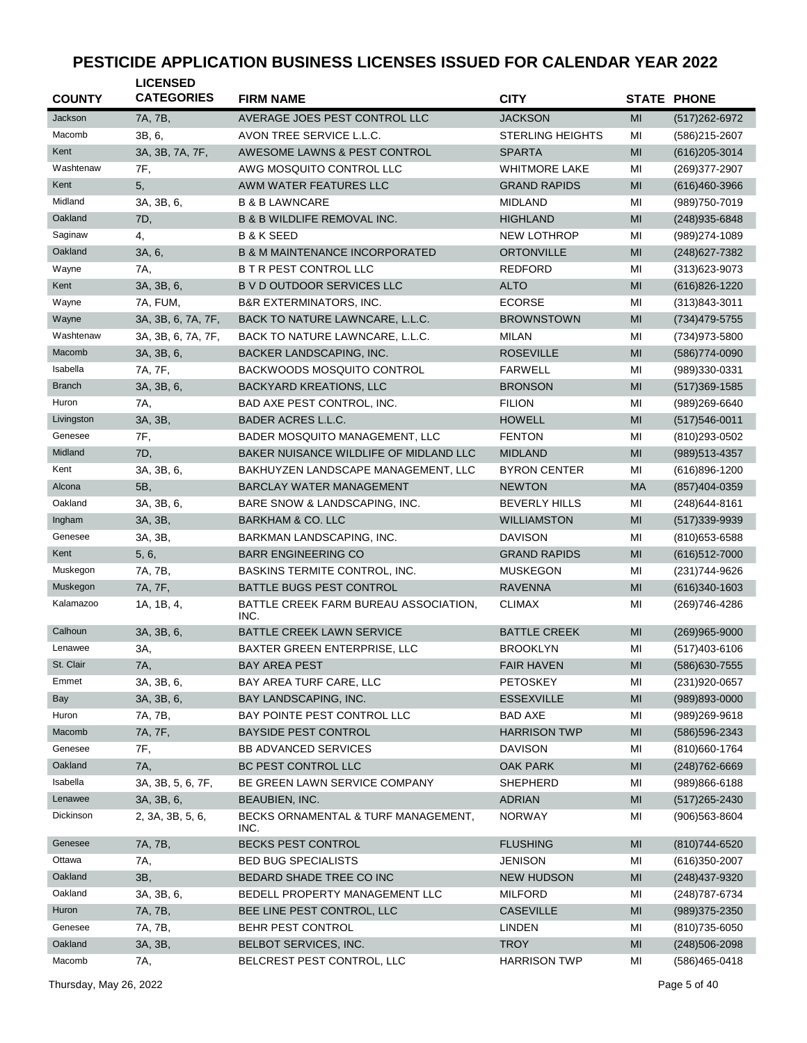# PESTICIDE APPLICATION BUSINESS LICENSES ISSUED FOR CALENDAR YEAR 2022

| COUNTY | LICENSED CATEGORIES | FIRM NAME | CITY | STATE | PHONE |
|---|---|---|---|---|---|
| Jackson | 7A, 7B, | AVERAGE JOES PEST CONTROL LLC | JACKSON | MI | (517)262-6972 |
| Macomb | 3B, 6, | AVON TREE SERVICE L.L.C. | STERLING HEIGHTS | MI | (586)215-2607 |
| Kent | 3A, 3B, 7A, 7F, | AWESOME LAWNS & PEST CONTROL | SPARTA | MI | (616)205-3014 |
| Washtenaw | 7F, | AWG MOSQUITO CONTROL LLC | WHITMORE LAKE | MI | (269)377-2907 |
| Kent | 5, | AWM WATER FEATURES LLC | GRAND RAPIDS | MI | (616)460-3966 |
| Midland | 3A, 3B, 6, | B & B LAWNCARE | MIDLAND | MI | (989)750-7019 |
| Oakland | 7D, | B & B WILDLIFE REMOVAL INC. | HIGHLAND | MI | (248)935-6848 |
| Saginaw | 4, | B & K SEED | NEW LOTHROP | MI | (989)274-1089 |
| Oakland | 3A, 6, | B & M MAINTENANCE INCORPORATED | ORTONVILLE | MI | (248)627-7382 |
| Wayne | 7A, | B T R PEST CONTROL LLC | REDFORD | MI | (313)623-9073 |
| Kent | 3A, 3B, 6, | B V D OUTDOOR SERVICES LLC | ALTO | MI | (616)826-1220 |
| Wayne | 7A, FUM, | B&R EXTERMINATORS, INC. | ECORSE | MI | (313)843-3011 |
| Wayne | 3A, 3B, 6, 7A, 7F, | BACK TO NATURE LAWNCARE, L.L.C. | BROWNSTOWN | MI | (734)479-5755 |
| Washtenaw | 3A, 3B, 6, 7A, 7F, | BACK TO NATURE LAWNCARE, L.L.C. | MILAN | MI | (734)973-5800 |
| Macomb | 3A, 3B, 6, | BACKER LANDSCAPING, INC. | ROSEVILLE | MI | (586)774-0090 |
| Isabella | 7A, 7F, | BACKWOODS MOSQUITO CONTROL | FARWELL | MI | (989)330-0331 |
| Branch | 3A, 3B, 6, | BACKYARD KREATIONS, LLC | BRONSON | MI | (517)369-1585 |
| Huron | 7A, | BAD AXE PEST CONTROL, INC. | FILION | MI | (989)269-6640 |
| Livingston | 3A, 3B, | BADER ACRES L.L.C. | HOWELL | MI | (517)546-0011 |
| Genesee | 7F, | BADER MOSQUITO MANAGEMENT, LLC | FENTON | MI | (810)293-0502 |
| Midland | 7D, | BAKER NUISANCE WILDLIFE OF MIDLAND LLC | MIDLAND | MI | (989)513-4357 |
| Kent | 3A, 3B, 6, | BAKHUYZEN LANDSCAPE MANAGEMENT, LLC | BYRON CENTER | MI | (616)896-1200 |
| Alcona | 5B, | BARCLAY WATER MANAGEMENT | NEWTON | MA | (857)404-0359 |
| Oakland | 3A, 3B, 6, | BARE SNOW & LANDSCAPING, INC. | BEVERLY HILLS | MI | (248)644-8161 |
| Ingham | 3A, 3B, | BARKHAM & CO. LLC | WILLIAMSTON | MI | (517)339-9939 |
| Genesee | 3A, 3B, | BARKMAN LANDSCAPING, INC. | DAVISON | MI | (810)653-6588 |
| Kent | 5, 6, | BARR ENGINEERING CO | GRAND RAPIDS | MI | (616)512-7000 |
| Muskegon | 7A, 7B, | BASKINS TERMITE CONTROL, INC. | MUSKEGON | MI | (231)744-9626 |
| Muskegon | 7A, 7F, | BATTLE BUGS PEST CONTROL | RAVENNA | MI | (616)340-1603 |
| Kalamazoo | 1A, 1B, 4, | BATTLE CREEK FARM BUREAU ASSOCIATION, INC. | CLIMAX | MI | (269)746-4286 |
| Calhoun | 3A, 3B, 6, | BATTLE CREEK LAWN SERVICE | BATTLE CREEK | MI | (269)965-9000 |
| Lenawee | 3A, | BAXTER GREEN ENTERPRISE, LLC | BROOKLYN | MI | (517)403-6106 |
| St. Clair | 7A, | BAY AREA PEST | FAIR HAVEN | MI | (586)630-7555 |
| Emmet | 3A, 3B, 6, | BAY AREA TURF CARE, LLC | PETOSKEY | MI | (231)920-0657 |
| Bay | 3A, 3B, 6, | BAY LANDSCAPING, INC. | ESSEXVILLE | MI | (989)893-0000 |
| Huron | 7A, 7B, | BAY POINTE PEST CONTROL LLC | BAD AXE | MI | (989)269-9618 |
| Macomb | 7A, 7F, | BAYSIDE PEST CONTROL | HARRISON TWP | MI | (586)596-2343 |
| Genesee | 7F, | BB ADVANCED SERVICES | DAVISON | MI | (810)660-1764 |
| Oakland | 7A, | BC PEST CONTROL LLC | OAK PARK | MI | (248)762-6669 |
| Isabella | 3A, 3B, 5, 6, 7F, | BE GREEN LAWN SERVICE COMPANY | SHEPHERD | MI | (989)866-6188 |
| Lenawee | 3A, 3B, 6, | BEAUBIEN, INC. | ADRIAN | MI | (517)265-2430 |
| Dickinson | 2, 3A, 3B, 5, 6, | BECKS ORNAMENTAL & TURF MANAGEMENT, INC. | NORWAY | MI | (906)563-8604 |
| Genesee | 7A, 7B, | BECKS PEST CONTROL | FLUSHING | MI | (810)744-6520 |
| Ottawa | 7A, | BED BUG SPECIALISTS | JENISON | MI | (616)350-2007 |
| Oakland | 3B, | BEDARD SHADE TREE CO INC | NEW HUDSON | MI | (248)437-9320 |
| Oakland | 3A, 3B, 6, | BEDELL PROPERTY MANAGEMENT LLC | MILFORD | MI | (248)787-6734 |
| Huron | 7A, 7B, | BEE LINE PEST CONTROL, LLC | CASEVILLE | MI | (989)375-2350 |
| Genesee | 7A, 7B, | BEHR PEST CONTROL | LINDEN | MI | (810)735-6050 |
| Oakland | 3A, 3B, | BELBOT SERVICES, INC. | TROY | MI | (248)506-2098 |
| Macomb | 7A, | BELCREST PEST CONTROL, LLC | HARRISON TWP | MI | (586)465-0418 |

Thursday, May 26, 2022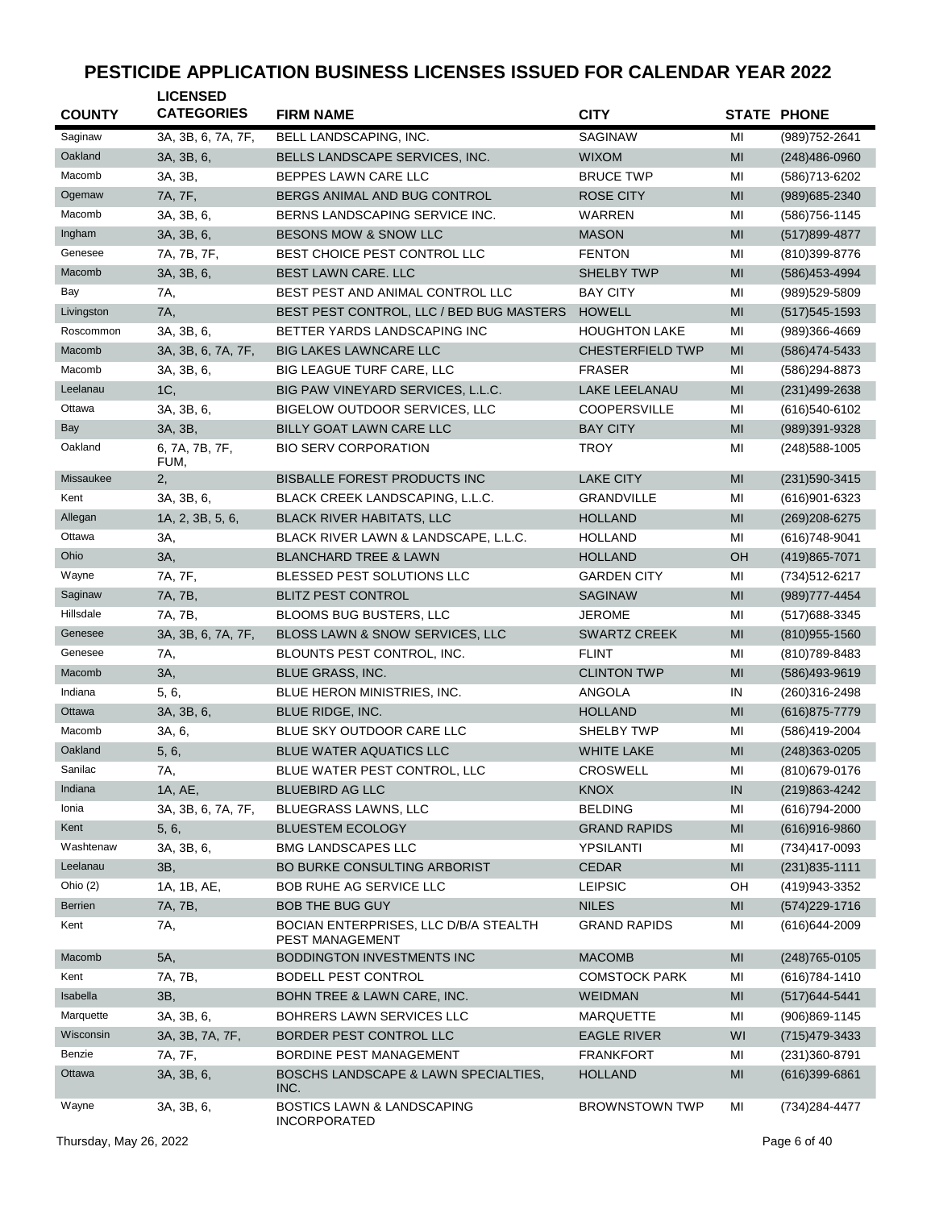# PESTICIDE APPLICATION BUSINESS LICENSES ISSUED FOR CALENDAR YEAR 2022

| COUNTY | LICENSED CATEGORIES | FIRM NAME | CITY | STATE | PHONE |
|---|---|---|---|---|---|
| Saginaw | 3A, 3B, 6, 7A, 7F, | BELL LANDSCAPING, INC. | SAGINAW | MI | (989)752-2641 |
| Oakland | 3A, 3B, 6, | BELLS LANDSCAPE SERVICES, INC. | WIXOM | MI | (248)486-0960 |
| Macomb | 3A, 3B, | BEPPES LAWN CARE LLC | BRUCE TWP | MI | (586)713-6202 |
| Ogemaw | 7A, 7F, | BERGS ANIMAL AND BUG CONTROL | ROSE CITY | MI | (989)685-2340 |
| Macomb | 3A, 3B, 6, | BERNS LANDSCAPING SERVICE INC. | WARREN | MI | (586)756-1145 |
| Ingham | 3A, 3B, 6, | BESONS MOW & SNOW LLC | MASON | MI | (517)899-4877 |
| Genesee | 7A, 7B, 7F, | BEST CHOICE PEST CONTROL LLC | FENTON | MI | (810)399-8776 |
| Macomb | 3A, 3B, 6, | BEST LAWN CARE. LLC | SHELBY TWP | MI | (586)453-4994 |
| Bay | 7A, | BEST PEST AND ANIMAL CONTROL LLC | BAY CITY | MI | (989)529-5809 |
| Livingston | 7A, | BEST PEST CONTROL, LLC / BED BUG MASTERS | HOWELL | MI | (517)545-1593 |
| Roscommon | 3A, 3B, 6, | BETTER YARDS LANDSCAPING INC | HOUGHTON LAKE | MI | (989)366-4669 |
| Macomb | 3A, 3B, 6, 7A, 7F, | BIG LAKES LAWNCARE LLC | CHESTERFIELD TWP | MI | (586)474-5433 |
| Macomb | 3A, 3B, 6, | BIG LEAGUE TURF CARE, LLC | FRASER | MI | (586)294-8873 |
| Leelanau | 1C, | BIG PAW VINEYARD SERVICES, L.L.C. | LAKE LEELANAU | MI | (231)499-2638 |
| Ottawa | 3A, 3B, 6, | BIGELOW OUTDOOR SERVICES, LLC | COOPERSVILLE | MI | (616)540-6102 |
| Bay | 3A, 3B, | BILLY GOAT LAWN CARE LLC | BAY CITY | MI | (989)391-9328 |
| Oakland | 6, 7A, 7B, 7F, FUM, | BIO SERV CORPORATION | TROY | MI | (248)588-1005 |
| Missaukee | 2, | BISBALLE FOREST PRODUCTS INC | LAKE CITY | MI | (231)590-3415 |
| Kent | 3A, 3B, 6, | BLACK CREEK LANDSCAPING, L.L.C. | GRANDVILLE | MI | (616)901-6323 |
| Allegan | 1A, 2, 3B, 5, 6, | BLACK RIVER HABITATS, LLC | HOLLAND | MI | (269)208-6275 |
| Ottawa | 3A, | BLACK RIVER LAWN & LANDSCAPE, L.L.C. | HOLLAND | MI | (616)748-9041 |
| Ohio | 3A, | BLANCHARD TREE & LAWN | HOLLAND | OH | (419)865-7071 |
| Wayne | 7A, 7F, | BLESSED PEST SOLUTIONS LLC | GARDEN CITY | MI | (734)512-6217 |
| Saginaw | 7A, 7B, | BLITZ PEST CONTROL | SAGINAW | MI | (989)777-4454 |
| Hillsdale | 7A, 7B, | BLOOMS BUG BUSTERS, LLC | JEROME | MI | (517)688-3345 |
| Genesee | 3A, 3B, 6, 7A, 7F, | BLOSS LAWN & SNOW SERVICES, LLC | SWARTZ CREEK | MI | (810)955-1560 |
| Genesee | 7A, | BLOUNTS PEST CONTROL, INC. | FLINT | MI | (810)789-8483 |
| Macomb | 3A, | BLUE GRASS, INC. | CLINTON TWP | MI | (586)493-9619 |
| Indiana | 5, 6, | BLUE HERON MINISTRIES, INC. | ANGOLA | IN | (260)316-2498 |
| Ottawa | 3A, 3B, 6, | BLUE RIDGE, INC. | HOLLAND | MI | (616)875-7779 |
| Macomb | 3A, 6, | BLUE SKY OUTDOOR CARE LLC | SHELBY TWP | MI | (586)419-2004 |
| Oakland | 5, 6, | BLUE WATER AQUATICS LLC | WHITE LAKE | MI | (248)363-0205 |
| Sanilac | 7A, | BLUE WATER PEST CONTROL, LLC | CROSWELL | MI | (810)679-0176 |
| Indiana | 1A, AE, | BLUEBIRD AG LLC | KNOX | IN | (219)863-4242 |
| Ionia | 3A, 3B, 6, 7A, 7F, | BLUEGRASS LAWNS, LLC | BELDING | MI | (616)794-2000 |
| Kent | 5, 6, | BLUESTEM ECOLOGY | GRAND RAPIDS | MI | (616)916-9860 |
| Washtenaw | 3A, 3B, 6, | BMG LANDSCAPES LLC | YPSILANTI | MI | (734)417-0093 |
| Leelanau | 3B, | BO BURKE CONSULTING ARBORIST | CEDAR | MI | (231)835-1111 |
| Ohio (2) | 1A, 1B, AE, | BOB RUHE AG SERVICE LLC | LEIPSIC | OH | (419)943-3352 |
| Berrien | 7A, 7B, | BOB THE BUG GUY | NILES | MI | (574)229-1716 |
| Kent | 7A, | BOCIAN ENTERPRISES, LLC D/B/A STEALTH PEST MANAGEMENT | GRAND RAPIDS | MI | (616)644-2009 |
| Macomb | 5A, | BODDINGTON INVESTMENTS INC | MACOMB | MI | (248)765-0105 |
| Kent | 7A, 7B, | BODELL PEST CONTROL | COMSTOCK PARK | MI | (616)784-1410 |
| Isabella | 3B, | BOHN TREE & LAWN CARE, INC. | WEIDMAN | MI | (517)644-5441 |
| Marquette | 3A, 3B, 6, | BOHRERS LAWN SERVICES LLC | MARQUETTE | MI | (906)869-1145 |
| Wisconsin | 3A, 3B, 7A, 7F, | BORDER PEST CONTROL LLC | EAGLE RIVER | WI | (715)479-3433 |
| Benzie | 7A, 7F, | BORDINE PEST MANAGEMENT | FRANKFORT | MI | (231)360-8791 |
| Ottawa | 3A, 3B, 6, | BOSCHS LANDSCAPE & LAWN SPECIALTIES, INC. | HOLLAND | MI | (616)399-6861 |
| Wayne | 3A, 3B, 6, | BOSTICS LAWN & LANDSCAPING INCORPORATED | BROWNSTOWN TWP | MI | (734)284-4477 |

Thursday, May 26, 2022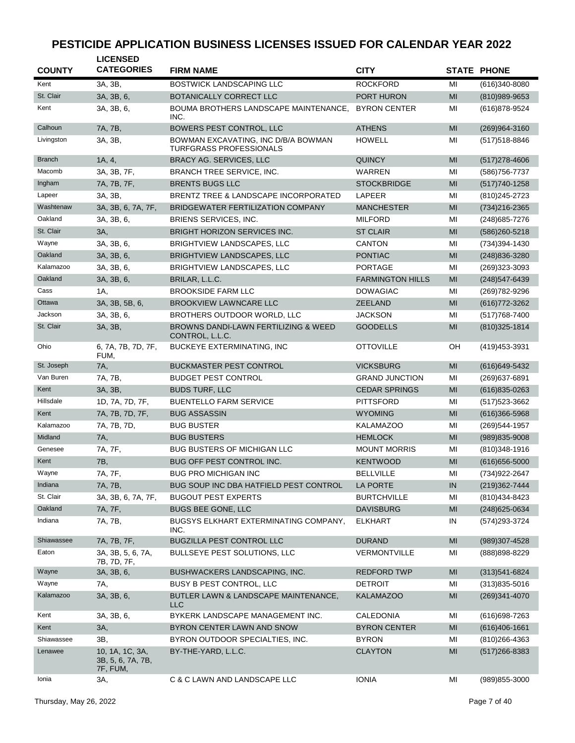# PESTICIDE APPLICATION BUSINESS LICENSES ISSUED FOR CALENDAR YEAR 2022

| COUNTY | LICENSED CATEGORIES | FIRM NAME | CITY | STATE | PHONE |
|---|---|---|---|---|---|
| Kent | 3A, 3B, | BOSTWICK LANDSCAPING LLC | ROCKFORD | MI | (616)340-8080 |
| St. Clair | 3A, 3B, 6, | BOTANICALLY CORRECT LLC | PORT HURON | MI | (810)989-9653 |
| Kent | 3A, 3B, 6, | BOUMA BROTHERS LANDSCAPE MAINTENANCE, INC. | BYRON CENTER | MI | (616)878-9524 |
| Calhoun | 7A, 7B, | BOWERS PEST CONTROL, LLC | ATHENS | MI | (269)964-3160 |
| Livingston | 3A, 3B, | BOWMAN EXCAVATING, INC D/B/A BOWMAN TURFGRASS PROFESSIONALS | HOWELL | MI | (517)518-8846 |
| Branch | 1A, 4, | BRACY AG. SERVICES, LLC | QUINCY | MI | (517)278-4606 |
| Macomb | 3A, 3B, 7F, | BRANCH TREE SERVICE, INC. | WARREN | MI | (586)756-7737 |
| Ingham | 7A, 7B, 7F, | BRENTS BUGS LLC | STOCKBRIDGE | MI | (517)740-1258 |
| Lapeer | 3A, 3B, | BRENTZ TREE & LANDSCAPE INCORPORATED | LAPEER | MI | (810)245-2723 |
| Washtenaw | 3A, 3B, 6, 7A, 7F, | BRIDGEWATER FERTILIZATION COMPANY | MANCHESTER | MI | (734)216-2365 |
| Oakland | 3A, 3B, 6, | BRIENS SERVICES, INC. | MILFORD | MI | (248)685-7276 |
| St. Clair | 3A, | BRIGHT HORIZON SERVICES INC. | ST CLAIR | MI | (586)260-5218 |
| Wayne | 3A, 3B, 6, | BRIGHTVIEW LANDSCAPES, LLC | CANTON | MI | (734)394-1430 |
| Oakland | 3A, 3B, 6, | BRIGHTVIEW LANDSCAPES, LLC | PONTIAC | MI | (248)836-3280 |
| Kalamazoo | 3A, 3B, 6, | BRIGHTVIEW LANDSCAPES, LLC | PORTAGE | MI | (269)323-3093 |
| Oakland | 3A, 3B, 6, | BRILAR, L.L.C. | FARMINGTON HILLS | MI | (248)547-6439 |
| Cass | 1A, | BROOKSIDE FARM LLC | DOWAGIAC | MI | (269)782-9296 |
| Ottawa | 3A, 3B, 5B, 6, | BROOKVIEW LAWNCARE LLC | ZEELAND | MI | (616)772-3262 |
| Jackson | 3A, 3B, 6, | BROTHERS OUTDOOR WORLD, LLC | JACKSON | MI | (517)768-7400 |
| St. Clair | 3A, 3B, | BROWNS DANDI-LAWN FERTILIZING & WEED CONTROL, L.L.C. | GOODELLS | MI | (810)325-1814 |
| Ohio | 6, 7A, 7B, 7D, 7F, FUM, | BUCKEYE EXTERMINATING, INC | OTTOVILLE | OH | (419)453-3931 |
| St. Joseph | 7A, | BUCKMASTER PEST CONTROL | VICKSBURG | MI | (616)649-5432 |
| Van Buren | 7A, 7B, | BUDGET PEST CONTROL | GRAND JUNCTION | MI | (269)637-6891 |
| Kent | 3A, 3B, | BUDS TURF, LLC | CEDAR SPRINGS | MI | (616)835-0263 |
| Hillsdale | 1D, 7A, 7D, 7F, | BUENTELLO FARM SERVICE | PITTSFORD | MI | (517)523-3662 |
| Kent | 7A, 7B, 7D, 7F, | BUG ASSASSIN | WYOMING | MI | (616)366-5968 |
| Kalamazoo | 7A, 7B, 7D, | BUG BUSTER | KALAMAZOO | MI | (269)544-1957 |
| Midland | 7A, | BUG BUSTERS | HEMLOCK | MI | (989)835-9008 |
| Genesee | 7A, 7F, | BUG BUSTERS OF MICHIGAN LLC | MOUNT MORRIS | MI | (810)348-1916 |
| Kent | 7B, | BUG OFF PEST CONTROL INC. | KENTWOOD | MI | (616)656-5000 |
| Wayne | 7A, 7F, | BUG PRO MICHIGAN INC | BELLVILLE | MI | (734)922-2647 |
| Indiana | 7A, 7B, | BUG SOUP INC DBA HATFIELD PEST CONTROL | LA PORTE | IN | (219)362-7444 |
| St. Clair | 3A, 3B, 6, 7A, 7F, | BUGOUT PEST EXPERTS | BURTCHVILLE | MI | (810)434-8423 |
| Oakland | 7A, 7F, | BUGS BEE GONE, LLC | DAVISBURG | MI | (248)625-0634 |
| Indiana | 7A, 7B, | BUGSYS ELKHART EXTERMINATING COMPANY, INC. | ELKHART | IN | (574)293-3724 |
| Shiawassee | 7A, 7B, 7F, | BUGZILLA PEST CONTROL LLC | DURAND | MI | (989)307-4528 |
| Eaton | 3A, 3B, 5, 6, 7A, 7B, 7D, 7F, | BULLSEYE PEST SOLUTIONS, LLC | VERMONTVILLE | MI | (888)898-8229 |
| Wayne | 3A, 3B, 6, | BUSHWACKERS LANDSCAPING, INC. | REDFORD TWP | MI | (313)541-6824 |
| Wayne | 7A, | BUSY B PEST CONTROL, LLC | DETROIT | MI | (313)835-5016 |
| Kalamazoo | 3A, 3B, 6, | BUTLER LAWN & LANDSCAPE MAINTENANCE, LLC | KALAMAZOO | MI | (269)341-4070 |
| Kent | 3A, 3B, 6, | BYKERK LANDSCAPE MANAGEMENT INC. | CALEDONIA | MI | (616)698-7263 |
| Kent | 3A, | BYRON CENTER LAWN AND SNOW | BYRON CENTER | MI | (616)406-1661 |
| Shiawassee | 3B, | BYRON OUTDOOR SPECIALTIES, INC. | BYRON | MI | (810)266-4363 |
| Lenawee | 10, 1A, 1C, 3A, 3B, 5, 6, 7A, 7B, 7F, FUM, | BY-THE-YARD, L.L.C. | CLAYTON | MI | (517)266-8383 |
| Ionia | 3A, | C & C LAWN AND LANDSCAPE LLC | IONIA | MI | (989)855-3000 |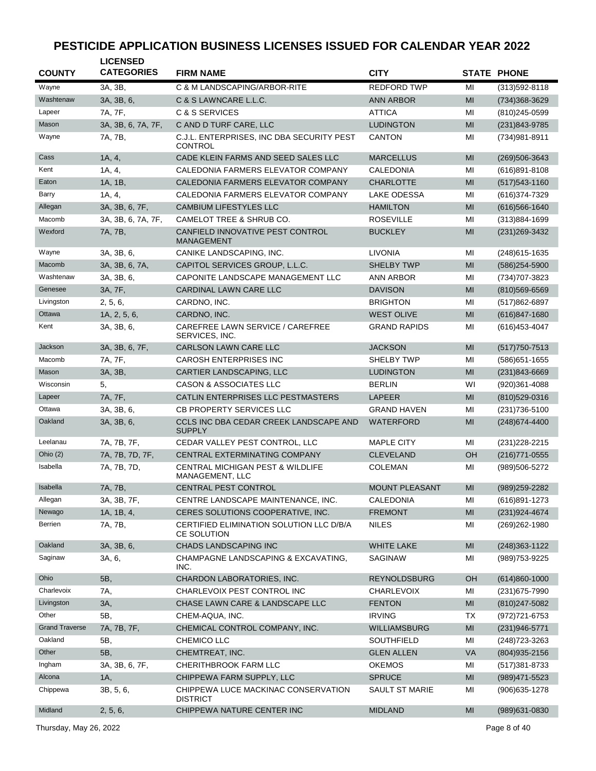# PESTICIDE APPLICATION BUSINESS LICENSES ISSUED FOR CALENDAR YEAR 2022

| COUNTY | LICENSED CATEGORIES | FIRM NAME | CITY | STATE | PHONE |
|---|---|---|---|---|---|
| Wayne | 3A, 3B, | C & M LANDSCAPING/ARBOR-RITE | REDFORD TWP | MI | (313)592-8118 |
| Washtenaw | 3A, 3B, 6, | C & S LAWNCARE L.L.C. | ANN ARBOR | MI | (734)368-3629 |
| Lapeer | 7A, 7F, | C & S SERVICES | ATTICA | MI | (810)245-0599 |
| Mason | 3A, 3B, 6, 7A, 7F, | C AND D TURF CARE, LLC | LUDINGTON | MI | (231)843-9785 |
| Wayne | 7A, 7B, | C.J.L. ENTERPRISES, INC DBA SECURITY PEST CONTROL | CANTON | MI | (734)981-8911 |
| Cass | 1A, 4, | CADE KLEIN FARMS AND SEED SALES LLC | MARCELLUS | MI | (269)506-3643 |
| Kent | 1A, 4, | CALEDONIA FARMERS ELEVATOR COMPANY | CALEDONIA | MI | (616)891-8108 |
| Eaton | 1A, 1B, | CALEDONIA FARMERS ELEVATOR COMPANY | CHARLOTTE | MI | (517)543-1160 |
| Barry | 1A, 4, | CALEDONIA FARMERS ELEVATOR COMPANY | LAKE ODESSA | MI | (616)374-7329 |
| Allegan | 3A, 3B, 6, 7F, | CAMBIUM LIFESTYLES LLC | HAMILTON | MI | (616)566-1640 |
| Macomb | 3A, 3B, 6, 7A, 7F, | CAMELOT TREE & SHRUB CO. | ROSEVILLE | MI | (313)884-1699 |
| Wexford | 7A, 7B, | CANFIELD INNOVATIVE PEST CONTROL MANAGEMENT | BUCKLEY | MI | (231)269-3432 |
| Wayne | 3A, 3B, 6, | CANIKE LANDSCAPING, INC. | LIVONIA | MI | (248)615-1635 |
| Macomb | 3A, 3B, 6, 7A, | CAPITOL SERVICES GROUP, L.L.C. | SHELBY TWP | MI | (586)254-5900 |
| Washtenaw | 3A, 3B, 6, | CAPONITE LANDSCAPE MANAGEMENT LLC | ANN ARBOR | MI | (734)707-3823 |
| Genesee | 3A, 7F, | CARDINAL LAWN CARE LLC | DAVISON | MI | (810)569-6569 |
| Livingston | 2, 5, 6, | CARDNO, INC. | BRIGHTON | MI | (517)862-6897 |
| Ottawa | 1A, 2, 5, 6, | CARDNO, INC. | WEST OLIVE | MI | (616)847-1680 |
| Kent | 3A, 3B, 6, | CAREFREE LAWN SERVICE / CAREFREE SERVICES, INC. | GRAND RAPIDS | MI | (616)453-4047 |
| Jackson | 3A, 3B, 6, 7F, | CARLSON LAWN CARE LLC | JACKSON | MI | (517)750-7513 |
| Macomb | 7A, 7F, | CAROSH ENTERPRISES INC | SHELBY TWP | MI | (586)651-1655 |
| Mason | 3A, 3B, | CARTIER LANDSCAPING, LLC | LUDINGTON | MI | (231)843-6669 |
| Wisconsin | 5, | CASON & ASSOCIATES LLC | BERLIN | WI | (920)361-4088 |
| Lapeer | 7A, 7F, | CATLIN ENTERPRISES LLC PESTMASTERS | LAPEER | MI | (810)529-0316 |
| Ottawa | 3A, 3B, 6, | CB PROPERTY SERVICES LLC | GRAND HAVEN | MI | (231)736-5100 |
| Oakland | 3A, 3B, 6, | CCLS INC DBA CEDAR CREEK LANDSCAPE AND SUPPLY | WATERFORD | MI | (248)674-4400 |
| Leelanau | 7A, 7B, 7F, | CEDAR VALLEY PEST CONTROL, LLC | MAPLE CITY | MI | (231)228-2215 |
| Ohio (2) | 7A, 7B, 7D, 7F, | CENTRAL EXTERMINATING COMPANY | CLEVELAND | OH | (216)771-0555 |
| Isabella | 7A, 7B, 7D, | CENTRAL MICHIGAN PEST & WILDLIFE MANAGEMENT, LLC | COLEMAN | MI | (989)506-5272 |
| Isabella | 7A, 7B, | CENTRAL PEST CONTROL | MOUNT PLEASANT | MI | (989)259-2282 |
| Allegan | 3A, 3B, 7F, | CENTRE LANDSCAPE MAINTENANCE, INC. | CALEDONIA | MI | (616)891-1273 |
| Newago | 1A, 1B, 4, | CERES SOLUTIONS COOPERATIVE, INC. | FREMONT | MI | (231)924-4674 |
| Berrien | 7A, 7B, | CERTIFIED ELIMINATION SOLUTION LLC D/B/A CE SOLUTION | NILES | MI | (269)262-1980 |
| Oakland | 3A, 3B, 6, | CHADS LANDSCAPING INC | WHITE LAKE | MI | (248)363-1122 |
| Saginaw | 3A, 6, | CHAMPAGNE LANDSCAPING & EXCAVATING, INC. | SAGINAW | MI | (989)753-9225 |
| Ohio | 5B, | CHARDON LABORATORIES, INC. | REYNOLDSBURG | OH | (614)860-1000 |
| Charlevoix | 7A, | CHARLEVOIX PEST CONTROL INC | CHARLEVOIX | MI | (231)675-7990 |
| Livingston | 3A, | CHASE LAWN CARE & LANDSCAPE LLC | FENTON | MI | (810)247-5082 |
| Other | 5B, | CHEM-AQUA, INC. | IRVING | TX | (972)721-6753 |
| Grand Traverse | 7A, 7B, 7F, | CHEMICAL CONTROL COMPANY, INC. | WILLIAMSBURG | MI | (231)946-5771 |
| Oakland | 5B, | CHEMICO LLC | SOUTHFIELD | MI | (248)723-3263 |
| Other | 5B, | CHEMTREAT, INC. | GLEN ALLEN | VA | (804)935-2156 |
| Ingham | 3A, 3B, 6, 7F, | CHERITHBROOK FARM LLC | OKEMOS | MI | (517)381-8733 |
| Alcona | 1A, | CHIPPEWA FARM SUPPLY, LLC | SPRUCE | MI | (989)471-5523 |
| Chippewa | 3B, 5, 6, | CHIPPEWA LUCE MACKINAC CONSERVATION DISTRICT | SAULT ST MARIE | MI | (906)635-1278 |
| Midland | 2, 5, 6, | CHIPPEWA NATURE CENTER INC | MIDLAND | MI | (989)631-0830 |

Thursday, May 26, 2022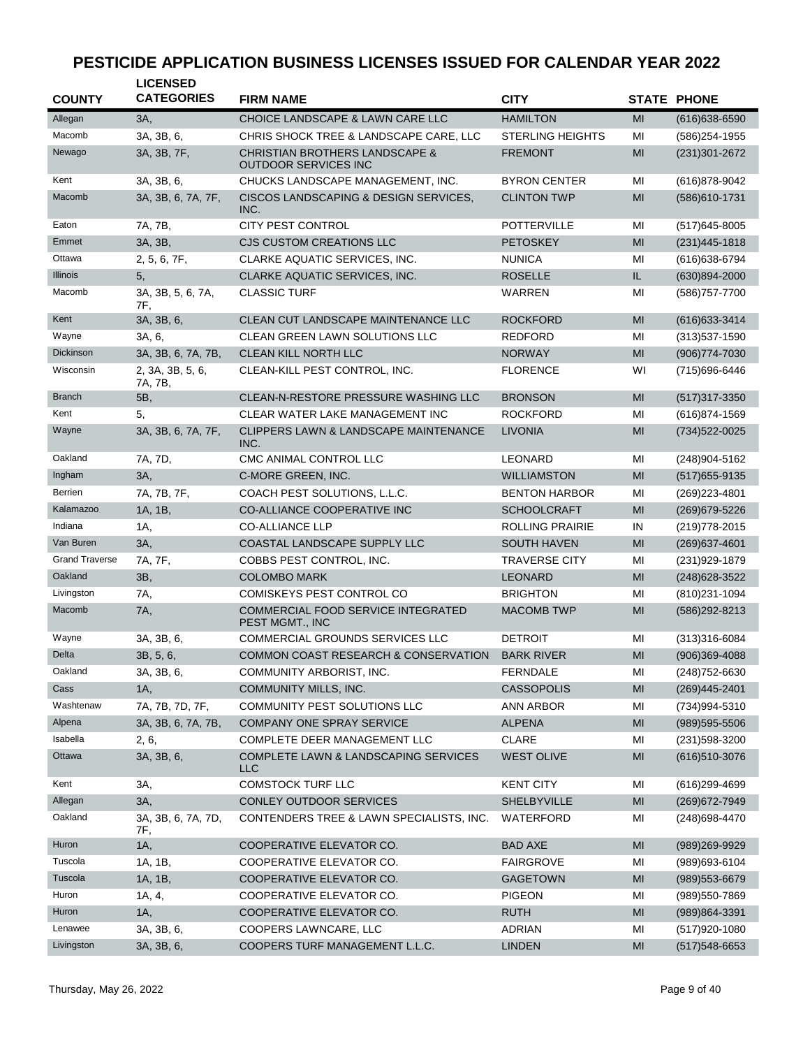# PESTICIDE APPLICATION BUSINESS LICENSES ISSUED FOR CALENDAR YEAR 2022

| COUNTY | LICENSED CATEGORIES | FIRM NAME | CITY | STATE | PHONE |
|---|---|---|---|---|---|
| Allegan | 3A, | CHOICE LANDSCAPE & LAWN CARE LLC | HAMILTON | MI | (616)638-6590 |
| Macomb | 3A, 3B, 6, | CHRIS SHOCK TREE & LANDSCAPE CARE, LLC | STERLING HEIGHTS | MI | (586)254-1955 |
| Newago | 3A, 3B, 7F, | CHRISTIAN BROTHERS LANDSCAPE & OUTDOOR SERVICES INC | FREMONT | MI | (231)301-2672 |
| Kent | 3A, 3B, 6, | CHUCKS LANDSCAPE MANAGEMENT, INC. | BYRON CENTER | MI | (616)878-9042 |
| Macomb | 3A, 3B, 6, 7A, 7F, | CISCOS LANDSCAPING & DESIGN SERVICES, INC. | CLINTON TWP | MI | (586)610-1731 |
| Eaton | 7A, 7B, | CITY PEST CONTROL | POTTERVILLE | MI | (517)645-8005 |
| Emmet | 3A, 3B, | CJS CUSTOM CREATIONS LLC | PETOSKEY | MI | (231)445-1818 |
| Ottawa | 2, 5, 6, 7F, | CLARKE AQUATIC SERVICES, INC. | NUNICA | MI | (616)638-6794 |
| Illinois | 5, | CLARKE AQUATIC SERVICES, INC. | ROSELLE | IL | (630)894-2000 |
| Macomb | 3A, 3B, 5, 6, 7A, 7F, | CLASSIC TURF | WARREN | MI | (586)757-7700 |
| Kent | 3A, 3B, 6, | CLEAN CUT LANDSCAPE MAINTENANCE LLC | ROCKFORD | MI | (616)633-3414 |
| Wayne | 3A, 6, | CLEAN GREEN LAWN SOLUTIONS LLC | REDFORD | MI | (313)537-1590 |
| Dickinson | 3A, 3B, 6, 7A, 7B, | CLEAN KILL NORTH LLC | NORWAY | MI | (906)774-7030 |
| Wisconsin | 2, 3A, 3B, 5, 6, 7A, 7B, | CLEAN-KILL PEST CONTROL, INC. | FLORENCE | WI | (715)696-6446 |
| Branch | 5B, | CLEAN-N-RESTORE PRESSURE WASHING LLC | BRONSON | MI | (517)317-3350 |
| Kent | 5, | CLEAR WATER LAKE MANAGEMENT INC | ROCKFORD | MI | (616)874-1569 |
| Wayne | 3A, 3B, 6, 7A, 7F, | CLIPPERS LAWN & LANDSCAPE MAINTENANCE INC. | LIVONIA | MI | (734)522-0025 |
| Oakland | 7A, 7D, | CMC ANIMAL CONTROL LLC | LEONARD | MI | (248)904-5162 |
| Ingham | 3A, | C-MORE GREEN, INC. | WILLIAMSTON | MI | (517)655-9135 |
| Berrien | 7A, 7B, 7F, | COACH PEST SOLUTIONS, L.L.C. | BENTON HARBOR | MI | (269)223-4801 |
| Kalamazoo | 1A, 1B, | CO-ALLIANCE COOPERATIVE INC | SCHOOLCRAFT | MI | (269)679-5226 |
| Indiana | 1A, | CO-ALLIANCE LLP | ROLLING PRAIRIE | IN | (219)778-2015 |
| Van Buren | 3A, | COASTAL LANDSCAPE SUPPLY LLC | SOUTH HAVEN | MI | (269)637-4601 |
| Grand Traverse | 7A, 7F, | COBBS PEST CONTROL, INC. | TRAVERSE CITY | MI | (231)929-1879 |
| Oakland | 3B, | COLOMBO MARK | LEONARD | MI | (248)628-3522 |
| Livingston | 7A, | COMISKEYS PEST CONTROL CO | BRIGHTON | MI | (810)231-1094 |
| Macomb | 7A, | COMMERCIAL FOOD SERVICE INTEGRATED PEST MGMT., INC | MACOMB TWP | MI | (586)292-8213 |
| Wayne | 3A, 3B, 6, | COMMERCIAL GROUNDS SERVICES LLC | DETROIT | MI | (313)316-6084 |
| Delta | 3B, 5, 6, | COMMON COAST RESEARCH & CONSERVATION | BARK RIVER | MI | (906)369-4088 |
| Oakland | 3A, 3B, 6, | COMMUNITY ARBORIST, INC. | FERNDALE | MI | (248)752-6630 |
| Cass | 1A, | COMMUNITY MILLS, INC. | CASSOPOLIS | MI | (269)445-2401 |
| Washtenaw | 7A, 7B, 7D, 7F, | COMMUNITY PEST SOLUTIONS LLC | ANN ARBOR | MI | (734)994-5310 |
| Alpena | 3A, 3B, 6, 7A, 7B, | COMPANY ONE SPRAY SERVICE | ALPENA | MI | (989)595-5506 |
| Isabella | 2, 6, | COMPLETE DEER MANAGEMENT LLC | CLARE | MI | (231)598-3200 |
| Ottawa | 3A, 3B, 6, | COMPLETE LAWN & LANDSCAPING SERVICES LLC | WEST OLIVE | MI | (616)510-3076 |
| Kent | 3A, | COMSTOCK TURF LLC | KENT CITY | MI | (616)299-4699 |
| Allegan | 3A, | CONLEY OUTDOOR SERVICES | SHELBYVILLE | MI | (269)672-7949 |
| Oakland | 3A, 3B, 6, 7A, 7D, 7F, | CONTENDERS TREE & LAWN SPECIALISTS, INC. | WATERFORD | MI | (248)698-4470 |
| Huron | 1A, | COOPERATIVE ELEVATOR CO. | BAD AXE | MI | (989)269-9929 |
| Tuscola | 1A, 1B, | COOPERATIVE ELEVATOR CO. | FAIRGROVE | MI | (989)693-6104 |
| Tuscola | 1A, 1B, | COOPERATIVE ELEVATOR CO. | GAGETOWN | MI | (989)553-6679 |
| Huron | 1A, 4, | COOPERATIVE ELEVATOR CO. | PIGEON | MI | (989)550-7869 |
| Huron | 1A, | COOPERATIVE ELEVATOR CO. | RUTH | MI | (989)864-3391 |
| Lenawee | 3A, 3B, 6, | COOPERS LAWNCARE, LLC | ADRIAN | MI | (517)920-1080 |
| Livingston | 3A, 3B, 6, | COOPERS TURF MANAGEMENT L.L.C. | LINDEN | MI | (517)548-6653 |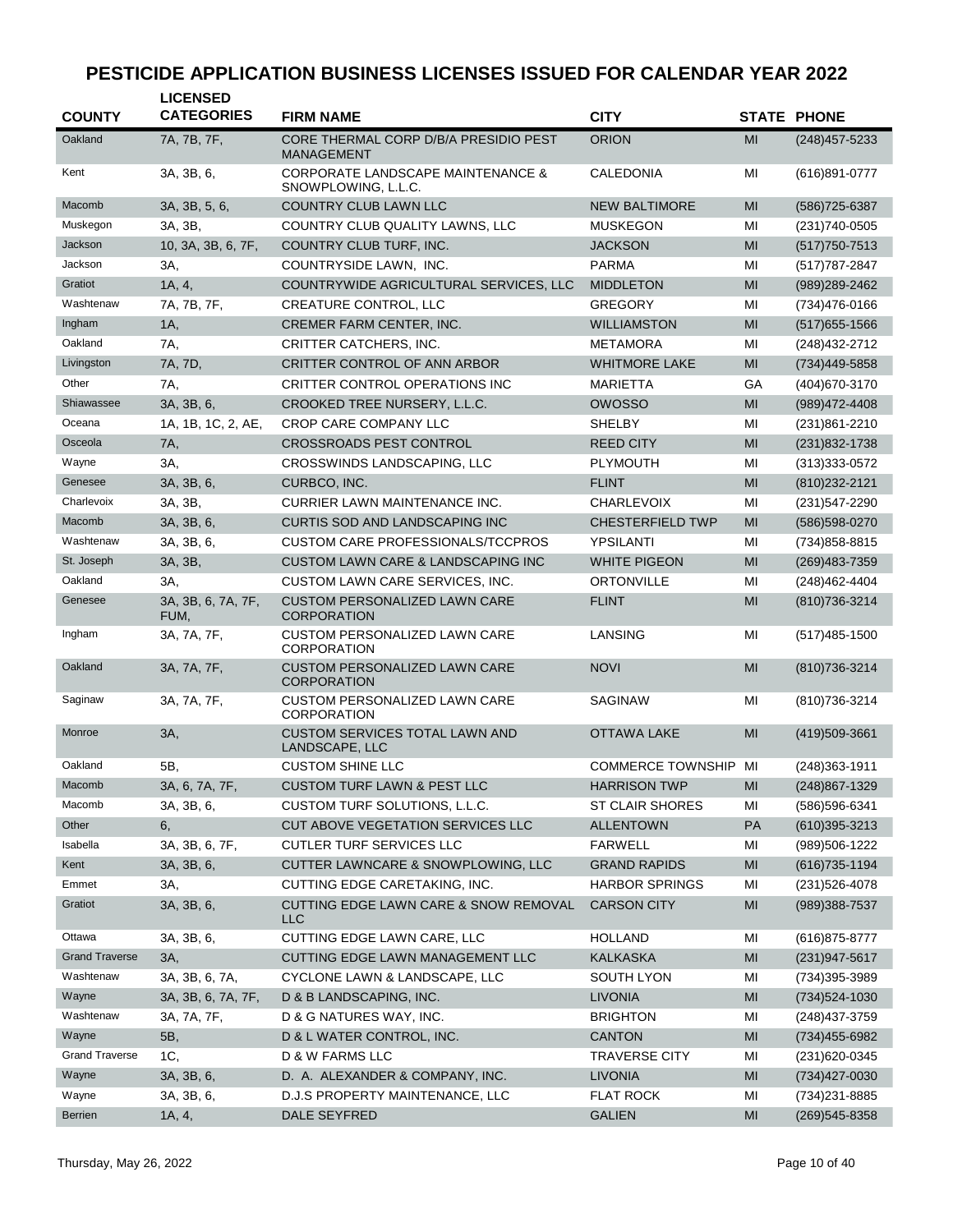# PESTICIDE APPLICATION BUSINESS LICENSES ISSUED FOR CALENDAR YEAR 2022

| COUNTY | LICENSED CATEGORIES | FIRM NAME | CITY | STATE | PHONE |
|---|---|---|---|---|---|
| Oakland | 7A, 7B, 7F, | CORE THERMAL CORP D/B/A PRESIDIO PEST MANAGEMENT | ORION | MI | (248)457-5233 |
| Kent | 3A, 3B, 6, | CORPORATE LANDSCAPE MAINTENANCE & SNOWPLOWING, L.L.C. | CALEDONIA | MI | (616)891-0777 |
| Macomb | 3A, 3B, 5, 6, | COUNTRY CLUB LAWN LLC | NEW BALTIMORE | MI | (586)725-6387 |
| Muskegon | 3A, 3B, | COUNTRY CLUB QUALITY LAWNS, LLC | MUSKEGON | MI | (231)740-0505 |
| Jackson | 10, 3A, 3B, 6, 7F, | COUNTRY CLUB TURF, INC. | JACKSON | MI | (517)750-7513 |
| Jackson | 3A, | COUNTRYSIDE LAWN, INC. | PARMA | MI | (517)787-2847 |
| Gratiot | 1A, 4, | COUNTRYWIDE AGRICULTURAL SERVICES, LLC | MIDDLETON | MI | (989)289-2462 |
| Washtenaw | 7A, 7B, 7F, | CREATURE CONTROL, LLC | GREGORY | MI | (734)476-0166 |
| Ingham | 1A, | CREMER FARM CENTER, INC. | WILLIAMSTON | MI | (517)655-1566 |
| Oakland | 7A, | CRITTER CATCHERS, INC. | METAMORA | MI | (248)432-2712 |
| Livingston | 7A, 7D, | CRITTER CONTROL OF ANN ARBOR | WHITMORE LAKE | MI | (734)449-5858 |
| Other | 7A, | CRITTER CONTROL OPERATIONS INC | MARIETTA | GA | (404)670-3170 |
| Shiawassee | 3A, 3B, 6, | CROOKED TREE NURSERY, L.L.C. | OWOSSO | MI | (989)472-4408 |
| Oceana | 1A, 1B, 1C, 2, AE, | CROP CARE COMPANY LLC | SHELBY | MI | (231)861-2210 |
| Osceola | 7A, | CROSSROADS PEST CONTROL | REED CITY | MI | (231)832-1738 |
| Wayne | 3A, | CROSSWINDS LANDSCAPING, LLC | PLYMOUTH | MI | (313)333-0572 |
| Genesee | 3A, 3B, 6, | CURBCO, INC. | FLINT | MI | (810)232-2121 |
| Charlevoix | 3A, 3B, | CURRIER LAWN MAINTENANCE INC. | CHARLEVOIX | MI | (231)547-2290 |
| Macomb | 3A, 3B, 6, | CURTIS SOD AND LANDSCAPING INC | CHESTERFIELD TWP | MI | (586)598-0270 |
| Washtenaw | 3A, 3B, 6, | CUSTOM CARE PROFESSIONALS/TCCPROS | YPSILANTI | MI | (734)858-8815 |
| St. Joseph | 3A, 3B, | CUSTOM LAWN CARE & LANDSCAPING INC | WHITE PIGEON | MI | (269)483-7359 |
| Oakland | 3A, | CUSTOM LAWN CARE SERVICES, INC. | ORTONVILLE | MI | (248)462-4404 |
| Genesee | 3A, 3B, 6, 7A, 7F, FUM, | CUSTOM PERSONALIZED LAWN CARE CORPORATION | FLINT | MI | (810)736-3214 |
| Ingham | 3A, 7A, 7F, | CUSTOM PERSONALIZED LAWN CARE CORPORATION | LANSING | MI | (517)485-1500 |
| Oakland | 3A, 7A, 7F, | CUSTOM PERSONALIZED LAWN CARE CORPORATION | NOVI | MI | (810)736-3214 |
| Saginaw | 3A, 7A, 7F, | CUSTOM PERSONALIZED LAWN CARE CORPORATION | SAGINAW | MI | (810)736-3214 |
| Monroe | 3A, | CUSTOM SERVICES TOTAL LAWN AND LANDSCAPE, LLC | OTTAWA LAKE | MI | (419)509-3661 |
| Oakland | 5B, | CUSTOM SHINE LLC | COMMERCE TOWNSHIP | MI | (248)363-1911 |
| Macomb | 3A, 6, 7A, 7F, | CUSTOM TURF LAWN & PEST LLC | HARRISON TWP | MI | (248)867-1329 |
| Macomb | 3A, 3B, 6, | CUSTOM TURF SOLUTIONS, L.L.C. | ST CLAIR SHORES | MI | (586)596-6341 |
| Other | 6, | CUT ABOVE VEGETATION SERVICES LLC | ALLENTOWN | PA | (610)395-3213 |
| Isabella | 3A, 3B, 6, 7F, | CUTLER TURF SERVICES LLC | FARWELL | MI | (989)506-1222 |
| Kent | 3A, 3B, 6, | CUTTER LAWNCARE & SNOWPLOWING, LLC | GRAND RAPIDS | MI | (616)735-1194 |
| Emmet | 3A, | CUTTING EDGE CARETAKING, INC. | HARBOR SPRINGS | MI | (231)526-4078 |
| Gratiot | 3A, 3B, 6, | CUTTING EDGE LAWN CARE & SNOW REMOVAL LLC | CARSON CITY | MI | (989)388-7537 |
| Ottawa | 3A, 3B, 6, | CUTTING EDGE LAWN CARE, LLC | HOLLAND | MI | (616)875-8777 |
| Grand Traverse | 3A, | CUTTING EDGE LAWN MANAGEMENT LLC | KALKASKA | MI | (231)947-5617 |
| Washtenaw | 3A, 3B, 6, 7A, | CYCLONE LAWN & LANDSCAPE, LLC | SOUTH LYON | MI | (734)395-3989 |
| Wayne | 3A, 3B, 6, 7A, 7F, | D & B LANDSCAPING, INC. | LIVONIA | MI | (734)524-1030 |
| Washtenaw | 3A, 7A, 7F, | D & G NATURES WAY, INC. | BRIGHTON | MI | (248)437-3759 |
| Wayne | 5B, | D & L WATER CONTROL, INC. | CANTON | MI | (734)455-6982 |
| Grand Traverse | 1C, | D & W FARMS LLC | TRAVERSE CITY | MI | (231)620-0345 |
| Wayne | 3A, 3B, 6, | D. A. ALEXANDER & COMPANY, INC. | LIVONIA | MI | (734)427-0030 |
| Wayne | 3A, 3B, 6, | D.J.S PROPERTY MAINTENANCE, LLC | FLAT ROCK | MI | (734)231-8885 |
| Berrien | 1A, 4, | DALE SEYFRED | GALIEN | MI | (269)545-8358 |

Thursday, May 26, 2022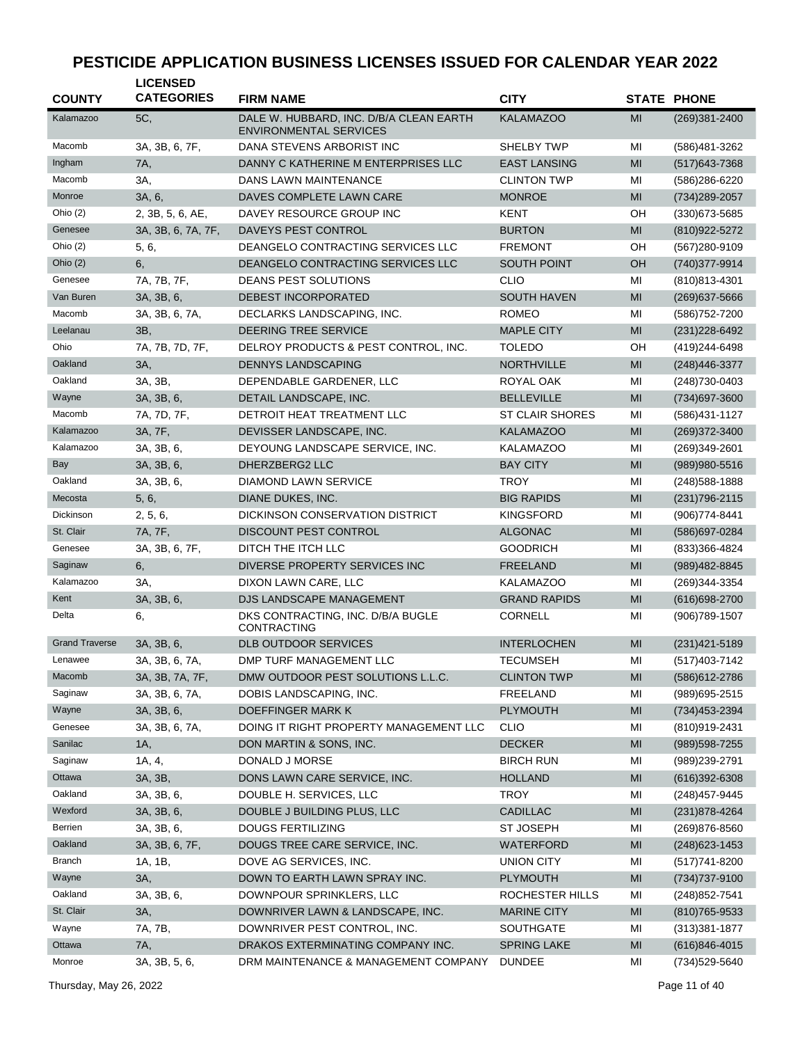# PESTICIDE APPLICATION BUSINESS LICENSES ISSUED FOR CALENDAR YEAR 2022

| COUNTY | LICENSED CATEGORIES | FIRM NAME | CITY | STATE | PHONE |
|---|---|---|---|---|---|
| Kalamazoo | 5C, | DALE W. HUBBARD, INC. D/B/A CLEAN EARTH ENVIRONMENTAL SERVICES | KALAMAZOO | MI | (269)381-2400 |
| Macomb | 3A, 3B, 6, 7F, | DANA STEVENS ARBORIST INC | SHELBY TWP | MI | (586)481-3262 |
| Ingham | 7A, | DANNY C KATHERINE M ENTERPRISES LLC | EAST LANSING | MI | (517)643-7368 |
| Macomb | 3A, | DANS LAWN MAINTENANCE | CLINTON TWP | MI | (586)286-6220 |
| Monroe | 3A, 6, | DAVES COMPLETE LAWN CARE | MONROE | MI | (734)289-2057 |
| Ohio (2) | 2, 3B, 5, 6, AE, | DAVEY RESOURCE GROUP INC | KENT | OH | (330)673-5685 |
| Genesee | 3A, 3B, 6, 7A, 7F, | DAVEYS PEST CONTROL | BURTON | MI | (810)922-5272 |
| Ohio (2) | 5, 6, | DEANGELO CONTRACTING SERVICES LLC | FREMONT | OH | (567)280-9109 |
| Ohio (2) | 6, | DEANGELO CONTRACTING SERVICES LLC | SOUTH POINT | OH | (740)377-9914 |
| Genesee | 7A, 7B, 7F, | DEANS PEST SOLUTIONS | CLIO | MI | (810)813-4301 |
| Van Buren | 3A, 3B, 6, | DEBEST INCORPORATED | SOUTH HAVEN | MI | (269)637-5666 |
| Macomb | 3A, 3B, 6, 7A, | DECLARKS LANDSCAPING, INC. | ROMEO | MI | (586)752-7200 |
| Leelanau | 3B, | DEERING TREE SERVICE | MAPLE CITY | MI | (231)228-6492 |
| Ohio | 7A, 7B, 7D, 7F, | DELROY PRODUCTS & PEST CONTROL, INC. | TOLEDO | OH | (419)244-6498 |
| Oakland | 3A, | DENNYS LANDSCAPING | NORTHVILLE | MI | (248)446-3377 |
| Oakland | 3A, 3B, | DEPENDABLE GARDENER, LLC | ROYAL OAK | MI | (248)730-0403 |
| Wayne | 3A, 3B, 6, | DETAIL LANDSCAPE, INC. | BELLEVILLE | MI | (734)697-3600 |
| Macomb | 7A, 7D, 7F, | DETROIT HEAT TREATMENT LLC | ST CLAIR SHORES | MI | (586)431-1127 |
| Kalamazoo | 3A, 7F, | DEVISSER LANDSCAPE, INC. | KALAMAZOO | MI | (269)372-3400 |
| Kalamazoo | 3A, 3B, 6, | DEYOUNG LANDSCAPE SERVICE, INC. | KALAMAZOO | MI | (269)349-2601 |
| Bay | 3A, 3B, 6, | DHERZBERG2 LLC | BAY CITY | MI | (989)980-5516 |
| Oakland | 3A, 3B, 6, | DIAMOND LAWN SERVICE | TROY | MI | (248)588-1888 |
| Mecosta | 5, 6, | DIANE DUKES, INC. | BIG RAPIDS | MI | (231)796-2115 |
| Dickinson | 2, 5, 6, | DICKINSON CONSERVATION DISTRICT | KINGSFORD | MI | (906)774-8441 |
| St. Clair | 7A, 7F, | DISCOUNT PEST CONTROL | ALGONAC | MI | (586)697-0284 |
| Genesee | 3A, 3B, 6, 7F, | DITCH THE ITCH LLC | GOODRICH | MI | (833)366-4824 |
| Saginaw | 6, | DIVERSE PROPERTY SERVICES INC | FREELAND | MI | (989)482-8845 |
| Kalamazoo | 3A, | DIXON LAWN CARE, LLC | KALAMAZOO | MI | (269)344-3354 |
| Kent | 3A, 3B, 6, | DJS LANDSCAPE MANAGEMENT | GRAND RAPIDS | MI | (616)698-2700 |
| Delta | 6, | DKS CONTRACTING, INC. D/B/A BUGLE CONTRACTING | CORNELL | MI | (906)789-1507 |
| Grand Traverse | 3A, 3B, 6, | DLB OUTDOOR SERVICES | INTERLOCHEN | MI | (231)421-5189 |
| Lenawee | 3A, 3B, 6, 7A, | DMP TURF MANAGEMENT LLC | TECUMSEH | MI | (517)403-7142 |
| Macomb | 3A, 3B, 7A, 7F, | DMW OUTDOOR PEST SOLUTIONS L.L.C. | CLINTON TWP | MI | (586)612-2786 |
| Saginaw | 3A, 3B, 6, 7A, | DOBIS LANDSCAPING, INC. | FREELAND | MI | (989)695-2515 |
| Wayne | 3A, 3B, 6, | DOEFFINGER MARK K | PLYMOUTH | MI | (734)453-2394 |
| Genesee | 3A, 3B, 6, 7A, | DOING IT RIGHT PROPERTY MANAGEMENT LLC | CLIO | MI | (810)919-2431 |
| Sanilac | 1A, | DON MARTIN & SONS, INC. | DECKER | MI | (989)598-7255 |
| Saginaw | 1A, 4, | DONALD J MORSE | BIRCH RUN | MI | (989)239-2791 |
| Ottawa | 3A, 3B, | DONS LAWN CARE SERVICE, INC. | HOLLAND | MI | (616)392-6308 |
| Oakland | 3A, 3B, 6, | DOUBLE H. SERVICES, LLC | TROY | MI | (248)457-9445 |
| Wexford | 3A, 3B, 6, | DOUBLE J BUILDING PLUS, LLC | CADILLAC | MI | (231)878-4264 |
| Berrien | 3A, 3B, 6, | DOUGS FERTILIZING | ST JOSEPH | MI | (269)876-8560 |
| Oakland | 3A, 3B, 6, 7F, | DOUGS TREE CARE SERVICE, INC. | WATERFORD | MI | (248)623-1453 |
| Branch | 1A, 1B, | DOVE AG SERVICES, INC. | UNION CITY | MI | (517)741-8200 |
| Wayne | 3A, | DOWN TO EARTH LAWN SPRAY INC. | PLYMOUTH | MI | (734)737-9100 |
| Oakland | 3A, 3B, 6, | DOWNPOUR SPRINKLERS, LLC | ROCHESTER HILLS | MI | (248)852-7541 |
| St. Clair | 3A, | DOWNRIVER LAWN & LANDSCAPE, INC. | MARINE CITY | MI | (810)765-9533 |
| Wayne | 7A, 7B, | DOWNRIVER PEST CONTROL, INC. | SOUTHGATE | MI | (313)381-1877 |
| Ottawa | 7A, | DRAKOS EXTERMINATING COMPANY INC. | SPRING LAKE | MI | (616)846-4015 |
| Monroe | 3A, 3B, 5, 6, | DRM MAINTENANCE & MANAGEMENT COMPANY | DUNDEE | MI | (734)529-5640 |

Thursday, May 26, 2022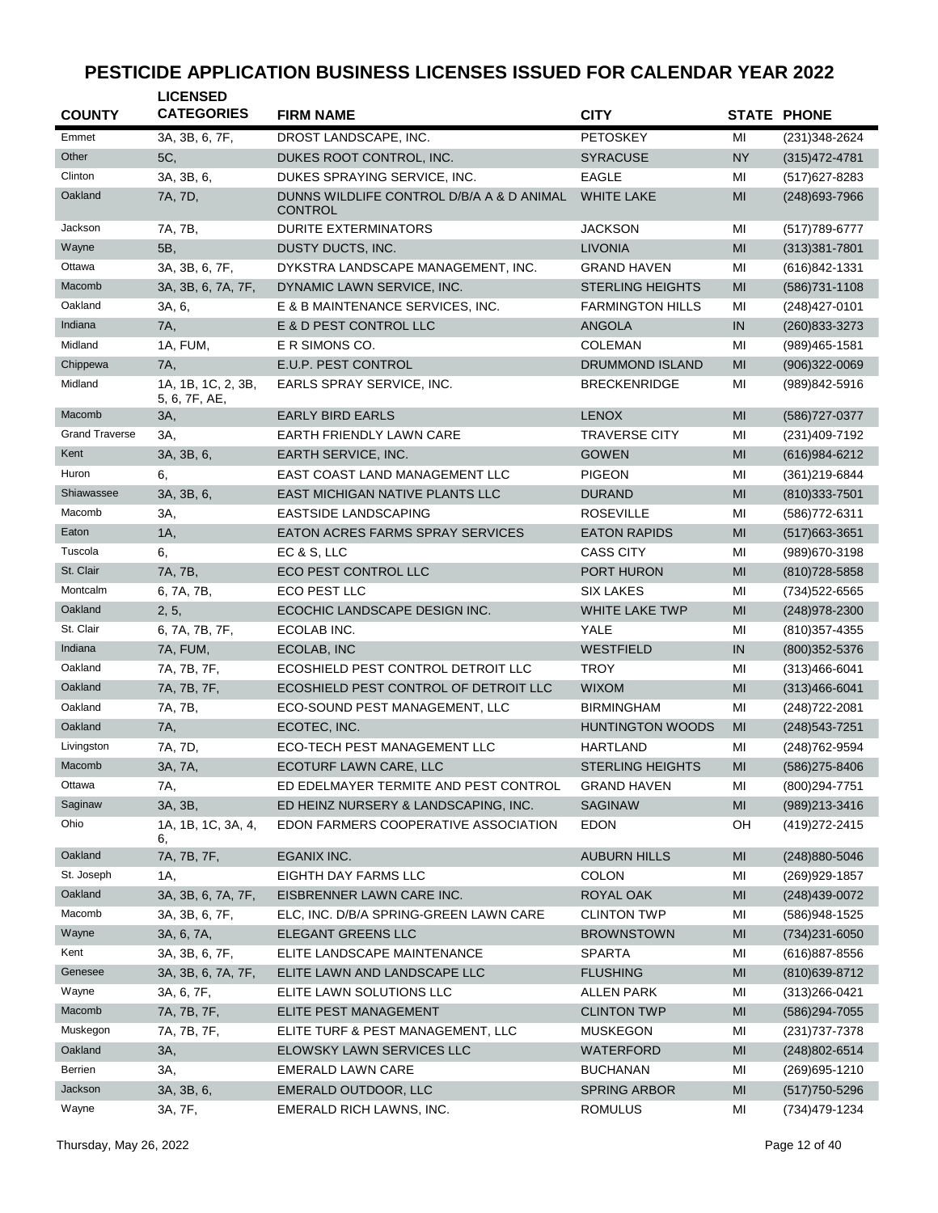# PESTICIDE APPLICATION BUSINESS LICENSES ISSUED FOR CALENDAR YEAR 2022

| COUNTY | LICENSED CATEGORIES | FIRM NAME | CITY | STATE | PHONE |
|---|---|---|---|---|---|
| Emmet | 3A, 3B, 6, 7F, | DROST LANDSCAPE, INC. | PETOSKEY | MI | (231)348-2624 |
| Other | 5C, | DUKES ROOT CONTROL, INC. | SYRACUSE | NY | (315)472-4781 |
| Clinton | 3A, 3B, 6, | DUKES SPRAYING SERVICE, INC. | EAGLE | MI | (517)627-8283 |
| Oakland | 7A, 7D, | DUNNS WILDLIFE CONTROL D/B/A A & D ANIMAL CONTROL | WHITE LAKE | MI | (248)693-7966 |
| Jackson | 7A, 7B, | DURITE EXTERMINATORS | JACKSON | MI | (517)789-6777 |
| Wayne | 5B, | DUSTY DUCTS, INC. | LIVONIA | MI | (313)381-7801 |
| Ottawa | 3A, 3B, 6, 7F, | DYKSTRA LANDSCAPE MANAGEMENT, INC. | GRAND HAVEN | MI | (616)842-1331 |
| Macomb | 3A, 3B, 6, 7A, 7F, | DYNAMIC LAWN SERVICE, INC. | STERLING HEIGHTS | MI | (586)731-1108 |
| Oakland | 3A, 6, | E & B MAINTENANCE SERVICES, INC. | FARMINGTON HILLS | MI | (248)427-0101 |
| Indiana | 7A, | E & D PEST CONTROL LLC | ANGOLA | IN | (260)833-3273 |
| Midland | 1A, FUM, | E R SIMONS CO. | COLEMAN | MI | (989)465-1581 |
| Chippewa | 7A, | E.U.P. PEST CONTROL | DRUMMOND ISLAND | MI | (906)322-0069 |
| Midland | 1A, 1B, 1C, 2, 3B, 5, 6, 7F, AE, | EARLS SPRAY SERVICE, INC. | BRECKENRIDGE | MI | (989)842-5916 |
| Macomb | 3A, | EARLY BIRD EARLS | LENOX | MI | (586)727-0377 |
| Grand Traverse | 3A, | EARTH FRIENDLY LAWN CARE | TRAVERSE CITY | MI | (231)409-7192 |
| Kent | 3A, 3B, 6, | EARTH SERVICE, INC. | GOWEN | MI | (616)984-6212 |
| Huron | 6, | EAST COAST LAND MANAGEMENT LLC | PIGEON | MI | (361)219-6844 |
| Shiawassee | 3A, 3B, 6, | EAST MICHIGAN NATIVE PLANTS LLC | DURAND | MI | (810)333-7501 |
| Macomb | 3A, | EASTSIDE LANDSCAPING | ROSEVILLE | MI | (586)772-6311 |
| Eaton | 1A, | EATON ACRES FARMS SPRAY SERVICES | EATON RAPIDS | MI | (517)663-3651 |
| Tuscola | 6, | EC & S, LLC | CASS CITY | MI | (989)670-3198 |
| St. Clair | 7A, 7B, | ECO PEST CONTROL LLC | PORT HURON | MI | (810)728-5858 |
| Montcalm | 6, 7A, 7B, | ECO PEST LLC | SIX LAKES | MI | (734)522-6565 |
| Oakland | 2, 5, | ECOCHIC LANDSCAPE DESIGN INC. | WHITE LAKE TWP | MI | (248)978-2300 |
| St. Clair | 6, 7A, 7B, 7F, | ECOLAB INC. | YALE | MI | (810)357-4355 |
| Indiana | 7A, FUM, | ECOLAB, INC | WESTFIELD | IN | (800)352-5376 |
| Oakland | 7A, 7B, 7F, | ECOSHIELD PEST CONTROL DETROIT LLC | TROY | MI | (313)466-6041 |
| Oakland | 7A, 7B, 7F, | ECOSHIELD PEST CONTROL OF DETROIT LLC | WIXOM | MI | (313)466-6041 |
| Oakland | 7A, 7B, | ECO-SOUND PEST MANAGEMENT, LLC | BIRMINGHAM | MI | (248)722-2081 |
| Oakland | 7A, | ECOTEC, INC. | HUNTINGTON WOODS | MI | (248)543-7251 |
| Livingston | 7A, 7D, | ECO-TECH PEST MANAGEMENT LLC | HARTLAND | MI | (248)762-9594 |
| Macomb | 3A, 7A, | ECOTURF LAWN CARE, LLC | STERLING HEIGHTS | MI | (586)275-8406 |
| Ottawa | 7A, | ED EDELMAYER TERMITE AND PEST CONTROL | GRAND HAVEN | MI | (800)294-7751 |
| Saginaw | 3A, 3B, | ED HEINZ NURSERY & LANDSCAPING, INC. | SAGINAW | MI | (989)213-3416 |
| Ohio | 1A, 1B, 1C, 3A, 4, 6, | EDON FARMERS COOPERATIVE ASSOCIATION | EDON | OH | (419)272-2415 |
| Oakland | 7A, 7B, 7F, | EGANIX INC. | AUBURN HILLS | MI | (248)880-5046 |
| St. Joseph | 1A, | EIGHTH DAY FARMS LLC | COLON | MI | (269)929-1857 |
| Oakland | 3A, 3B, 6, 7A, 7F, | EISBRENNER LAWN CARE INC. | ROYAL OAK | MI | (248)439-0072 |
| Macomb | 3A, 3B, 6, 7F, | ELC, INC. D/B/A SPRING-GREEN LAWN CARE | CLINTON TWP | MI | (586)948-1525 |
| Wayne | 3A, 6, 7A, | ELEGANT GREENS LLC | BROWNSTOWN | MI | (734)231-6050 |
| Kent | 3A, 3B, 6, 7F, | ELITE LANDSCAPE MAINTENANCE | SPARTA | MI | (616)887-8556 |
| Genesee | 3A, 3B, 6, 7A, 7F, | ELITE LAWN AND LANDSCAPE LLC | FLUSHING | MI | (810)639-8712 |
| Wayne | 3A, 6, 7F, | ELITE LAWN SOLUTIONS LLC | ALLEN PARK | MI | (313)266-0421 |
| Macomb | 7A, 7B, 7F, | ELITE PEST MANAGEMENT | CLINTON TWP | MI | (586)294-7055 |
| Muskegon | 7A, 7B, 7F, | ELITE TURF & PEST MANAGEMENT, LLC | MUSKEGON | MI | (231)737-7378 |
| Oakland | 3A, | ELOWSKY LAWN SERVICES LLC | WATERFORD | MI | (248)802-6514 |
| Berrien | 3A, | EMERALD LAWN CARE | BUCHANAN | MI | (269)695-1210 |
| Jackson | 3A, 3B, 6, | EMERALD OUTDOOR, LLC | SPRING ARBOR | MI | (517)750-5296 |
| Wayne | 3A, 7F, | EMERALD RICH LAWNS, INC. | ROMULUS | MI | (734)479-1234 |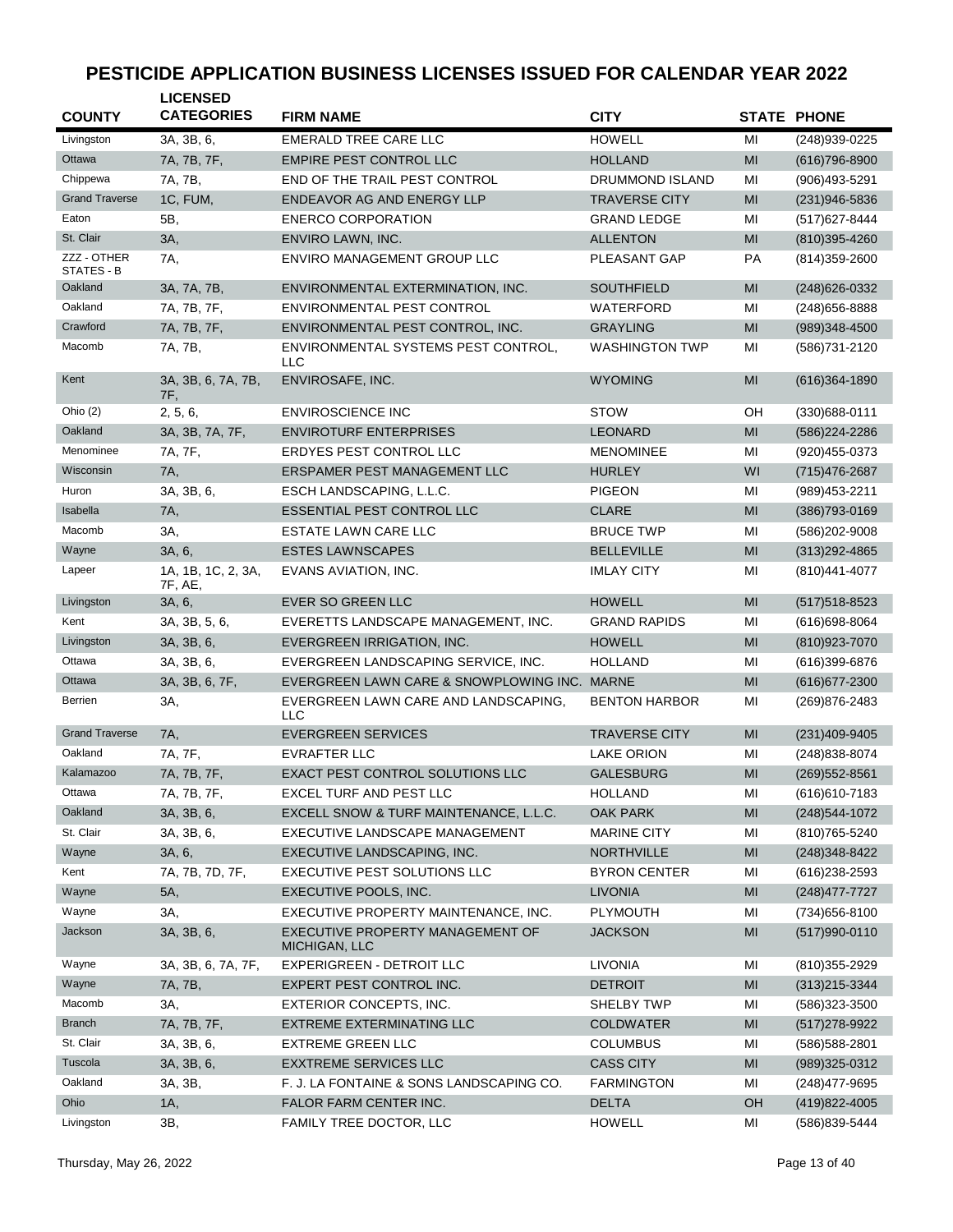# PESTICIDE APPLICATION BUSINESS LICENSES ISSUED FOR CALENDAR YEAR 2022

| COUNTY | LICENSED CATEGORIES | FIRM NAME | CITY | STATE | PHONE |
|---|---|---|---|---|---|
| Livingston | 3A, 3B, 6, | EMERALD TREE CARE LLC | HOWELL | MI | (248)939-0225 |
| Ottawa | 7A, 7B, 7F, | EMPIRE PEST CONTROL LLC | HOLLAND | MI | (616)796-8900 |
| Chippewa | 7A, 7B, | END OF THE TRAIL PEST CONTROL | DRUMMOND ISLAND | MI | (906)493-5291 |
| Grand Traverse | 1C, FUM, | ENDEAVOR AG AND ENERGY LLP | TRAVERSE CITY | MI | (231)946-5836 |
| Eaton | 5B, | ENERCO CORPORATION | GRAND LEDGE | MI | (517)627-8444 |
| St. Clair | 3A, | ENVIRO LAWN, INC. | ALLENTON | MI | (810)395-4260 |
| ZZZ - OTHER STATES - B | 7A, | ENVIRO MANAGEMENT GROUP LLC | PLEASANT GAP | PA | (814)359-2600 |
| Oakland | 3A, 7A, 7B, | ENVIRONMENTAL EXTERMINATION, INC. | SOUTHFIELD | MI | (248)626-0332 |
| Oakland | 7A, 7B, 7F, | ENVIRONMENTAL PEST CONTROL | WATERFORD | MI | (248)656-8888 |
| Crawford | 7A, 7B, 7F, | ENVIRONMENTAL PEST CONTROL, INC. | GRAYLING | MI | (989)348-4500 |
| Macomb | 7A, 7B, | ENVIRONMENTAL SYSTEMS PEST CONTROL, LLC | WASHINGTON TWP | MI | (586)731-2120 |
| Kent | 3A, 3B, 6, 7A, 7B, 7F, | ENVIROSAFE, INC. | WYOMING | MI | (616)364-1890 |
| Ohio (2) | 2, 5, 6, | ENVIROSCIENCE INC | STOW | OH | (330)688-0111 |
| Oakland | 3A, 3B, 7A, 7F, | ENVIROTURF ENTERPRISES | LEONARD | MI | (586)224-2286 |
| Menominee | 7A, 7F, | ERDYES PEST CONTROL LLC | MENOMINEE | MI | (920)455-0373 |
| Wisconsin | 7A, | ERSPAMER PEST MANAGEMENT LLC | HURLEY | WI | (715)476-2687 |
| Huron | 3A, 3B, 6, | ESCH LANDSCAPING, L.L.C. | PIGEON | MI | (989)453-2211 |
| Isabella | 7A, | ESSENTIAL PEST CONTROL LLC | CLARE | MI | (386)793-0169 |
| Macomb | 3A, | ESTATE LAWN CARE LLC | BRUCE TWP | MI | (586)202-9008 |
| Wayne | 3A, 6, | ESTES LAWNSCAPES | BELLEVILLE | MI | (313)292-4865 |
| Lapeer | 1A, 1B, 1C, 2, 3A, 7F, AE, | EVANS AVIATION, INC. | IMLAY CITY | MI | (810)441-4077 |
| Livingston | 3A, 6, | EVER SO GREEN LLC | HOWELL | MI | (517)518-8523 |
| Kent | 3A, 3B, 5, 6, | EVERETTS LANDSCAPE MANAGEMENT, INC. | GRAND RAPIDS | MI | (616)698-8064 |
| Livingston | 3A, 3B, 6, | EVERGREEN IRRIGATION, INC. | HOWELL | MI | (810)923-7070 |
| Ottawa | 3A, 3B, 6, | EVERGREEN LANDSCAPING SERVICE, INC. | HOLLAND | MI | (616)399-6876 |
| Ottawa | 3A, 3B, 6, 7F, | EVERGREEN LAWN CARE & SNOWPLOWING INC. | MARNE | MI | (616)677-2300 |
| Berrien | 3A, | EVERGREEN LAWN CARE AND LANDSCAPING, LLC | BENTON HARBOR | MI | (269)876-2483 |
| Grand Traverse | 7A, | EVERGREEN SERVICES | TRAVERSE CITY | MI | (231)409-9405 |
| Oakland | 7A, 7F, | EVRAFTER LLC | LAKE ORION | MI | (248)838-8074 |
| Kalamazoo | 7A, 7B, 7F, | EXACT PEST CONTROL SOLUTIONS LLC | GALESBURG | MI | (269)552-8561 |
| Ottawa | 7A, 7B, 7F, | EXCEL TURF AND PEST LLC | HOLLAND | MI | (616)610-7183 |
| Oakland | 3A, 3B, 6, | EXCELL SNOW & TURF MAINTENANCE, L.L.C. | OAK PARK | MI | (248)544-1072 |
| St. Clair | 3A, 3B, 6, | EXECUTIVE LANDSCAPE MANAGEMENT | MARINE CITY | MI | (810)765-5240 |
| Wayne | 3A, 6, | EXECUTIVE LANDSCAPING, INC. | NORTHVILLE | MI | (248)348-8422 |
| Kent | 7A, 7B, 7D, 7F, | EXECUTIVE PEST SOLUTIONS LLC | BYRON CENTER | MI | (616)238-2593 |
| Wayne | 5A, | EXECUTIVE POOLS, INC. | LIVONIA | MI | (248)477-7727 |
| Wayne | 3A, | EXECUTIVE PROPERTY MAINTENANCE, INC. | PLYMOUTH | MI | (734)656-8100 |
| Jackson | 3A, 3B, 6, | EXECUTIVE PROPERTY MANAGEMENT OF MICHIGAN, LLC | JACKSON | MI | (517)990-0110 |
| Wayne | 3A, 3B, 6, 7A, 7F, | EXPERIGREEN - DETROIT LLC | LIVONIA | MI | (810)355-2929 |
| Wayne | 7A, 7B, | EXPERT PEST CONTROL INC. | DETROIT | MI | (313)215-3344 |
| Macomb | 3A, | EXTERIOR CONCEPTS, INC. | SHELBY TWP | MI | (586)323-3500 |
| Branch | 7A, 7B, 7F, | EXTREME EXTERMINATING LLC | COLDWATER | MI | (517)278-9922 |
| St. Clair | 3A, 3B, 6, | EXTREME GREEN LLC | COLUMBUS | MI | (586)588-2801 |
| Tuscola | 3A, 3B, 6, | EXXTREME SERVICES LLC | CASS CITY | MI | (989)325-0312 |
| Oakland | 3A, 3B, | F. J. LA FONTAINE & SONS LANDSCAPING CO. | FARMINGTON | MI | (248)477-9695 |
| Ohio | 1A, | FALOR FARM CENTER INC. | DELTA | OH | (419)822-4005 |
| Livingston | 3B, | FAMILY TREE DOCTOR, LLC | HOWELL | MI | (586)839-5444 |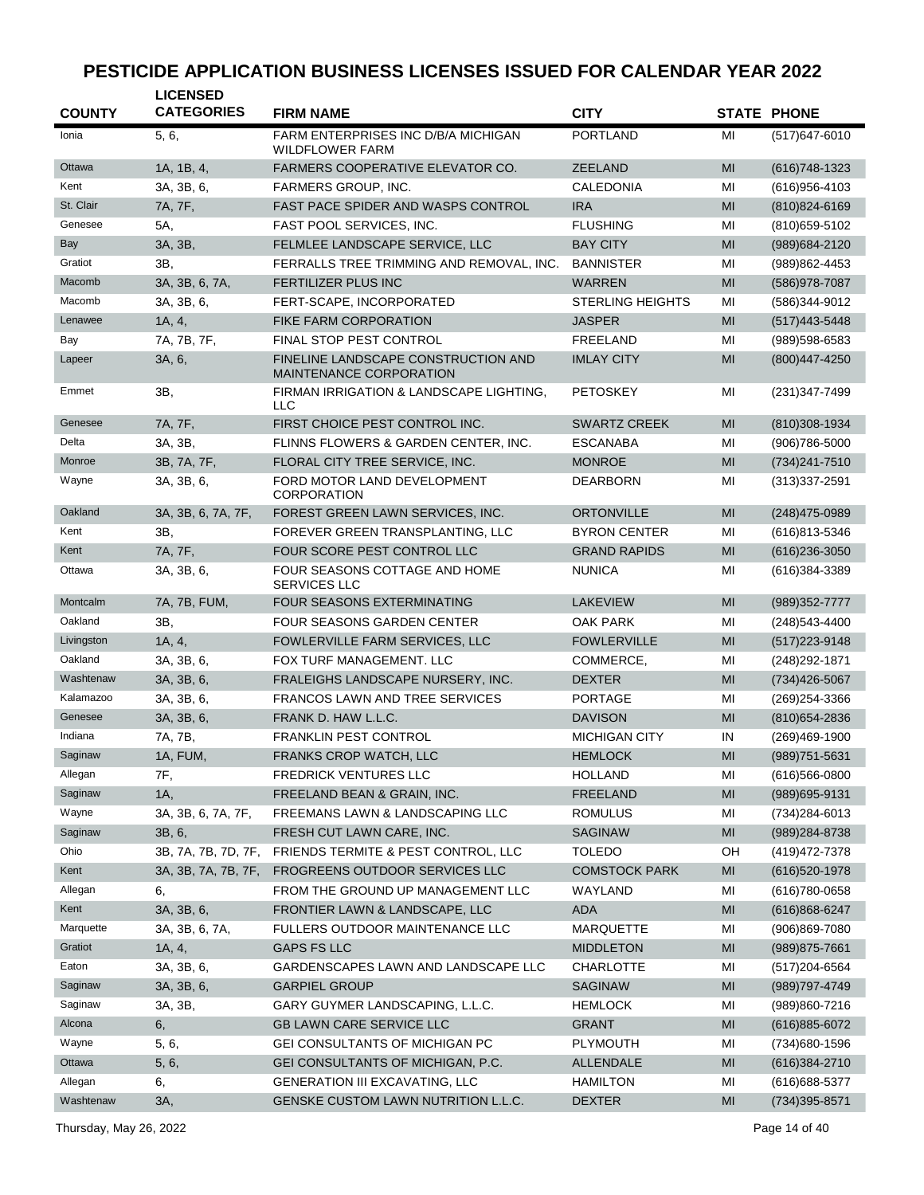# PESTICIDE APPLICATION BUSINESS LICENSES ISSUED FOR CALENDAR YEAR 2022

| COUNTY | LICENSED CATEGORIES | FIRM NAME | CITY | STATE | PHONE |
|---|---|---|---|---|---|
| Ionia | 5, 6, | FARM ENTERPRISES INC D/B/A MICHIGAN WILDFLOWER FARM | PORTLAND | MI | (517)647-6010 |
| Ottawa | 1A, 1B, 4, | FARMERS COOPERATIVE ELEVATOR CO. | ZEELAND | MI | (616)748-1323 |
| Kent | 3A, 3B, 6, | FARMERS GROUP, INC. | CALEDONIA | MI | (616)956-4103 |
| St. Clair | 7A, 7F, | FAST PACE SPIDER AND WASPS CONTROL | IRA | MI | (810)824-6169 |
| Genesee | 5A, | FAST POOL SERVICES, INC. | FLUSHING | MI | (810)659-5102 |
| Bay | 3A, 3B, | FELMLEE LANDSCAPE SERVICE, LLC | BAY CITY | MI | (989)684-2120 |
| Gratiot | 3B, | FERRALLS TREE TRIMMING AND REMOVAL, INC. | BANNISTER | MI | (989)862-4453 |
| Macomb | 3A, 3B, 6, 7A, | FERTILIZER PLUS INC | WARREN | MI | (586)978-7087 |
| Macomb | 3A, 3B, 6, | FERT-SCAPE, INCORPORATED | STERLING HEIGHTS | MI | (586)344-9012 |
| Lenawee | 1A, 4, | FIKE FARM CORPORATION | JASPER | MI | (517)443-5448 |
| Bay | 7A, 7B, 7F, | FINAL STOP PEST CONTROL | FREELAND | MI | (989)598-6583 |
| Lapeer | 3A, 6, | FINELINE LANDSCAPE CONSTRUCTION AND MAINTENANCE CORPORATION | IMLAY CITY | MI | (800)447-4250 |
| Emmet | 3B, | FIRMAN IRRIGATION & LANDSCAPE LIGHTING, LLC | PETOSKEY | MI | (231)347-7499 |
| Genesee | 7A, 7F, | FIRST CHOICE PEST CONTROL INC. | SWARTZ CREEK | MI | (810)308-1934 |
| Delta | 3A, 3B, | FLINNS FLOWERS & GARDEN CENTER, INC. | ESCANABA | MI | (906)786-5000 |
| Monroe | 3B, 7A, 7F, | FLORAL CITY TREE SERVICE, INC. | MONROE | MI | (734)241-7510 |
| Wayne | 3A, 3B, 6, | FORD MOTOR LAND DEVELOPMENT CORPORATION | DEARBORN | MI | (313)337-2591 |
| Oakland | 3A, 3B, 6, 7A, 7F, | FOREST GREEN LAWN SERVICES, INC. | ORTONVILLE | MI | (248)475-0989 |
| Kent | 3B, | FOREVER GREEN TRANSPLANTING, LLC | BYRON CENTER | MI | (616)813-5346 |
| Kent | 7A, 7F, | FOUR SCORE PEST CONTROL LLC | GRAND RAPIDS | MI | (616)236-3050 |
| Ottawa | 3A, 3B, 6, | FOUR SEASONS COTTAGE AND HOME SERVICES LLC | NUNICA | MI | (616)384-3389 |
| Montcalm | 7A, 7B, FUM, | FOUR SEASONS EXTERMINATING | LAKEVIEW | MI | (989)352-7777 |
| Oakland | 3B, | FOUR SEASONS GARDEN CENTER | OAK PARK | MI | (248)543-4400 |
| Livingston | 1A, 4, | FOWLERVILLE FARM SERVICES, LLC | FOWLERVILLE | MI | (517)223-9148 |
| Oakland | 3A, 3B, 6, | FOX TURF MANAGEMENT. LLC | COMMERCE, | MI | (248)292-1871 |
| Washtenaw | 3A, 3B, 6, | FRALEIGHS LANDSCAPE NURSERY, INC. | DEXTER | MI | (734)426-5067 |
| Kalamazoo | 3A, 3B, 6, | FRANCOS LAWN AND TREE SERVICES | PORTAGE | MI | (269)254-3366 |
| Genesee | 3A, 3B, 6, | FRANK D. HAW L.L.C. | DAVISON | MI | (810)654-2836 |
| Indiana | 7A, 7B, | FRANKLIN PEST CONTROL | MICHIGAN CITY | IN | (269)469-1900 |
| Saginaw | 1A, FUM, | FRANKS CROP WATCH, LLC | HEMLOCK | MI | (989)751-5631 |
| Allegan | 7F, | FREDRICK VENTURES LLC | HOLLAND | MI | (616)566-0800 |
| Saginaw | 1A, | FREELAND BEAN & GRAIN, INC. | FREELAND | MI | (989)695-9131 |
| Wayne | 3A, 3B, 6, 7A, 7F, | FREEMANS LAWN & LANDSCAPING LLC | ROMULUS | MI | (734)284-6013 |
| Saginaw | 3B, 6, | FRESH CUT LAWN CARE, INC. | SAGINAW | MI | (989)284-8738 |
| Ohio | 3B, 7A, 7B, 7D, 7F, | FRIENDS TERMITE & PEST CONTROL, LLC | TOLEDO | OH | (419)472-7378 |
| Kent | 3A, 3B, 7A, 7B, 7F, | FROGREENS OUTDOOR SERVICES LLC | COMSTOCK PARK | MI | (616)520-1978 |
| Allegan | 6, | FROM THE GROUND UP MANAGEMENT LLC | WAYLAND | MI | (616)780-0658 |
| Kent | 3A, 3B, 6, | FRONTIER LAWN & LANDSCAPE, LLC | ADA | MI | (616)868-6247 |
| Marquette | 3A, 3B, 6, 7A, | FULLERS OUTDOOR MAINTENANCE LLC | MARQUETTE | MI | (906)869-7080 |
| Gratiot | 1A, 4, | GAPS FS LLC | MIDDLETON | MI | (989)875-7661 |
| Eaton | 3A, 3B, 6, | GARDENSCAPES LAWN AND LANDSCAPE LLC | CHARLOTTE | MI | (517)204-6564 |
| Saginaw | 3A, 3B, 6, | GARPIEL GROUP | SAGINAW | MI | (989)797-4749 |
| Saginaw | 3A, 3B, | GARY GUYMER LANDSCAPING, L.L.C. | HEMLOCK | MI | (989)860-7216 |
| Alcona | 6, | GB LAWN CARE SERVICE LLC | GRANT | MI | (616)885-6072 |
| Wayne | 5, 6, | GEI CONSULTANTS OF MICHIGAN PC | PLYMOUTH | MI | (734)680-1596 |
| Ottawa | 5, 6, | GEI CONSULTANTS OF MICHIGAN, P.C. | ALLENDALE | MI | (616)384-2710 |
| Allegan | 6, | GENERATION III EXCAVATING, LLC | HAMILTON | MI | (616)688-5377 |
| Washtenaw | 3A, | GENSKE CUSTOM LAWN NUTRITION L.L.C. | DEXTER | MI | (734)395-8571 |

Thursday, May 26, 2022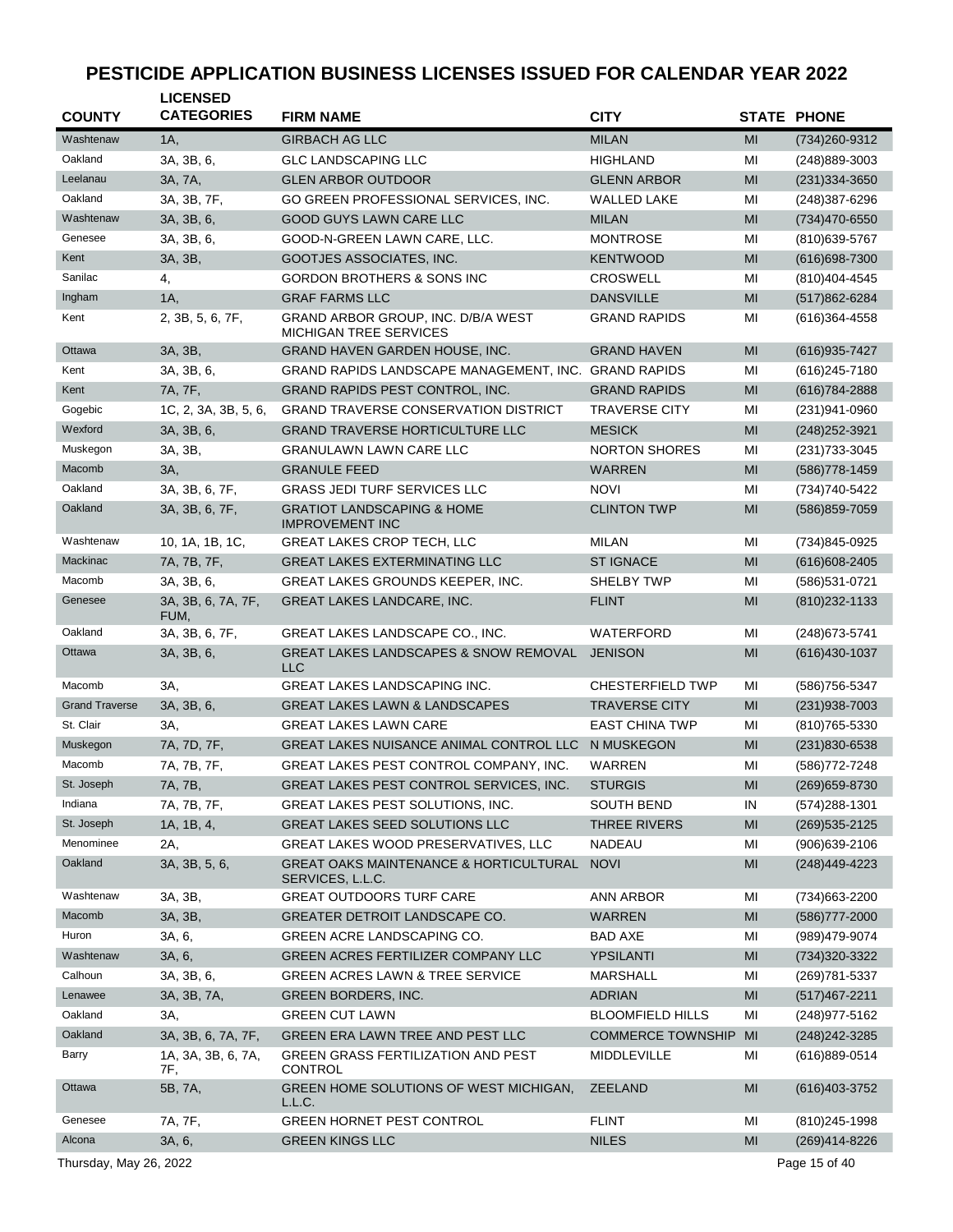# PESTICIDE APPLICATION BUSINESS LICENSES ISSUED FOR CALENDAR YEAR 2022

| COUNTY | LICENSED CATEGORIES | FIRM NAME | CITY | STATE | PHONE |
|---|---|---|---|---|---|
| Washtenaw | 1A, | GIRBACH AG LLC | MILAN | MI | (734)260-9312 |
| Oakland | 3A, 3B, 6, | GLC LANDSCAPING LLC | HIGHLAND | MI | (248)889-3003 |
| Leelanau | 3A, 7A, | GLEN ARBOR OUTDOOR | GLENN ARBOR | MI | (231)334-3650 |
| Oakland | 3A, 3B, 7F, | GO GREEN PROFESSIONAL SERVICES, INC. | WALLED LAKE | MI | (248)387-6296 |
| Washtenaw | 3A, 3B, 6, | GOOD GUYS LAWN CARE LLC | MILAN | MI | (734)470-6550 |
| Genesee | 3A, 3B, 6, | GOOD-N-GREEN LAWN CARE, LLC. | MONTROSE | MI | (810)639-5767 |
| Kent | 3A, 3B, | GOOTJES ASSOCIATES, INC. | KENTWOOD | MI | (616)698-7300 |
| Sanilac | 4, | GORDON BROTHERS & SONS INC | CROSWELL | MI | (810)404-4545 |
| Ingham | 1A, | GRAF FARMS LLC | DANSVILLE | MI | (517)862-6284 |
| Kent | 2, 3B, 5, 6, 7F, | GRAND ARBOR GROUP, INC. D/B/A WEST MICHIGAN TREE SERVICES | GRAND RAPIDS | MI | (616)364-4558 |
| Ottawa | 3A, 3B, | GRAND HAVEN GARDEN HOUSE, INC. | GRAND HAVEN | MI | (616)935-7427 |
| Kent | 3A, 3B, 6, | GRAND RAPIDS LANDSCAPE MANAGEMENT, INC. | GRAND RAPIDS | MI | (616)245-7180 |
| Kent | 7A, 7F, | GRAND RAPIDS PEST CONTROL, INC. | GRAND RAPIDS | MI | (616)784-2888 |
| Gogebic | 1C, 2, 3A, 3B, 5, 6, | GRAND TRAVERSE CONSERVATION DISTRICT | TRAVERSE CITY | MI | (231)941-0960 |
| Wexford | 3A, 3B, 6, | GRAND TRAVERSE HORTICULTURE LLC | MESICK | MI | (248)252-3921 |
| Muskegon | 3A, 3B, | GRANULAWN LAWN CARE LLC | NORTON SHORES | MI | (231)733-3045 |
| Macomb | 3A, | GRANULE FEED | WARREN | MI | (586)778-1459 |
| Oakland | 3A, 3B, 6, 7F, | GRASS JEDI TURF SERVICES LLC | NOVI | MI | (734)740-5422 |
| Oakland | 3A, 3B, 6, 7F, | GRATIOT LANDSCAPING & HOME IMPROVEMENT INC | CLINTON TWP | MI | (586)859-7059 |
| Washtenaw | 10, 1A, 1B, 1C, | GREAT LAKES CROP TECH, LLC | MILAN | MI | (734)845-0925 |
| Mackinac | 7A, 7B, 7F, | GREAT LAKES EXTERMINATING LLC | ST IGNACE | MI | (616)608-2405 |
| Macomb | 3A, 3B, 6, | GREAT LAKES GROUNDS KEEPER, INC. | SHELBY TWP | MI | (586)531-0721 |
| Genesee | 3A, 3B, 6, 7A, 7F, FUM, | GREAT LAKES LANDCARE, INC. | FLINT | MI | (810)232-1133 |
| Oakland | 3A, 3B, 6, 7F, | GREAT LAKES LANDSCAPE CO., INC. | WATERFORD | MI | (248)673-5741 |
| Ottawa | 3A, 3B, 6, | GREAT LAKES LANDSCAPES & SNOW REMOVAL LLC | JENISON | MI | (616)430-1037 |
| Macomb | 3A, | GREAT LAKES LANDSCAPING INC. | CHESTERFIELD TWP | MI | (586)756-5347 |
| Grand Traverse | 3A, 3B, 6, | GREAT LAKES LAWN & LANDSCAPES | TRAVERSE CITY | MI | (231)938-7003 |
| St. Clair | 3A, | GREAT LAKES LAWN CARE | EAST CHINA TWP | MI | (810)765-5330 |
| Muskegon | 7A, 7D, 7F, | GREAT LAKES NUISANCE ANIMAL CONTROL LLC | N MUSKEGON | MI | (231)830-6538 |
| Macomb | 7A, 7B, 7F, | GREAT LAKES PEST CONTROL COMPANY, INC. | WARREN | MI | (586)772-7248 |
| St. Joseph | 7A, 7B, | GREAT LAKES PEST CONTROL SERVICES, INC. | STURGIS | MI | (269)659-8730 |
| Indiana | 7A, 7B, 7F, | GREAT LAKES PEST SOLUTIONS, INC. | SOUTH BEND | IN | (574)288-1301 |
| St. Joseph | 1A, 1B, 4, | GREAT LAKES SEED SOLUTIONS LLC | THREE RIVERS | MI | (269)535-2125 |
| Menominee | 2A, | GREAT LAKES WOOD PRESERVATIVES, LLC | NADEAU | MI | (906)639-2106 |
| Oakland | 3A, 3B, 5, 6, | GREAT OAKS MAINTENANCE & HORTICULTURAL SERVICES, L.L.C. | NOVI | MI | (248)449-4223 |
| Washtenaw | 3A, 3B, | GREAT OUTDOORS TURF CARE | ANN ARBOR | MI | (734)663-2200 |
| Macomb | 3A, 3B, | GREATER DETROIT LANDSCAPE CO. | WARREN | MI | (586)777-2000 |
| Huron | 3A, 6, | GREEN ACRE LANDSCAPING CO. | BAD AXE | MI | (989)479-9074 |
| Washtenaw | 3A, 6, | GREEN ACRES FERTILIZER COMPANY LLC | YPSILANTI | MI | (734)320-3322 |
| Calhoun | 3A, 3B, 6, | GREEN ACRES LAWN & TREE SERVICE | MARSHALL | MI | (269)781-5337 |
| Lenawee | 3A, 3B, 7A, | GREEN BORDERS, INC. | ADRIAN | MI | (517)467-2211 |
| Oakland | 3A, | GREEN CUT LAWN | BLOOMFIELD HILLS | MI | (248)977-5162 |
| Oakland | 3A, 3B, 6, 7A, 7F, | GREEN ERA LAWN TREE AND PEST LLC | COMMERCE TOWNSHIP | MI | (248)242-3285 |
| Barry | 1A, 3A, 3B, 6, 7A, 7F, | GREEN GRASS FERTILIZATION AND PEST CONTROL | MIDDLEVILLE | MI | (616)889-0514 |
| Ottawa | 5B, 7A, | GREEN HOME SOLUTIONS OF WEST MICHIGAN, L.L.C. | ZEELAND | MI | (616)403-3752 |
| Genesee | 7A, 7F, | GREEN HORNET PEST CONTROL | FLINT | MI | (810)245-1998 |
| Alcona | 3A, 6, | GREEN KINGS LLC | NILES | MI | (269)414-8226 |

Thursday, May 26, 2022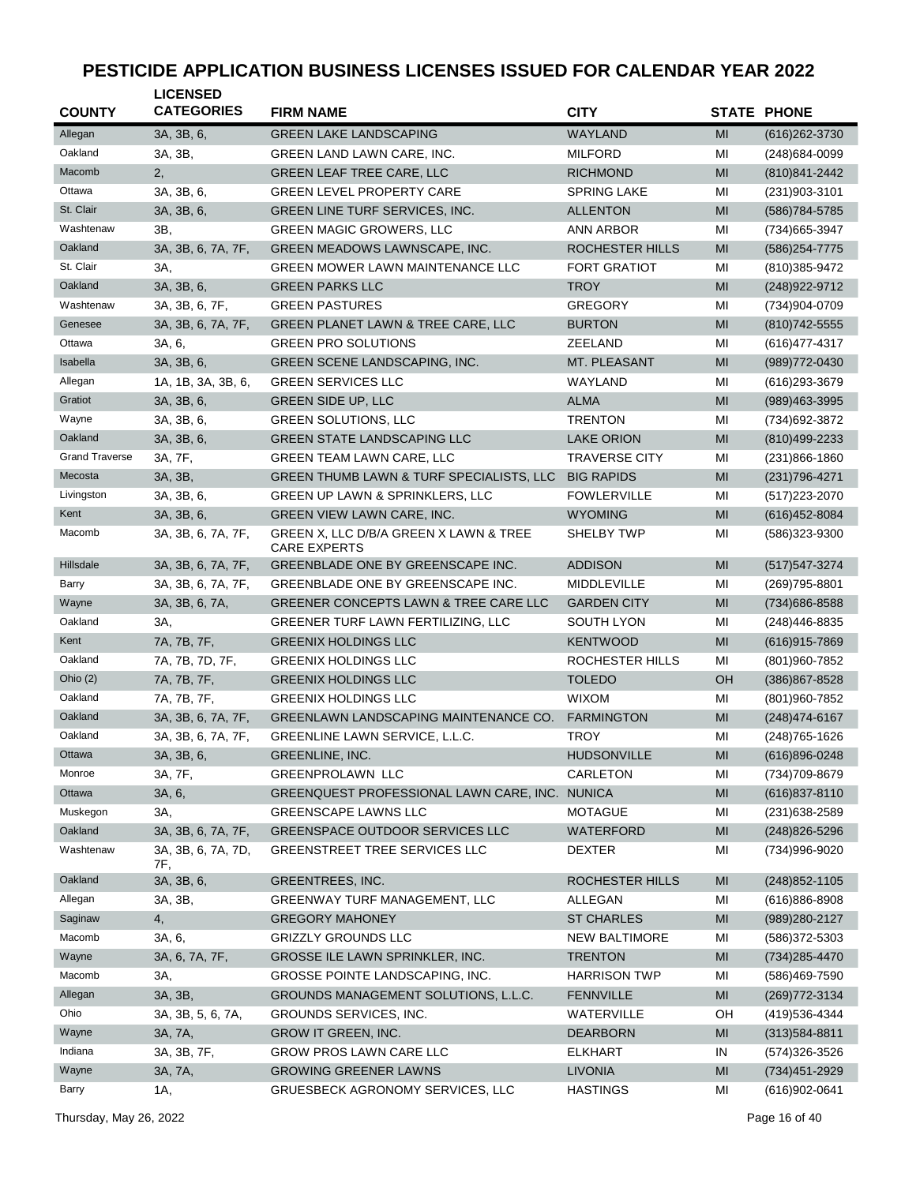# PESTICIDE APPLICATION BUSINESS LICENSES ISSUED FOR CALENDAR YEAR 2022

| COUNTY | LICENSED CATEGORIES | FIRM NAME | CITY | STATE | PHONE |
|---|---|---|---|---|---|
| Allegan | 3A, 3B, 6, | GREEN LAKE LANDSCAPING | WAYLAND | MI | (616)262-3730 |
| Oakland | 3A, 3B, | GREEN LAND LAWN CARE, INC. | MILFORD | MI | (248)684-0099 |
| Macomb | 2, | GREEN LEAF TREE CARE, LLC | RICHMOND | MI | (810)841-2442 |
| Ottawa | 3A, 3B, 6, | GREEN LEVEL PROPERTY CARE | SPRING LAKE | MI | (231)903-3101 |
| St. Clair | 3A, 3B, 6, | GREEN LINE TURF SERVICES, INC. | ALLENTON | MI | (586)784-5785 |
| Washtenaw | 3B, | GREEN MAGIC GROWERS, LLC | ANN ARBOR | MI | (734)665-3947 |
| Oakland | 3A, 3B, 6, 7A, 7F, | GREEN MEADOWS LAWNSCAPE, INC. | ROCHESTER HILLS | MI | (586)254-7775 |
| St. Clair | 3A, | GREEN MOWER LAWN MAINTENANCE LLC | FORT GRATIOT | MI | (810)385-9472 |
| Oakland | 3A, 3B, 6, | GREEN PARKS LLC | TROY | MI | (248)922-9712 |
| Washtenaw | 3A, 3B, 6, 7F, | GREEN PASTURES | GREGORY | MI | (734)904-0709 |
| Genesee | 3A, 3B, 6, 7A, 7F, | GREEN PLANET LAWN & TREE CARE, LLC | BURTON | MI | (810)742-5555 |
| Ottawa | 3A, 6, | GREEN PRO SOLUTIONS | ZEELAND | MI | (616)477-4317 |
| Isabella | 3A, 3B, 6, | GREEN SCENE LANDSCAPING, INC. | MT. PLEASANT | MI | (989)772-0430 |
| Allegan | 1A, 1B, 3A, 3B, 6, | GREEN SERVICES LLC | WAYLAND | MI | (616)293-3679 |
| Gratiot | 3A, 3B, 6, | GREEN SIDE UP, LLC | ALMA | MI | (989)463-3995 |
| Wayne | 3A, 3B, 6, | GREEN SOLUTIONS, LLC | TRENTON | MI | (734)692-3872 |
| Oakland | 3A, 3B, 6, | GREEN STATE LANDSCAPING LLC | LAKE ORION | MI | (810)499-2233 |
| Grand Traverse | 3A, 7F, | GREEN TEAM LAWN CARE, LLC | TRAVERSE CITY | MI | (231)866-1860 |
| Mecosta | 3A, 3B, | GREEN THUMB LAWN & TURF SPECIALISTS, LLC | BIG RAPIDS | MI | (231)796-4271 |
| Livingston | 3A, 3B, 6, | GREEN UP LAWN & SPRINKLERS, LLC | FOWLERVILLE | MI | (517)223-2070 |
| Kent | 3A, 3B, 6, | GREEN VIEW LAWN CARE, INC. | WYOMING | MI | (616)452-8084 |
| Macomb | 3A, 3B, 6, 7A, 7F, | GREEN X, LLC D/B/A GREEN X LAWN & TREE CARE EXPERTS | SHELBY TWP | MI | (586)323-9300 |
| Hillsdale | 3A, 3B, 6, 7A, 7F, | GREENBLADE ONE BY GREENSCAPE INC. | ADDISON | MI | (517)547-3274 |
| Barry | 3A, 3B, 6, 7A, 7F, | GREENBLADE ONE BY GREENSCAPE INC. | MIDDLEVILLE | MI | (269)795-8801 |
| Wayne | 3A, 3B, 6, 7A, | GREENER CONCEPTS LAWN & TREE CARE LLC | GARDEN CITY | MI | (734)686-8588 |
| Oakland | 3A, | GREENER TURF LAWN FERTILIZING, LLC | SOUTH LYON | MI | (248)446-8835 |
| Kent | 7A, 7B, 7F, | GREENIX HOLDINGS LLC | KENTWOOD | MI | (616)915-7869 |
| Oakland | 7A, 7B, 7D, 7F, | GREENIX HOLDINGS LLC | ROCHESTER HILLS | MI | (801)960-7852 |
| Ohio (2) | 7A, 7B, 7F, | GREENIX HOLDINGS LLC | TOLEDO | OH | (386)867-8528 |
| Oakland | 7A, 7B, 7F, | GREENIX HOLDINGS LLC | WIXOM | MI | (801)960-7852 |
| Oakland | 3A, 3B, 6, 7A, 7F, | GREENLAWN LANDSCAPING MAINTENANCE CO. | FARMINGTON | MI | (248)474-6167 |
| Oakland | 3A, 3B, 6, 7A, 7F, | GREENLINE LAWN SERVICE, L.L.C. | TROY | MI | (248)765-1626 |
| Ottawa | 3A, 3B, 6, | GREENLINE, INC. | HUDSONVILLE | MI | (616)896-0248 |
| Monroe | 3A, 7F, | GREENPROLAWN LLC | CARLETON | MI | (734)709-8679 |
| Ottawa | 3A, 6, | GREENQUEST PROFESSIONAL LAWN CARE, INC. | NUNICA | MI | (616)837-8110 |
| Muskegon | 3A, | GREENSCAPE LAWNS LLC | MOTAGUE | MI | (231)638-2589 |
| Oakland | 3A, 3B, 6, 7A, 7F, | GREENSPACE OUTDOOR SERVICES LLC | WATERFORD | MI | (248)826-5296 |
| Washtenaw | 3A, 3B, 6, 7A, 7D, 7F, | GREENSTREET TREE SERVICES LLC | DEXTER | MI | (734)996-9020 |
| Oakland | 3A, 3B, 6, | GREENTREES, INC. | ROCHESTER HILLS | MI | (248)852-1105 |
| Allegan | 3A, 3B, | GREENWAY TURF MANAGEMENT, LLC | ALLEGAN | MI | (616)886-8908 |
| Saginaw | 4, | GREGORY MAHONEY | ST CHARLES | MI | (989)280-2127 |
| Macomb | 3A, 6, | GRIZZLY GROUNDS LLC | NEW BALTIMORE | MI | (586)372-5303 |
| Wayne | 3A, 6, 7A, 7F, | GROSSE ILE LAWN SPRINKLER, INC. | TRENTON | MI | (734)285-4470 |
| Macomb | 3A, | GROSSE POINTE LANDSCAPING, INC. | HARRISON TWP | MI | (586)469-7590 |
| Allegan | 3A, 3B, | GROUNDS MANAGEMENT SOLUTIONS, L.L.C. | FENNVILLE | MI | (269)772-3134 |
| Ohio | 3A, 3B, 5, 6, 7A, | GROUNDS SERVICES, INC. | WATERVILLE | OH | (419)536-4344 |
| Wayne | 3A, 7A, | GROW IT GREEN, INC. | DEARBORN | MI | (313)584-8811 |
| Indiana | 3A, 3B, 7F, | GROW PROS LAWN CARE LLC | ELKHART | IN | (574)326-3526 |
| Wayne | 3A, 7A, | GROWING GREENER LAWNS | LIVONIA | MI | (734)451-2929 |
| Barry | 1A, | GRUESBECK AGRONOMY SERVICES, LLC | HASTINGS | MI | (616)902-0641 |

Thursday, May 26, 2022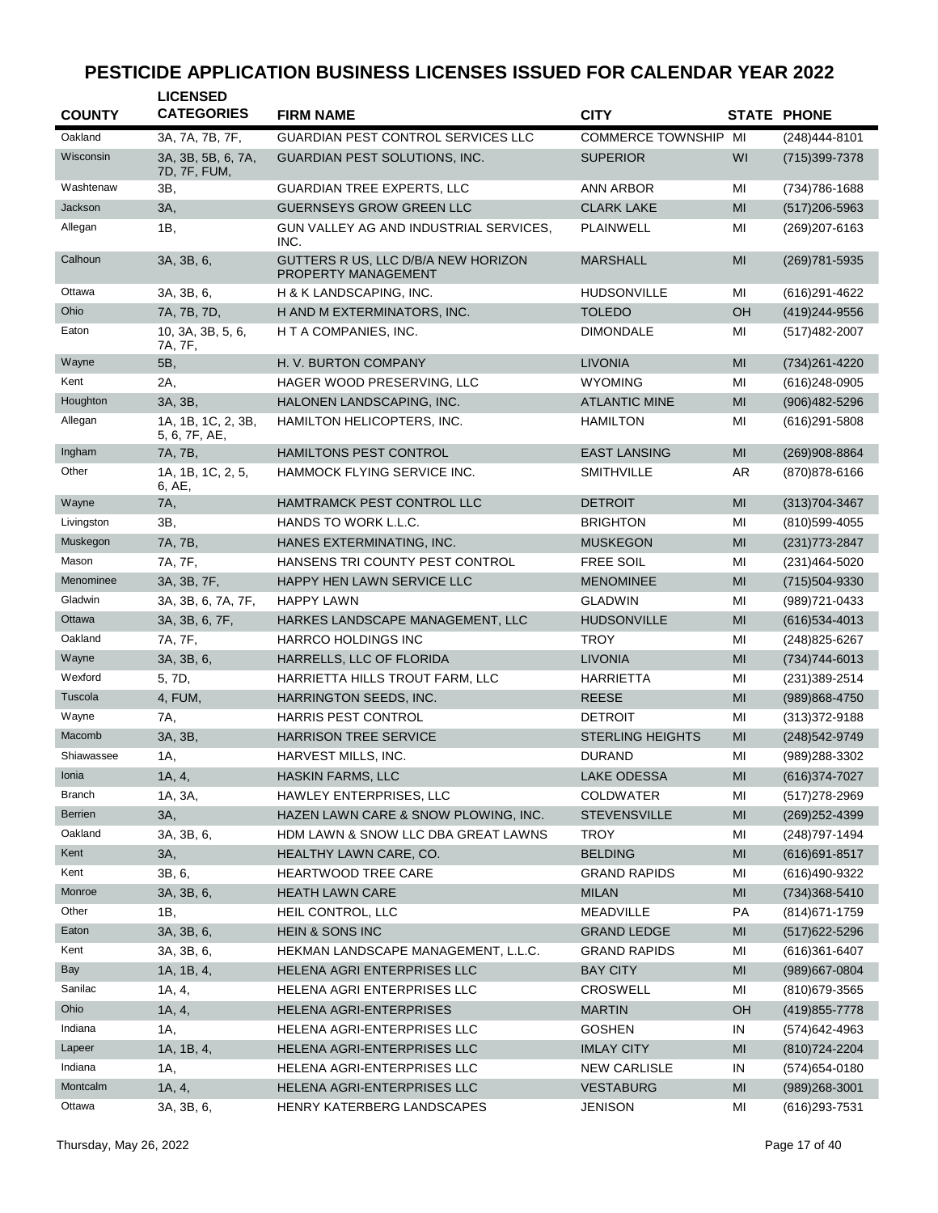# PESTICIDE APPLICATION BUSINESS LICENSES ISSUED FOR CALENDAR YEAR 2022

| COUNTY | LICENSED CATEGORIES | FIRM NAME | CITY | STATE | PHONE |
|---|---|---|---|---|---|
| Oakland | 3A, 7A, 7B, 7F, | GUARDIAN PEST CONTROL SERVICES LLC | COMMERCE TOWNSHIP | MI | (248)444-8101 |
| Wisconsin | 3A, 3B, 5B, 6, 7A, 7D, 7F, FUM, | GUARDIAN PEST SOLUTIONS, INC. | SUPERIOR | WI | (715)399-7378 |
| Washtenaw | 3B, | GUARDIAN TREE EXPERTS, LLC | ANN ARBOR | MI | (734)786-1688 |
| Jackson | 3A, | GUERNSEYS GROW GREEN LLC | CLARK LAKE | MI | (517)206-5963 |
| Allegan | 1B, | GUN VALLEY AG AND INDUSTRIAL SERVICES, INC. | PLAINWELL | MI | (269)207-6163 |
| Calhoun | 3A, 3B, 6, | GUTTERS R US, LLC D/B/A NEW HORIZON PROPERTY MANAGEMENT | MARSHALL | MI | (269)781-5935 |
| Ottawa | 3A, 3B, 6, | H & K LANDSCAPING, INC. | HUDSONVILLE | MI | (616)291-4622 |
| Ohio | 7A, 7B, 7D, | H AND M EXTERMINATORS, INC. | TOLEDO | OH | (419)244-9556 |
| Eaton | 10, 3A, 3B, 5, 6, 7A, 7F, | H T A COMPANIES, INC. | DIMONDALE | MI | (517)482-2007 |
| Wayne | 5B, | H. V. BURTON COMPANY | LIVONIA | MI | (734)261-4220 |
| Kent | 2A, | HAGER WOOD PRESERVING, LLC | WYOMING | MI | (616)248-0905 |
| Houghton | 3A, 3B, | HALONEN LANDSCAPING, INC. | ATLANTIC MINE | MI | (906)482-5296 |
| Allegan | 1A, 1B, 1C, 2, 3B, 5, 6, 7F, AE, | HAMILTON HELICOPTERS, INC. | HAMILTON | MI | (616)291-5808 |
| Ingham | 7A, 7B, | HAMILTONS PEST CONTROL | EAST LANSING | MI | (269)908-8864 |
| Other | 1A, 1B, 1C, 2, 5, 6, AE, | HAMMOCK FLYING SERVICE INC. | SMITHVILLE | AR | (870)878-6166 |
| Wayne | 7A, | HAMTRAMCK PEST CONTROL LLC | DETROIT | MI | (313)704-3467 |
| Livingston | 3B, | HANDS TO WORK L.L.C. | BRIGHTON | MI | (810)599-4055 |
| Muskegon | 7A, 7B, | HANES EXTERMINATING, INC. | MUSKEGON | MI | (231)773-2847 |
| Mason | 7A, 7F, | HANSENS TRI COUNTY PEST CONTROL | FREE SOIL | MI | (231)464-5020 |
| Menominee | 3A, 3B, 7F, | HAPPY HEN LAWN SERVICE LLC | MENOMINEE | MI | (715)504-9330 |
| Gladwin | 3A, 3B, 6, 7A, 7F, | HAPPY LAWN | GLADWIN | MI | (989)721-0433 |
| Ottawa | 3A, 3B, 6, 7F, | HARKES LANDSCAPE MANAGEMENT, LLC | HUDSONVILLE | MI | (616)534-4013 |
| Oakland | 7A, 7F, | HARRCO HOLDINGS INC | TROY | MI | (248)825-6267 |
| Wayne | 3A, 3B, 6, | HARRELLS, LLC OF FLORIDA | LIVONIA | MI | (734)744-6013 |
| Wexford | 5, 7D, | HARRIETTA HILLS TROUT FARM, LLC | HARRIETTA | MI | (231)389-2514 |
| Tuscola | 4, FUM, | HARRINGTON SEEDS, INC. | REESE | MI | (989)868-4750 |
| Wayne | 7A, | HARRIS PEST CONTROL | DETROIT | MI | (313)372-9188 |
| Macomb | 3A, 3B, | HARRISON TREE SERVICE | STERLING HEIGHTS | MI | (248)542-9749 |
| Shiawassee | 1A, | HARVEST MILLS, INC. | DURAND | MI | (989)288-3302 |
| Ionia | 1A, 4, | HASKIN FARMS, LLC | LAKE ODESSA | MI | (616)374-7027 |
| Branch | 1A, 3A, | HAWLEY ENTERPRISES, LLC | COLDWATER | MI | (517)278-2969 |
| Berrien | 3A, | HAZEN LAWN CARE & SNOW PLOWING, INC. | STEVENSVILLE | MI | (269)252-4399 |
| Oakland | 3A, 3B, 6, | HDM LAWN & SNOW LLC DBA GREAT LAWNS | TROY | MI | (248)797-1494 |
| Kent | 3A, | HEALTHY LAWN CARE, CO. | BELDING | MI | (616)691-8517 |
| Kent | 3B, 6, | HEARTWOOD TREE CARE | GRAND RAPIDS | MI | (616)490-9322 |
| Monroe | 3A, 3B, 6, | HEATH LAWN CARE | MILAN | MI | (734)368-5410 |
| Other | 1B, | HEIL CONTROL, LLC | MEADVILLE | PA | (814)671-1759 |
| Eaton | 3A, 3B, 6, | HEIN & SONS INC | GRAND LEDGE | MI | (517)622-5296 |
| Kent | 3A, 3B, 6, | HEKMAN LANDSCAPE MANAGEMENT, L.L.C. | GRAND RAPIDS | MI | (616)361-6407 |
| Bay | 1A, 1B, 4, | HELENA AGRI ENTERPRISES LLC | BAY CITY | MI | (989)667-0804 |
| Sanilac | 1A, 4, | HELENA AGRI ENTERPRISES LLC | CROSWELL | MI | (810)679-3565 |
| Ohio | 1A, 4, | HELENA AGRI-ENTERPRISES | MARTIN | OH | (419)855-7778 |
| Indiana | 1A, | HELENA AGRI-ENTERPRISES LLC | GOSHEN | IN | (574)642-4963 |
| Lapeer | 1A, 1B, 4, | HELENA AGRI-ENTERPRISES LLC | IMLAY CITY | MI | (810)724-2204 |
| Indiana | 1A, | HELENA AGRI-ENTERPRISES LLC | NEW CARLISLE | IN | (574)654-0180 |
| Montcalm | 1A, 4, | HELENA AGRI-ENTERPRISES LLC | VESTABURG | MI | (989)268-3001 |
| Ottawa | 3A, 3B, 6, | HENRY KATERBERG LANDSCAPES | JENISON | MI | (616)293-7531 |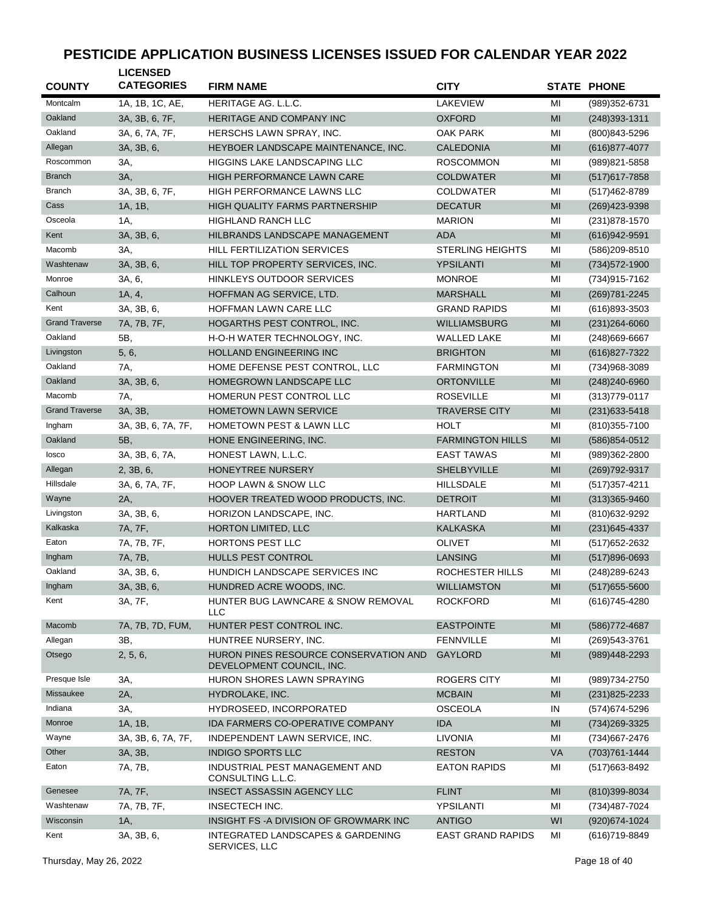# PESTICIDE APPLICATION BUSINESS LICENSES ISSUED FOR CALENDAR YEAR 2022

| COUNTY | LICENSED CATEGORIES | FIRM NAME | CITY | STATE | PHONE |
|---|---|---|---|---|---|
| Montcalm | 1A, 1B, 1C, AE, | HERITAGE AG. L.L.C. | LAKEVIEW | MI | (989)352-6731 |
| Oakland | 3A, 3B, 6, 7F, | HERITAGE AND COMPANY INC | OXFORD | MI | (248)393-1311 |
| Oakland | 3A, 6, 7A, 7F, | HERSCHS LAWN SPRAY, INC. | OAK PARK | MI | (800)843-5296 |
| Allegan | 3A, 3B, 6, | HEYBOER LANDSCAPE MAINTENANCE, INC. | CALEDONIA | MI | (616)877-4077 |
| Roscommon | 3A, | HIGGINS LAKE LANDSCAPING LLC | ROSCOMMON | MI | (989)821-5858 |
| Branch | 3A, | HIGH PERFORMANCE LAWN CARE | COLDWATER | MI | (517)617-7858 |
| Branch | 3A, 3B, 6, 7F, | HIGH PERFORMANCE LAWNS LLC | COLDWATER | MI | (517)462-8789 |
| Cass | 1A, 1B, | HIGH QUALITY FARMS PARTNERSHIP | DECATUR | MI | (269)423-9398 |
| Osceola | 1A, | HIGHLAND RANCH LLC | MARION | MI | (231)878-1570 |
| Kent | 3A, 3B, 6, | HILBRANDS LANDSCAPE MANAGEMENT | ADA | MI | (616)942-9591 |
| Macomb | 3A, | HILL FERTILIZATION SERVICES | STERLING HEIGHTS | MI | (586)209-8510 |
| Washtenaw | 3A, 3B, 6, | HILL TOP PROPERTY SERVICES, INC. | YPSILANTI | MI | (734)572-1900 |
| Monroe | 3A, 6, | HINKLEYS OUTDOOR SERVICES | MONROE | MI | (734)915-7162 |
| Calhoun | 1A, 4, | HOFFMAN AG SERVICE, LTD. | MARSHALL | MI | (269)781-2245 |
| Kent | 3A, 3B, 6, | HOFFMAN LAWN CARE LLC | GRAND RAPIDS | MI | (616)893-3503 |
| Grand Traverse | 7A, 7B, 7F, | HOGARTHS PEST CONTROL, INC. | WILLIAMSBURG | MI | (231)264-6060 |
| Oakland | 5B, | H-O-H WATER TECHNOLOGY, INC. | WALLED LAKE | MI | (248)669-6667 |
| Livingston | 5, 6, | HOLLAND ENGINEERING INC | BRIGHTON | MI | (616)827-7322 |
| Oakland | 7A, | HOME DEFENSE PEST CONTROL, LLC | FARMINGTON | MI | (734)968-3089 |
| Oakland | 3A, 3B, 6, | HOMEGROWN LANDSCAPE LLC | ORTONVILLE | MI | (248)240-6960 |
| Macomb | 7A, | HOMERUN PEST CONTROL LLC | ROSEVILLE | MI | (313)779-0117 |
| Grand Traverse | 3A, 3B, | HOMETOWN LAWN SERVICE | TRAVERSE CITY | MI | (231)633-5418 |
| Ingham | 3A, 3B, 6, 7A, 7F, | HOMETOWN PEST & LAWN LLC | HOLT | MI | (810)355-7100 |
| Oakland | 5B, | HONE ENGINEERING, INC. | FARMINGTON HILLS | MI | (586)854-0512 |
| Iosco | 3A, 3B, 6, 7A, | HONEST LAWN, L.L.C. | EAST TAWAS | MI | (989)362-2800 |
| Allegan | 2, 3B, 6, | HONEYTREE NURSERY | SHELBYVILLE | MI | (269)792-9317 |
| Hillsdale | 3A, 6, 7A, 7F, | HOOP LAWN & SNOW LLC | HILLSDALE | MI | (517)357-4211 |
| Wayne | 2A, | HOOVER TREATED WOOD PRODUCTS, INC. | DETROIT | MI | (313)365-9460 |
| Livingston | 3A, 3B, 6, | HORIZON LANDSCAPE, INC. | HARTLAND | MI | (810)632-9292 |
| Kalkaska | 7A, 7F, | HORTON LIMITED, LLC | KALKASKA | MI | (231)645-4337 |
| Eaton | 7A, 7B, 7F, | HORTONS PEST LLC | OLIVET | MI | (517)652-2632 |
| Ingham | 7A, 7B, | HULLS PEST CONTROL | LANSING | MI | (517)896-0693 |
| Oakland | 3A, 3B, 6, | HUNDICH LANDSCAPE SERVICES INC | ROCHESTER HILLS | MI | (248)289-6243 |
| Ingham | 3A, 3B, 6, | HUNDRED ACRE WOODS, INC. | WILLIAMSTON | MI | (517)655-5600 |
| Kent | 3A, 7F, | HUNTER BUG LAWNCARE & SNOW REMOVAL LLC | ROCKFORD | MI | (616)745-4280 |
| Macomb | 7A, 7B, 7D, FUM, | HUNTER PEST CONTROL INC. | EASTPOINTE | MI | (586)772-4687 |
| Allegan | 3B, | HUNTREE NURSERY, INC. | FENNVILLE | MI | (269)543-3761 |
| Otsego | 2, 5, 6, | HURON PINES RESOURCE CONSERVATION AND DEVELOPMENT COUNCIL, INC. | GAYLORD | MI | (989)448-2293 |
| Presque Isle | 3A, | HURON SHORES LAWN SPRAYING | ROGERS CITY | MI | (989)734-2750 |
| Missaukee | 2A, | HYDROLAKE, INC. | MCBAIN | MI | (231)825-2233 |
| Indiana | 3A, | HYDROSEED, INCORPORATED | OSCEOLA | IN | (574)674-5296 |
| Monroe | 1A, 1B, | IDA FARMERS CO-OPERATIVE COMPANY | IDA | MI | (734)269-3325 |
| Wayne | 3A, 3B, 6, 7A, 7F, | INDEPENDENT LAWN SERVICE, INC. | LIVONIA | MI | (734)667-2476 |
| Other | 3A, 3B, | INDIGO SPORTS LLC | RESTON | VA | (703)761-1444 |
| Eaton | 7A, 7B, | INDUSTRIAL PEST MANAGEMENT AND CONSULTING L.L.C. | EATON RAPIDS | MI | (517)663-8492 |
| Genesee | 7A, 7F, | INSECT ASSASSIN AGENCY LLC | FLINT | MI | (810)399-8034 |
| Washtenaw | 7A, 7B, 7F, | INSECTECH INC. | YPSILANTI | MI | (734)487-7024 |
| Wisconsin | 1A, | INSIGHT FS -A DIVISION OF GROWMARK INC | ANTIGO | WI | (920)674-1024 |
| Kent | 3A, 3B, 6, | INTEGRATED LANDSCAPES & GARDENING SERVICES, LLC | EAST GRAND RAPIDS | MI | (616)719-8849 |

Thursday, May 26, 2022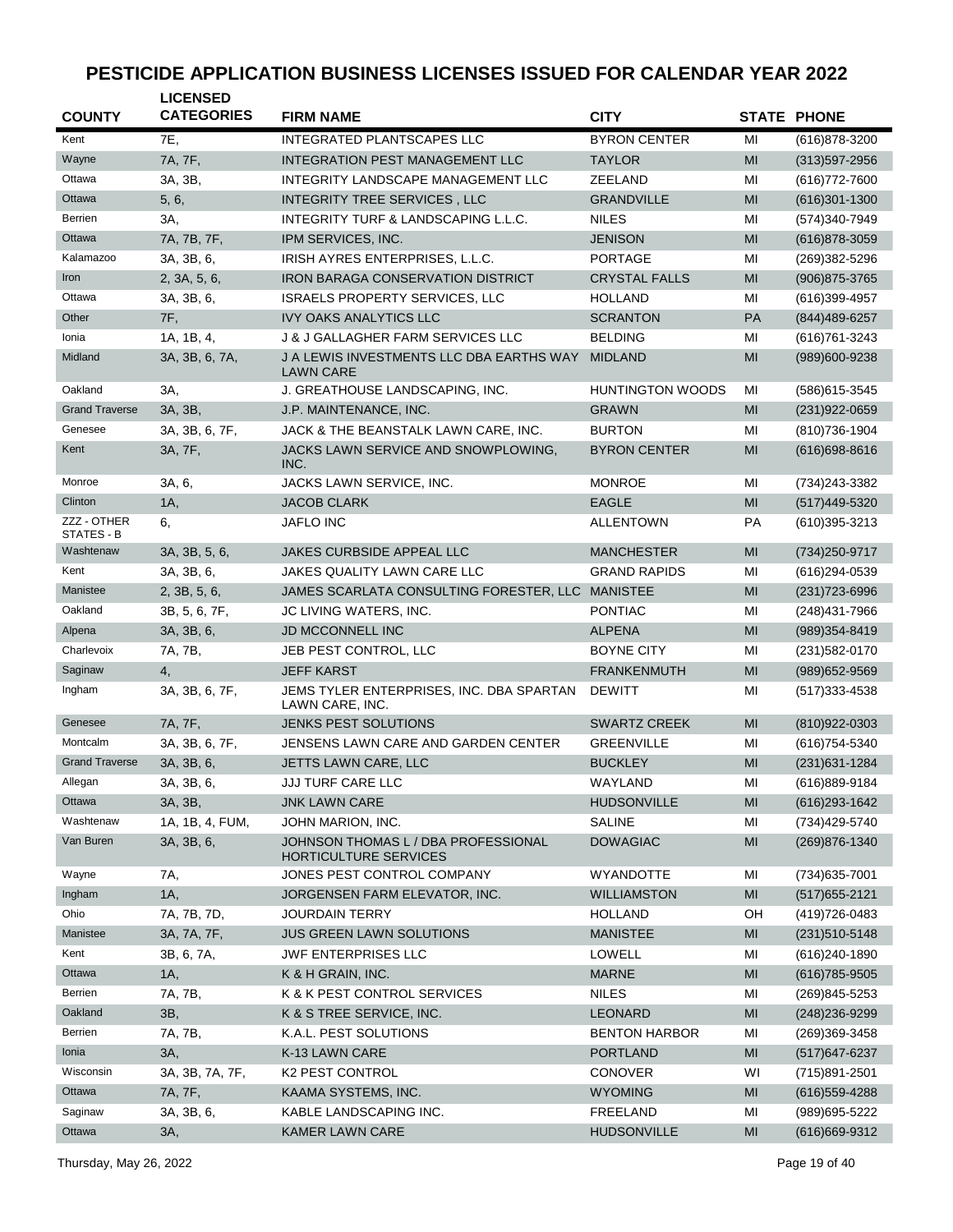# PESTICIDE APPLICATION BUSINESS LICENSES ISSUED FOR CALENDAR YEAR 2022

| COUNTY | LICENSED CATEGORIES | FIRM NAME | CITY | STATE | PHONE |
|---|---|---|---|---|---|
| Kent | 7E, | INTEGRATED PLANTSCAPES LLC | BYRON CENTER | MI | (616)878-3200 |
| Wayne | 7A, 7F, | INTEGRATION PEST MANAGEMENT LLC | TAYLOR | MI | (313)597-2956 |
| Ottawa | 3A, 3B, | INTEGRITY LANDSCAPE MANAGEMENT LLC | ZEELAND | MI | (616)772-7600 |
| Ottawa | 5, 6, | INTEGRITY TREE SERVICES , LLC | GRANDVILLE | MI | (616)301-1300 |
| Berrien | 3A, | INTEGRITY TURF & LANDSCAPING L.L.C. | NILES | MI | (574)340-7949 |
| Ottawa | 7A, 7B, 7F, | IPM SERVICES, INC. | JENISON | MI | (616)878-3059 |
| Kalamazoo | 3A, 3B, 6, | IRISH AYRES ENTERPRISES, L.L.C. | PORTAGE | MI | (269)382-5296 |
| Iron | 2, 3A, 5, 6, | IRON BARAGA CONSERVATION DISTRICT | CRYSTAL FALLS | MI | (906)875-3765 |
| Ottawa | 3A, 3B, 6, | ISRAELS PROPERTY SERVICES, LLC | HOLLAND | MI | (616)399-4957 |
| Other | 7F, | IVY OAKS ANALYTICS LLC | SCRANTON | PA | (844)489-6257 |
| Ionia | 1A, 1B, 4, | J & J GALLAGHER FARM SERVICES LLC | BELDING | MI | (616)761-3243 |
| Midland | 3A, 3B, 6, 7A, | J A LEWIS INVESTMENTS LLC DBA EARTHS WAY LAWN CARE | MIDLAND | MI | (989)600-9238 |
| Oakland | 3A, | J. GREATHOUSE LANDSCAPING, INC. | HUNTINGTON WOODS | MI | (586)615-3545 |
| Grand Traverse | 3A, 3B, | J.P. MAINTENANCE, INC. | GRAWN | MI | (231)922-0659 |
| Genesee | 3A, 3B, 6, 7F, | JACK & THE BEANSTALK LAWN CARE, INC. | BURTON | MI | (810)736-1904 |
| Kent | 3A, 7F, | JACKS LAWN SERVICE AND SNOWPLOWING, INC. | BYRON CENTER | MI | (616)698-8616 |
| Monroe | 3A, 6, | JACKS LAWN SERVICE, INC. | MONROE | MI | (734)243-3382 |
| Clinton | 1A, | JACOB CLARK | EAGLE | MI | (517)449-5320 |
| ZZZ - OTHER STATES - B | 6, | JAFLO INC | ALLENTOWN | PA | (610)395-3213 |
| Washtenaw | 3A, 3B, 5, 6, | JAKES CURBSIDE APPEAL LLC | MANCHESTER | MI | (734)250-9717 |
| Kent | 3A, 3B, 6, | JAKES QUALITY LAWN CARE LLC | GRAND RAPIDS | MI | (616)294-0539 |
| Manistee | 2, 3B, 5, 6, | JAMES SCARLATA CONSULTING FORESTER, LLC | MANISTEE | MI | (231)723-6996 |
| Oakland | 3B, 5, 6, 7F, | JC LIVING WATERS, INC. | PONTIAC | MI | (248)431-7966 |
| Alpena | 3A, 3B, 6, | JD MCCONNELL INC | ALPENA | MI | (989)354-8419 |
| Charlevoix | 7A, 7B, | JEB PEST CONTROL, LLC | BOYNE CITY | MI | (231)582-0170 |
| Saginaw | 4, | JEFF KARST | FRANKENMUTH | MI | (989)652-9569 |
| Ingham | 3A, 3B, 6, 7F, | JEMS TYLER ENTERPRISES, INC. DBA SPARTAN LAWN CARE, INC. | DEWITT | MI | (517)333-4538 |
| Genesee | 7A, 7F, | JENKS PEST SOLUTIONS | SWARTZ CREEK | MI | (810)922-0303 |
| Montcalm | 3A, 3B, 6, 7F, | JENSENS LAWN CARE AND GARDEN CENTER | GREENVILLE | MI | (616)754-5340 |
| Grand Traverse | 3A, 3B, 6, | JETTS LAWN CARE, LLC | BUCKLEY | MI | (231)631-1284 |
| Allegan | 3A, 3B, 6, | JJJ TURF CARE LLC | WAYLAND | MI | (616)889-9184 |
| Ottawa | 3A, 3B, | JNK LAWN CARE | HUDSONVILLE | MI | (616)293-1642 |
| Washtenaw | 1A, 1B, 4, FUM, | JOHN MARION, INC. | SALINE | MI | (734)429-5740 |
| Van Buren | 3A, 3B, 6, | JOHNSON THOMAS L / DBA PROFESSIONAL HORTICULTURE SERVICES | DOWAGIAC | MI | (269)876-1340 |
| Wayne | 7A, | JONES PEST CONTROL COMPANY | WYANDOTTE | MI | (734)635-7001 |
| Ingham | 1A, | JORGENSEN FARM ELEVATOR, INC. | WILLIAMSTON | MI | (517)655-2121 |
| Ohio | 7A, 7B, 7D, | JOURDAIN TERRY | HOLLAND | OH | (419)726-0483 |
| Manistee | 3A, 7A, 7F, | JUS GREEN LAWN SOLUTIONS | MANISTEE | MI | (231)510-5148 |
| Kent | 3B, 6, 7A, | JWF ENTERPRISES LLC | LOWELL | MI | (616)240-1890 |
| Ottawa | 1A, | K & H GRAIN, INC. | MARNE | MI | (616)785-9505 |
| Berrien | 7A, 7B, | K & K PEST CONTROL SERVICES | NILES | MI | (269)845-5253 |
| Oakland | 3B, | K & S TREE SERVICE, INC. | LEONARD | MI | (248)236-9299 |
| Berrien | 7A, 7B, | K.A.L. PEST SOLUTIONS | BENTON HARBOR | MI | (269)369-3458 |
| Ionia | 3A, | K-13 LAWN CARE | PORTLAND | MI | (517)647-6237 |
| Wisconsin | 3A, 3B, 7A, 7F, | K2 PEST CONTROL | CONOVER | WI | (715)891-2501 |
| Ottawa | 7A, 7F, | KAAMA SYSTEMS, INC. | WYOMING | MI | (616)559-4288 |
| Saginaw | 3A, 3B, 6, | KABLE LANDSCAPING INC. | FREELAND | MI | (989)695-5222 |
| Ottawa | 3A, | KAMER LAWN CARE | HUDSONVILLE | MI | (616)669-9312 |

Thursday, May 26, 2022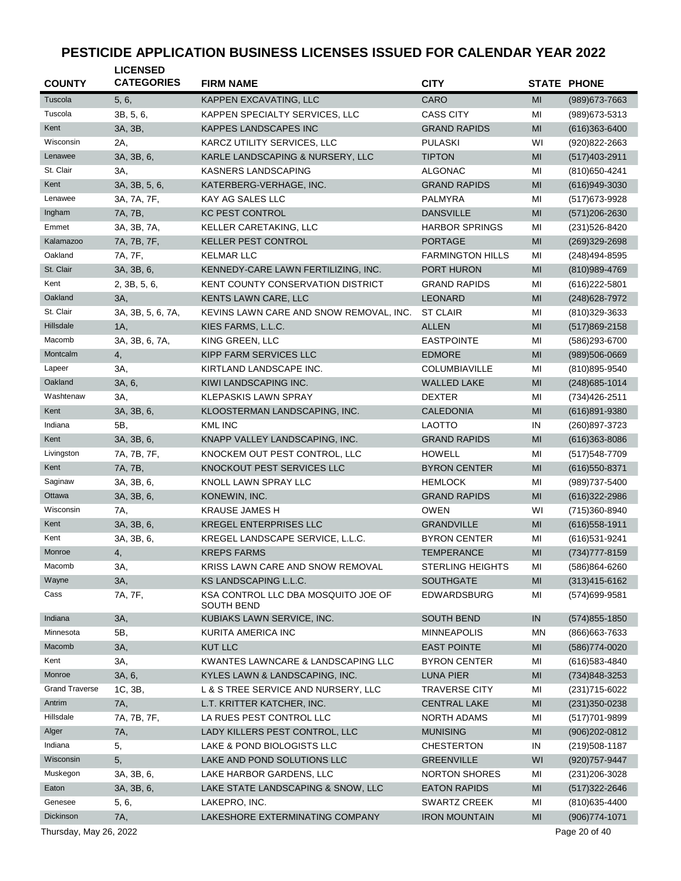# PESTICIDE APPLICATION BUSINESS LICENSES ISSUED FOR CALENDAR YEAR 2022

| COUNTY | LICENSED CATEGORIES | FIRM NAME | CITY | STATE | PHONE |
|---|---|---|---|---|---|
| Tuscola | 5, 6, | KAPPEN EXCAVATING, LLC | CARO | MI | (989)673-7663 |
| Tuscola | 3B, 5, 6, | KAPPEN SPECIALTY SERVICES, LLC | CASS CITY | MI | (989)673-5313 |
| Kent | 3A, 3B, | KAPPES LANDSCAPES INC | GRAND RAPIDS | MI | (616)363-6400 |
| Wisconsin | 2A, | KARCZ UTILITY SERVICES, LLC | PULASKI | WI | (920)822-2663 |
| Lenawee | 3A, 3B, 6, | KARLE LANDSCAPING & NURSERY, LLC | TIPTON | MI | (517)403-2911 |
| St. Clair | 3A, | KASNERS LANDSCAPING | ALGONAC | MI | (810)650-4241 |
| Kent | 3A, 3B, 5, 6, | KATERBERG-VERHAGE, INC. | GRAND RAPIDS | MI | (616)949-3030 |
| Lenawee | 3A, 7A, 7F, | KAY AG SALES LLC | PALMYRA | MI | (517)673-9928 |
| Ingham | 7A, 7B, | KC PEST CONTROL | DANSVILLE | MI | (571)206-2630 |
| Emmet | 3A, 3B, 7A, | KELLER CARETAKING, LLC | HARBOR SPRINGS | MI | (231)526-8420 |
| Kalamazoo | 7A, 7B, 7F, | KELLER PEST CONTROL | PORTAGE | MI | (269)329-2698 |
| Oakland | 7A, 7F, | KELMAR LLC | FARMINGTON HILLS | MI | (248)494-8595 |
| St. Clair | 3A, 3B, 6, | KENNEDY-CARE LAWN FERTILIZING, INC. | PORT HURON | MI | (810)989-4769 |
| Kent | 2, 3B, 5, 6, | KENT COUNTY CONSERVATION DISTRICT | GRAND RAPIDS | MI | (616)222-5801 |
| Oakland | 3A, | KENTS LAWN CARE, LLC | LEONARD | MI | (248)628-7972 |
| St. Clair | 3A, 3B, 5, 6, 7A, | KEVINS LAWN CARE AND SNOW REMOVAL, INC. | ST CLAIR | MI | (810)329-3633 |
| Hillsdale | 1A, | KIES FARMS, L.L.C. | ALLEN | MI | (517)869-2158 |
| Macomb | 3A, 3B, 6, 7A, | KING GREEN, LLC | EASTPOINTE | MI | (586)293-6700 |
| Montcalm | 4, | KIPP FARM SERVICES LLC | EDMORE | MI | (989)506-0669 |
| Lapeer | 3A, | KIRTLAND LANDSCAPE INC. | COLUMBIAVILLE | MI | (810)895-9540 |
| Oakland | 3A, 6, | KIWI LANDSCAPING INC. | WALLED LAKE | MI | (248)685-1014 |
| Washtenaw | 3A, | KLEPASKIS LAWN SPRAY | DEXTER | MI | (734)426-2511 |
| Kent | 3A, 3B, 6, | KLOOSTERMAN LANDSCAPING, INC. | CALEDONIA | MI | (616)891-9380 |
| Indiana | 5B, | KML INC | LAOTTO | IN | (260)897-3723 |
| Kent | 3A, 3B, 6, | KNAPP VALLEY LANDSCAPING, INC. | GRAND RAPIDS | MI | (616)363-8086 |
| Livingston | 7A, 7B, 7F, | KNOCKEM OUT PEST CONTROL, LLC | HOWELL | MI | (517)548-7709 |
| Kent | 7A, 7B, | KNOCKOUT PEST SERVICES LLC | BYRON CENTER | MI | (616)550-8371 |
| Saginaw | 3A, 3B, 6, | KNOLL LAWN SPRAY LLC | HEMLOCK | MI | (989)737-5400 |
| Ottawa | 3A, 3B, 6, | KONEWIN, INC. | GRAND RAPIDS | MI | (616)322-2986 |
| Wisconsin | 7A, | KRAUSE JAMES H | OWEN | WI | (715)360-8940 |
| Kent | 3A, 3B, 6, | KREGEL ENTERPRISES LLC | GRANDVILLE | MI | (616)558-1911 |
| Kent | 3A, 3B, 6, | KREGEL LANDSCAPE SERVICE, L.L.C. | BYRON CENTER | MI | (616)531-9241 |
| Monroe | 4, | KREPS FARMS | TEMPERANCE | MI | (734)777-8159 |
| Macomb | 3A, | KRISS LAWN CARE AND SNOW REMOVAL | STERLING HEIGHTS | MI | (586)864-6260 |
| Wayne | 3A, | KS LANDSCAPING L.L.C. | SOUTHGATE | MI | (313)415-6162 |
| Cass | 7A, 7F, | KSA CONTROL LLC DBA MOSQUITO JOE OF SOUTH BEND | EDWARDSBURG | MI | (574)699-9581 |
| Indiana | 3A, | KUBIAKS LAWN SERVICE, INC. | SOUTH BEND | IN | (574)855-1850 |
| Minnesota | 5B, | KURITA AMERICA INC | MINNEAPOLIS | MN | (866)663-7633 |
| Macomb | 3A, | KUT LLC | EAST POINTE | MI | (586)774-0020 |
| Kent | 3A, | KWANTES LAWNCARE & LANDSCAPING LLC | BYRON CENTER | MI | (616)583-4840 |
| Monroe | 3A, 6, | KYLES LAWN & LANDSCAPING, INC. | LUNA PIER | MI | (734)848-3253 |
| Grand Traverse | 1C, 3B, | L & S TREE SERVICE AND NURSERY, LLC | TRAVERSE CITY | MI | (231)715-6022 |
| Antrim | 7A, | L.T. KRITTER KATCHER, INC. | CENTRAL LAKE | MI | (231)350-0238 |
| Hillsdale | 7A, 7B, 7F, | LA RUES PEST CONTROL LLC | NORTH ADAMS | MI | (517)701-9899 |
| Alger | 7A, | LADY KILLERS PEST CONTROL, LLC | MUNISING | MI | (906)202-0812 |
| Indiana | 5, | LAKE & POND BIOLOGISTS LLC | CHESTERTON | IN | (219)508-1187 |
| Wisconsin | 5, | LAKE AND POND SOLUTIONS LLC | GREENVILLE | WI | (920)757-9447 |
| Muskegon | 3A, 3B, 6, | LAKE HARBOR GARDENS, LLC | NORTON SHORES | MI | (231)206-3028 |
| Eaton | 3A, 3B, 6, | LAKE STATE LANDSCAPING & SNOW, LLC | EATON RAPIDS | MI | (517)322-2646 |
| Genesee | 5, 6, | LAKEPRO, INC. | SWARTZ CREEK | MI | (810)635-4400 |
| Dickinson | 7A, | LAKESHORE EXTERMINATING COMPANY | IRON MOUNTAIN | MI | (906)774-1071 |

Thursday, May 26, 2022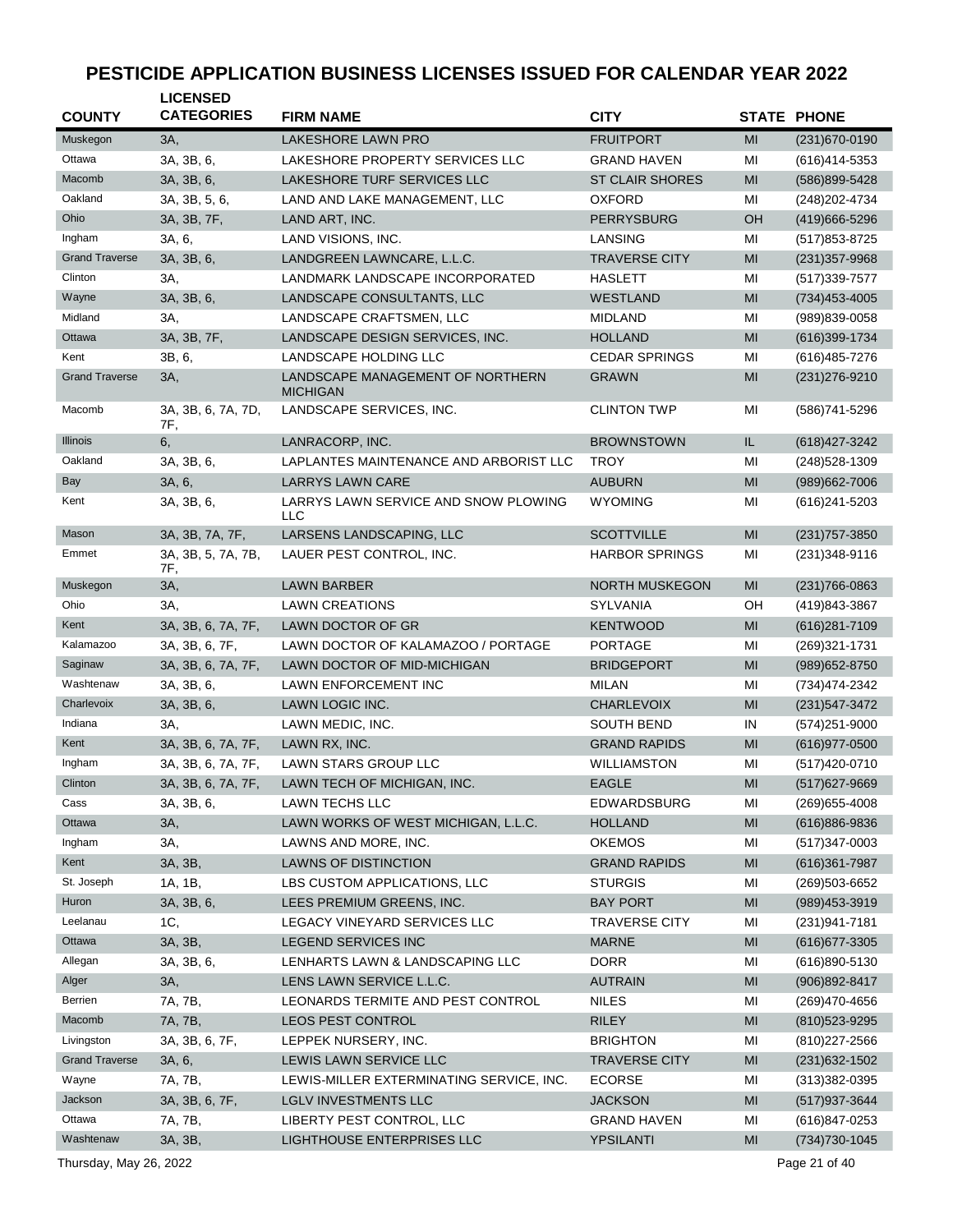# PESTICIDE APPLICATION BUSINESS LICENSES ISSUED FOR CALENDAR YEAR 2022

| COUNTY | LICENSED CATEGORIES | FIRM NAME | CITY | STATE | PHONE |
|---|---|---|---|---|---|
| Muskegon | 3A, | LAKESHORE LAWN PRO | FRUITPORT | MI | (231)670-0190 |
| Ottawa | 3A, 3B, 6, | LAKESHORE PROPERTY SERVICES LLC | GRAND HAVEN | MI | (616)414-5353 |
| Macomb | 3A, 3B, 6, | LAKESHORE TURF SERVICES LLC | ST CLAIR SHORES | MI | (586)899-5428 |
| Oakland | 3A, 3B, 5, 6, | LAND AND LAKE MANAGEMENT, LLC | OXFORD | MI | (248)202-4734 |
| Ohio | 3A, 3B, 7F, | LAND ART, INC. | PERRYSBURG | OH | (419)666-5296 |
| Ingham | 3A, 6, | LAND VISIONS, INC. | LANSING | MI | (517)853-8725 |
| Grand Traverse | 3A, 3B, 6, | LANDGREEN LAWNCARE, L.L.C. | TRAVERSE CITY | MI | (231)357-9968 |
| Clinton | 3A, | LANDMARK LANDSCAPE INCORPORATED | HASLETT | MI | (517)339-7577 |
| Wayne | 3A, 3B, 6, | LANDSCAPE CONSULTANTS, LLC | WESTLAND | MI | (734)453-4005 |
| Midland | 3A, | LANDSCAPE CRAFTSMEN, LLC | MIDLAND | MI | (989)839-0058 |
| Ottawa | 3A, 3B, 7F, | LANDSCAPE DESIGN SERVICES, INC. | HOLLAND | MI | (616)399-1734 |
| Kent | 3B, 6, | LANDSCAPE HOLDING LLC | CEDAR SPRINGS | MI | (616)485-7276 |
| Grand Traverse | 3A, | LANDSCAPE MANAGEMENT OF NORTHERN MICHIGAN | GRAWN | MI | (231)276-9210 |
| Macomb | 3A, 3B, 6, 7A, 7D, 7F, | LANDSCAPE SERVICES, INC. | CLINTON TWP | MI | (586)741-5296 |
| Illinois | 6, | LANRACORP, INC. | BROWNSTOWN | IL | (618)427-3242 |
| Oakland | 3A, 3B, 6, | LAPLANTES MAINTENANCE AND ARBORIST LLC | TROY | MI | (248)528-1309 |
| Bay | 3A, 6, | LARRYS LAWN CARE | AUBURN | MI | (989)662-7006 |
| Kent | 3A, 3B, 6, | LARRYS LAWN SERVICE AND SNOW PLOWING LLC | WYOMING | MI | (616)241-5203 |
| Mason | 3A, 3B, 7A, 7F, | LARSENS LANDSCAPING, LLC | SCOTTVILLE | MI | (231)757-3850 |
| Emmet | 3A, 3B, 5, 7A, 7B, 7F, | LAUER PEST CONTROL, INC. | HARBOR SPRINGS | MI | (231)348-9116 |
| Muskegon | 3A, | LAWN BARBER | NORTH MUSKEGON | MI | (231)766-0863 |
| Ohio | 3A, | LAWN CREATIONS | SYLVANIA | OH | (419)843-3867 |
| Kent | 3A, 3B, 6, 7A, 7F, | LAWN DOCTOR OF GR | KENTWOOD | MI | (616)281-7109 |
| Kalamazoo | 3A, 3B, 6, 7F, | LAWN DOCTOR OF KALAMAZOO / PORTAGE | PORTAGE | MI | (269)321-1731 |
| Saginaw | 3A, 3B, 6, 7A, 7F, | LAWN DOCTOR OF MID-MICHIGAN | BRIDGEPORT | MI | (989)652-8750 |
| Washtenaw | 3A, 3B, 6, | LAWN ENFORCEMENT INC | MILAN | MI | (734)474-2342 |
| Charlevoix | 3A, 3B, 6, | LAWN LOGIC INC. | CHARLEVOIX | MI | (231)547-3472 |
| Indiana | 3A, | LAWN MEDIC, INC. | SOUTH BEND | IN | (574)251-9000 |
| Kent | 3A, 3B, 6, 7A, 7F, | LAWN RX, INC. | GRAND RAPIDS | MI | (616)977-0500 |
| Ingham | 3A, 3B, 6, 7A, 7F, | LAWN STARS GROUP LLC | WILLIAMSTON | MI | (517)420-0710 |
| Clinton | 3A, 3B, 6, 7A, 7F, | LAWN TECH OF MICHIGAN, INC. | EAGLE | MI | (517)627-9669 |
| Cass | 3A, 3B, 6, | LAWN TECHS LLC | EDWARDSBURG | MI | (269)655-4008 |
| Ottawa | 3A, | LAWN WORKS OF WEST MICHIGAN, L.L.C. | HOLLAND | MI | (616)886-9836 |
| Ingham | 3A, | LAWNS AND MORE, INC. | OKEMOS | MI | (517)347-0003 |
| Kent | 3A, 3B, | LAWNS OF DISTINCTION | GRAND RAPIDS | MI | (616)361-7987 |
| St. Joseph | 1A, 1B, | LBS CUSTOM APPLICATIONS, LLC | STURGIS | MI | (269)503-6652 |
| Huron | 3A, 3B, 6, | LEES PREMIUM GREENS, INC. | BAY PORT | MI | (989)453-3919 |
| Leelanau | 1C, | LEGACY VINEYARD SERVICES LLC | TRAVERSE CITY | MI | (231)941-7181 |
| Ottawa | 3A, 3B, | LEGEND SERVICES INC | MARNE | MI | (616)677-3305 |
| Allegan | 3A, 3B, 6, | LENHARTS LAWN & LANDSCAPING LLC | DORR | MI | (616)890-5130 |
| Alger | 3A, | LENS LAWN SERVICE L.L.C. | AUTRAIN | MI | (906)892-8417 |
| Berrien | 7A, 7B, | LEONARDS TERMITE AND PEST CONTROL | NILES | MI | (269)470-4656 |
| Macomb | 7A, 7B, | LEOS PEST CONTROL | RILEY | MI | (810)523-9295 |
| Livingston | 3A, 3B, 6, 7F, | LEPPEK NURSERY, INC. | BRIGHTON | MI | (810)227-2566 |
| Grand Traverse | 3A, 6, | LEWIS LAWN SERVICE LLC | TRAVERSE CITY | MI | (231)632-1502 |
| Wayne | 7A, 7B, | LEWIS-MILLER EXTERMINATING SERVICE, INC. | ECORSE | MI | (313)382-0395 |
| Jackson | 3A, 3B, 6, 7F, | LGLV INVESTMENTS LLC | JACKSON | MI | (517)937-3644 |
| Ottawa | 7A, 7B, | LIBERTY PEST CONTROL, LLC | GRAND HAVEN | MI | (616)847-0253 |
| Washtenaw | 3A, 3B, | LIGHTHOUSE ENTERPRISES LLC | YPSILANTI | MI | (734)730-1045 |

Thursday, May 26, 2022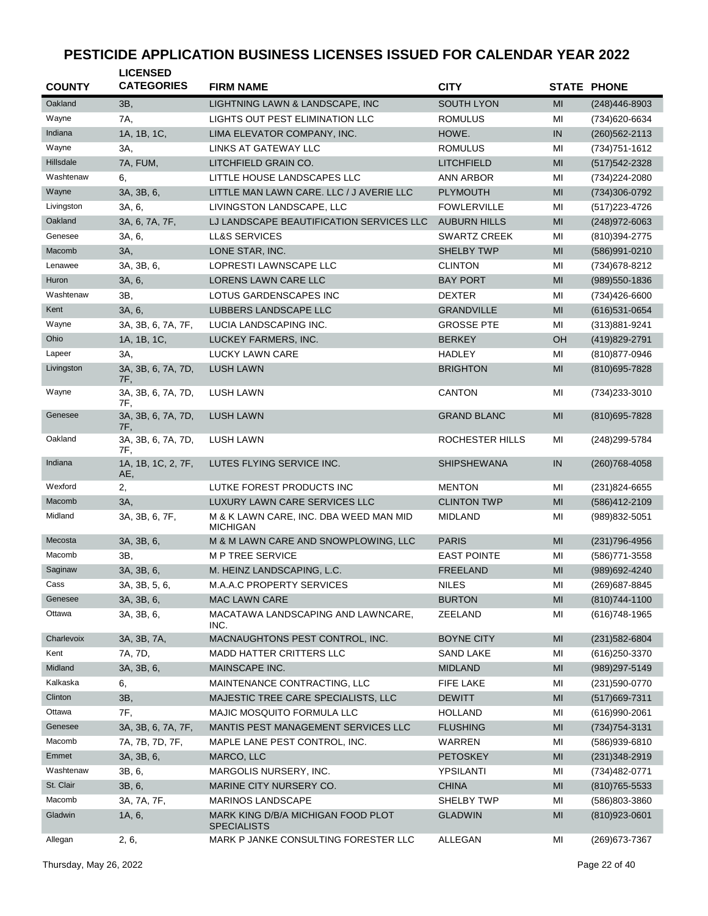# PESTICIDE APPLICATION BUSINESS LICENSES ISSUED FOR CALENDAR YEAR 2022

| COUNTY | LICENSED CATEGORIES | FIRM NAME | CITY | STATE | PHONE |
|---|---|---|---|---|---|
| Oakland | 3B, | LIGHTNING LAWN & LANDSCAPE, INC | SOUTH LYON | MI | (248)446-8903 |
| Wayne | 7A, | LIGHTS OUT PEST ELIMINATION LLC | ROMULUS | MI | (734)620-6634 |
| Indiana | 1A, 1B, 1C, | LIMA ELEVATOR COMPANY, INC. | HOWE. | IN | (260)562-2113 |
| Wayne | 3A, | LINKS AT GATEWAY LLC | ROMULUS | MI | (734)751-1612 |
| Hillsdale | 7A, FUM, | LITCHFIELD GRAIN CO. | LITCHFIELD | MI | (517)542-2328 |
| Washtenaw | 6, | LITTLE HOUSE LANDSCAPES LLC | ANN ARBOR | MI | (734)224-2080 |
| Wayne | 3A, 3B, 6, | LITTLE MAN LAWN CARE. LLC / J AVERIE LLC | PLYMOUTH | MI | (734)306-0792 |
| Livingston | 3A, 6, | LIVINGSTON LANDSCAPE, LLC | FOWLERVILLE | MI | (517)223-4726 |
| Oakland | 3A, 6, 7A, 7F, | LJ LANDSCAPE BEAUTIFICATION SERVICES LLC | AUBURN HILLS | MI | (248)972-6063 |
| Genesee | 3A, 6, | LL&S SERVICES | SWARTZ CREEK | MI | (810)394-2775 |
| Macomb | 3A, | LONE STAR, INC. | SHELBY TWP | MI | (586)991-0210 |
| Lenawee | 3A, 3B, 6, | LOPRESTI LAWNSCAPE LLC | CLINTON | MI | (734)678-8212 |
| Huron | 3A, 6, | LORENS LAWN CARE LLC | BAY PORT | MI | (989)550-1836 |
| Washtenaw | 3B, | LOTUS GARDENSCAPES INC | DEXTER | MI | (734)426-6600 |
| Kent | 3A, 6, | LUBBERS LANDSCAPE LLC | GRANDVILLE | MI | (616)531-0654 |
| Wayne | 3A, 3B, 6, 7A, 7F, | LUCIA LANDSCAPING INC. | GROSSE PTE | MI | (313)881-9241 |
| Ohio | 1A, 1B, 1C, | LUCKEY FARMERS, INC. | BERKEY | OH | (419)829-2791 |
| Lapeer | 3A, | LUCKY LAWN CARE | HADLEY | MI | (810)877-0946 |
| Livingston | 3A, 3B, 6, 7A, 7D, 7F, | LUSH LAWN | BRIGHTON | MI | (810)695-7828 |
| Wayne | 3A, 3B, 6, 7A, 7D, 7F, | LUSH LAWN | CANTON | MI | (734)233-3010 |
| Genesee | 3A, 3B, 6, 7A, 7D, 7F, | LUSH LAWN | GRAND BLANC | MI | (810)695-7828 |
| Oakland | 3A, 3B, 6, 7A, 7D, 7F, | LUSH LAWN | ROCHESTER HILLS | MI | (248)299-5784 |
| Indiana | 1A, 1B, 1C, 2, 7F, AE, | LUTES FLYING SERVICE INC. | SHIPSHEWANA | IN | (260)768-4058 |
| Wexford | 2, | LUTKE FOREST PRODUCTS INC | MENTON | MI | (231)824-6655 |
| Macomb | 3A, | LUXURY LAWN CARE SERVICES LLC | CLINTON TWP | MI | (586)412-2109 |
| Midland | 3A, 3B, 6, 7F, | M & K LAWN CARE, INC. DBA WEED MAN MID MICHIGAN | MIDLAND | MI | (989)832-5051 |
| Mecosta | 3A, 3B, 6, | M & M LAWN CARE AND SNOWPLOWING, LLC | PARIS | MI | (231)796-4956 |
| Macomb | 3B, | M P TREE SERVICE | EAST POINTE | MI | (586)771-3558 |
| Saginaw | 3A, 3B, 6, | M. HEINZ LANDSCAPING, L.C. | FREELAND | MI | (989)692-4240 |
| Cass | 3A, 3B, 5, 6, | M.A.A.C PROPERTY SERVICES | NILES | MI | (269)687-8845 |
| Genesee | 3A, 3B, 6, | MAC LAWN CARE | BURTON | MI | (810)744-1100 |
| Ottawa | 3A, 3B, 6, | MACATAWA LANDSCAPING AND LAWNCARE, INC. | ZEELAND | MI | (616)748-1965 |
| Charlevoix | 3A, 3B, 7A, | MACNAUGHTONS PEST CONTROL, INC. | BOYNE CITY | MI | (231)582-6804 |
| Kent | 7A, 7D, | MADD HATTER CRITTERS LLC | SAND LAKE | MI | (616)250-3370 |
| Midland | 3A, 3B, 6, | MAINSCAPE INC. | MIDLAND | MI | (989)297-5149 |
| Kalkaska | 6, | MAINTENANCE CONTRACTING, LLC | FIFE LAKE | MI | (231)590-0770 |
| Clinton | 3B, | MAJESTIC TREE CARE SPECIALISTS, LLC | DEWITT | MI | (517)669-7311 |
| Ottawa | 7F, | MAJIC MOSQUITO FORMULA LLC | HOLLAND | MI | (616)990-2061 |
| Genesee | 3A, 3B, 6, 7A, 7F, | MANTIS PEST MANAGEMENT SERVICES LLC | FLUSHING | MI | (734)754-3131 |
| Macomb | 7A, 7B, 7D, 7F, | MAPLE LANE PEST CONTROL, INC. | WARREN | MI | (586)939-6810 |
| Emmet | 3A, 3B, 6, | MARCO, LLC | PETOSKEY | MI | (231)348-2919 |
| Washtenaw | 3B, 6, | MARGOLIS NURSERY, INC. | YPSILANTI | MI | (734)482-0771 |
| St. Clair | 3B, 6, | MARINE CITY NURSERY CO. | CHINA | MI | (810)765-5533 |
| Macomb | 3A, 7A, 7F, | MARINOS LANDSCAPE | SHELBY TWP | MI | (586)803-3860 |
| Gladwin | 1A, 6, | MARK KING D/B/A MICHIGAN FOOD PLOT SPECIALISTS | GLADWIN | MI | (810)923-0601 |
| Allegan | 2, 6, | MARK P JANKE CONSULTING FORESTER LLC | ALLEGAN | MI | (269)673-7367 |

Thursday, May 26, 2022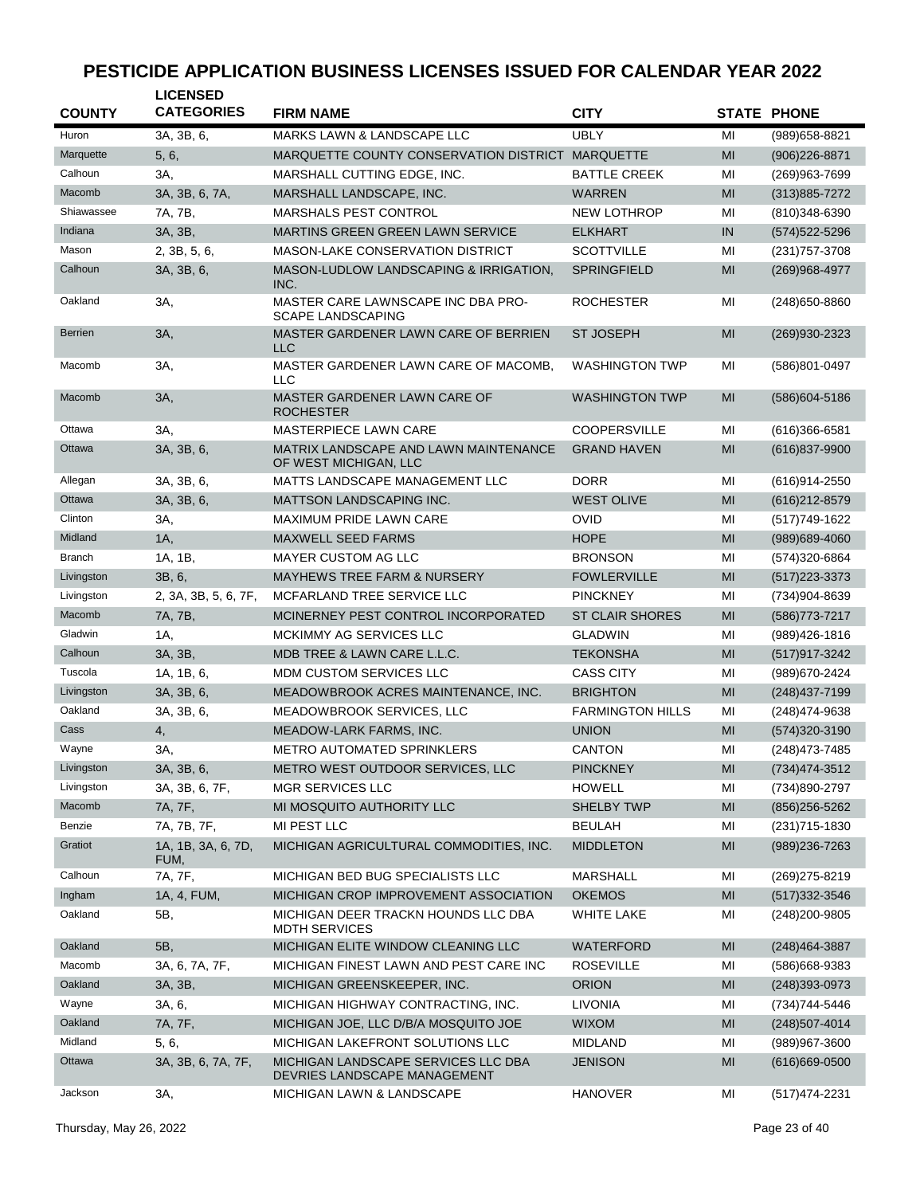# PESTICIDE APPLICATION BUSINESS LICENSES ISSUED FOR CALENDAR YEAR 2022

| COUNTY | LICENSED CATEGORIES | FIRM NAME | CITY | STATE | PHONE |
|---|---|---|---|---|---|
| Huron | 3A, 3B, 6, | MARKS LAWN & LANDSCAPE LLC | UBLY | MI | (989)658-8821 |
| Marquette | 5, 6, | MARQUETTE COUNTY CONSERVATION DISTRICT | MARQUETTE | MI | (906)226-8871 |
| Calhoun | 3A, | MARSHALL CUTTING EDGE, INC. | BATTLE CREEK | MI | (269)963-7699 |
| Macomb | 3A, 3B, 6, 7A, | MARSHALL LANDSCAPE, INC. | WARREN | MI | (313)885-7272 |
| Shiawassee | 7A, 7B, | MARSHALS PEST CONTROL | NEW LOTHROP | MI | (810)348-6390 |
| Indiana | 3A, 3B, | MARTINS GREEN GREEN LAWN SERVICE | ELKHART | IN | (574)522-5296 |
| Mason | 2, 3B, 5, 6, | MASON-LAKE CONSERVATION DISTRICT | SCOTTVILLE | MI | (231)757-3708 |
| Calhoun | 3A, 3B, 6, | MASON-LUDLOW LANDSCAPING & IRRIGATION, INC. | SPRINGFIELD | MI | (269)968-4977 |
| Oakland | 3A, | MASTER CARE LAWNSCAPE INC DBA PRO-SCAPE LANDSCAPING | ROCHESTER | MI | (248)650-8860 |
| Berrien | 3A, | MASTER GARDENER LAWN CARE OF BERRIEN LLC | ST JOSEPH | MI | (269)930-2323 |
| Macomb | 3A, | MASTER GARDENER LAWN CARE OF MACOMB, LLC | WASHINGTON TWP | MI | (586)801-0497 |
| Macomb | 3A, | MASTER GARDENER LAWN CARE OF ROCHESTER | WASHINGTON TWP | MI | (586)604-5186 |
| Ottawa | 3A, | MASTERPIECE LAWN CARE | COOPERSVILLE | MI | (616)366-6581 |
| Ottawa | 3A, 3B, 6, | MATRIX LANDSCAPE AND LAWN MAINTENANCE OF WEST MICHIGAN, LLC | GRAND HAVEN | MI | (616)837-9900 |
| Allegan | 3A, 3B, 6, | MATTS LANDSCAPE MANAGEMENT LLC | DORR | MI | (616)914-2550 |
| Ottawa | 3A, 3B, 6, | MATTSON LANDSCAPING INC. | WEST OLIVE | MI | (616)212-8579 |
| Clinton | 3A, | MAXIMUM PRIDE LAWN CARE | OVID | MI | (517)749-1622 |
| Midland | 1A, | MAXWELL SEED FARMS | HOPE | MI | (989)689-4060 |
| Branch | 1A, 1B, | MAYER CUSTOM AG LLC | BRONSON | MI | (574)320-6864 |
| Livingston | 3B, 6, | MAYHEWS TREE FARM & NURSERY | FOWLERVILLE | MI | (517)223-3373 |
| Livingston | 2, 3A, 3B, 5, 6, 7F, | MCFARLAND TREE SERVICE LLC | PINCKNEY | MI | (734)904-8639 |
| Macomb | 7A, 7B, | MCINERNEY PEST CONTROL INCORPORATED | ST CLAIR SHORES | MI | (586)773-7217 |
| Gladwin | 1A, | MCKIMMY AG SERVICES LLC | GLADWIN | MI | (989)426-1816 |
| Calhoun | 3A, 3B, | MDB TREE & LAWN CARE L.L.C. | TEKONSHA | MI | (517)917-3242 |
| Tuscola | 1A, 1B, 6, | MDM CUSTOM SERVICES LLC | CASS CITY | MI | (989)670-2424 |
| Livingston | 3A, 3B, 6, | MEADOWBROOK ACRES MAINTENANCE, INC. | BRIGHTON | MI | (248)437-7199 |
| Oakland | 3A, 3B, 6, | MEADOWBROOK SERVICES, LLC | FARMINGTON HILLS | MI | (248)474-9638 |
| Cass | 4, | MEADOW-LARK FARMS, INC. | UNION | MI | (574)320-3190 |
| Wayne | 3A, | METRO AUTOMATED SPRINKLERS | CANTON | MI | (248)473-7485 |
| Livingston | 3A, 3B, 6, | METRO WEST OUTDOOR SERVICES, LLC | PINCKNEY | MI | (734)474-3512 |
| Livingston | 3A, 3B, 6, 7F, | MGR SERVICES LLC | HOWELL | MI | (734)890-2797 |
| Macomb | 7A, 7F, | MI MOSQUITO AUTHORITY LLC | SHELBY TWP | MI | (856)256-5262 |
| Benzie | 7A, 7B, 7F, | MI PEST LLC | BEULAH | MI | (231)715-1830 |
| Gratiot | 1A, 1B, 3A, 6, 7D, FUM, | MICHIGAN AGRICULTURAL COMMODITIES, INC. | MIDDLETON | MI | (989)236-7263 |
| Calhoun | 7A, 7F, | MICHIGAN BED BUG SPECIALISTS LLC | MARSHALL | MI | (269)275-8219 |
| Ingham | 1A, 4, FUM, | MICHIGAN CROP IMPROVEMENT ASSOCIATION | OKEMOS | MI | (517)332-3546 |
| Oakland | 5B, | MICHIGAN DEER TRACKN HOUNDS LLC DBA MDTH SERVICES | WHITE LAKE | MI | (248)200-9805 |
| Oakland | 5B, | MICHIGAN ELITE WINDOW CLEANING LLC | WATERFORD | MI | (248)464-3887 |
| Macomb | 3A, 6, 7A, 7F, | MICHIGAN FINEST LAWN AND PEST CARE INC | ROSEVILLE | MI | (586)668-9383 |
| Oakland | 3A, 3B, | MICHIGAN GREENSKEEPER, INC. | ORION | MI | (248)393-0973 |
| Wayne | 3A, 6, | MICHIGAN HIGHWAY CONTRACTING, INC. | LIVONIA | MI | (734)744-5446 |
| Oakland | 7A, 7F, | MICHIGAN JOE, LLC D/B/A MOSQUITO JOE | WIXOM | MI | (248)507-4014 |
| Midland | 5, 6, | MICHIGAN LAKEFRONT SOLUTIONS LLC | MIDLAND | MI | (989)967-3600 |
| Ottawa | 3A, 3B, 6, 7A, 7F, | MICHIGAN LANDSCAPE SERVICES LLC DBA DEVRIES LANDSCAPE MANAGEMENT | JENISON | MI | (616)669-0500 |
| Jackson | 3A, | MICHIGAN LAWN & LANDSCAPE | HANOVER | MI | (517)474-2231 |

Thursday, May 26, 2022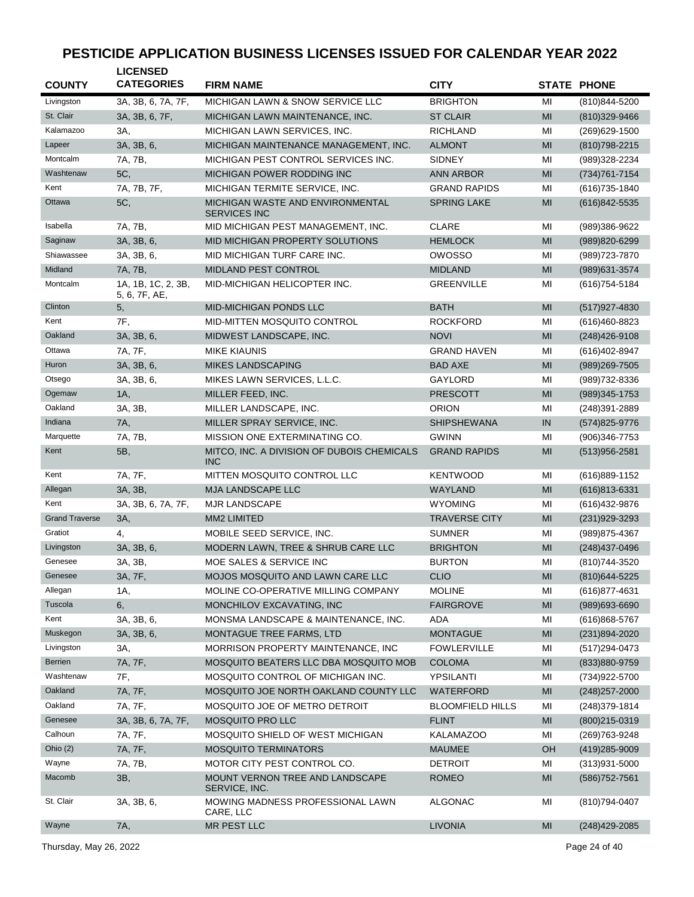# PESTICIDE APPLICATION BUSINESS LICENSES ISSUED FOR CALENDAR YEAR 2022

| COUNTY | LICENSED CATEGORIES | FIRM NAME | CITY | STATE | PHONE |
|---|---|---|---|---|---|
| Livingston | 3A, 3B, 6, 7A, 7F, | MICHIGAN LAWN & SNOW SERVICE LLC | BRIGHTON | MI | (810)844-5200 |
| St. Clair | 3A, 3B, 6, 7F, | MICHIGAN LAWN MAINTENANCE, INC. | ST CLAIR | MI | (810)329-9466 |
| Kalamazoo | 3A, | MICHIGAN LAWN SERVICES, INC. | RICHLAND | MI | (269)629-1500 |
| Lapeer | 3A, 3B, 6, | MICHIGAN MAINTENANCE MANAGEMENT, INC. | ALMONT | MI | (810)798-2215 |
| Montcalm | 7A, 7B, | MICHIGAN PEST CONTROL SERVICES INC. | SIDNEY | MI | (989)328-2234 |
| Washtenaw | 5C, | MICHIGAN POWER RODDING INC | ANN ARBOR | MI | (734)761-7154 |
| Kent | 7A, 7B, 7F, | MICHIGAN TERMITE SERVICE, INC. | GRAND RAPIDS | MI | (616)735-1840 |
| Ottawa | 5C, | MICHIGAN WASTE AND ENVIRONMENTAL SERVICES INC | SPRING LAKE | MI | (616)842-5535 |
| Isabella | 7A, 7B, | MID MICHIGAN PEST MANAGEMENT, INC. | CLARE | MI | (989)386-9622 |
| Saginaw | 3A, 3B, 6, | MID MICHIGAN PROPERTY SOLUTIONS | HEMLOCK | MI | (989)820-6299 |
| Shiawassee | 3A, 3B, 6, | MID MICHIGAN TURF CARE INC. | OWOSSO | MI | (989)723-7870 |
| Midland | 7A, 7B, | MIDLAND PEST CONTROL | MIDLAND | MI | (989)631-3574 |
| Montcalm | 1A, 1B, 1C, 2, 3B, 5, 6, 7F, AE, | MID-MICHIGAN HELICOPTER INC. | GREENVILLE | MI | (616)754-5184 |
| Clinton | 5, | MID-MICHIGAN PONDS LLC | BATH | MI | (517)927-4830 |
| Kent | 7F, | MID-MITTEN MOSQUITO CONTROL | ROCKFORD | MI | (616)460-8823 |
| Oakland | 3A, 3B, 6, | MIDWEST LANDSCAPE, INC. | NOVI | MI | (248)426-9108 |
| Ottawa | 7A, 7F, | MIKE KIAUNIS | GRAND HAVEN | MI | (616)402-8947 |
| Huron | 3A, 3B, 6, | MIKES LANDSCAPING | BAD AXE | MI | (989)269-7505 |
| Otsego | 3A, 3B, 6, | MIKES LAWN SERVICES, L.L.C. | GAYLORD | MI | (989)732-8336 |
| Ogemaw | 1A, | MILLER FEED, INC. | PRESCOTT | MI | (989)345-1753 |
| Oakland | 3A, 3B, | MILLER LANDSCAPE, INC. | ORION | MI | (248)391-2889 |
| Indiana | 7A, | MILLER SPRAY SERVICE, INC. | SHIPSHEWANA | IN | (574)825-9776 |
| Marquette | 7A, 7B, | MISSION ONE EXTERMINATING CO. | GWINN | MI | (906)346-7753 |
| Kent | 5B, | MITCO, INC. A DIVISION OF DUBOIS CHEMICALS INC | GRAND RAPIDS | MI | (513)956-2581 |
| Kent | 7A, 7F, | MITTEN MOSQUITO CONTROL LLC | KENTWOOD | MI | (616)889-1152 |
| Allegan | 3A, 3B, | MJA LANDSCAPE LLC | WAYLAND | MI | (616)813-6331 |
| Kent | 3A, 3B, 6, 7A, 7F, | MJR LANDSCAPE | WYOMING | MI | (616)432-9876 |
| Grand Traverse | 3A, | MM2 LIMITED | TRAVERSE CITY | MI | (231)929-3293 |
| Gratiot | 4, | MOBILE SEED SERVICE, INC. | SUMNER | MI | (989)875-4367 |
| Livingston | 3A, 3B, 6, | MODERN LAWN, TREE & SHRUB CARE LLC | BRIGHTON | MI | (248)437-0496 |
| Genesee | 3A, 3B, | MOE SALES & SERVICE INC | BURTON | MI | (810)744-3520 |
| Genesee | 3A, 7F, | MOJOS MOSQUITO AND LAWN CARE LLC | CLIO | MI | (810)644-5225 |
| Allegan | 1A, | MOLINE CO-OPERATIVE MILLING COMPANY | MOLINE | MI | (616)877-4631 |
| Tuscola | 6, | MONCHILOV EXCAVATING, INC | FAIRGROVE | MI | (989)693-6690 |
| Kent | 3A, 3B, 6, | MONSMA LANDSCAPE & MAINTENANCE, INC. | ADA | MI | (616)868-5767 |
| Muskegon | 3A, 3B, 6, | MONTAGUE TREE FARMS, LTD | MONTAGUE | MI | (231)894-2020 |
| Livingston | 3A, | MORRISON PROPERTY MAINTENANCE, INC | FOWLERVILLE | MI | (517)294-0473 |
| Berrien | 7A, 7F, | MOSQUITO BEATERS LLC DBA MOSQUITO MOB | COLOMA | MI | (833)880-9759 |
| Washtenaw | 7F, | MOSQUITO CONTROL OF MICHIGAN INC. | YPSILANTI | MI | (734)922-5700 |
| Oakland | 7A, 7F, | MOSQUITO JOE NORTH OAKLAND COUNTY LLC | WATERFORD | MI | (248)257-2000 |
| Oakland | 7A, 7F, | MOSQUITO JOE OF METRO DETROIT | BLOOMFIELD HILLS | MI | (248)379-1814 |
| Genesee | 3A, 3B, 6, 7A, 7F, | MOSQUITO PRO LLC | FLINT | MI | (800)215-0319 |
| Calhoun | 7A, 7F, | MOSQUITO SHIELD OF WEST MICHIGAN | KALAMAZOO | MI | (269)763-9248 |
| Ohio (2) | 7A, 7F, | MOSQUITO TERMINATORS | MAUMEE | OH | (419)285-9009 |
| Wayne | 7A, 7B, | MOTOR CITY PEST CONTROL CO. | DETROIT | MI | (313)931-5000 |
| Macomb | 3B, | MOUNT VERNON TREE AND LANDSCAPE SERVICE, INC. | ROMEO | MI | (586)752-7561 |
| St. Clair | 3A, 3B, 6, | MOWING MADNESS PROFESSIONAL LAWN CARE, LLC | ALGONAC | MI | (810)794-0407 |
| Wayne | 7A, | MR PEST LLC | LIVONIA | MI | (248)429-2085 |

Thursday, May 26, 2022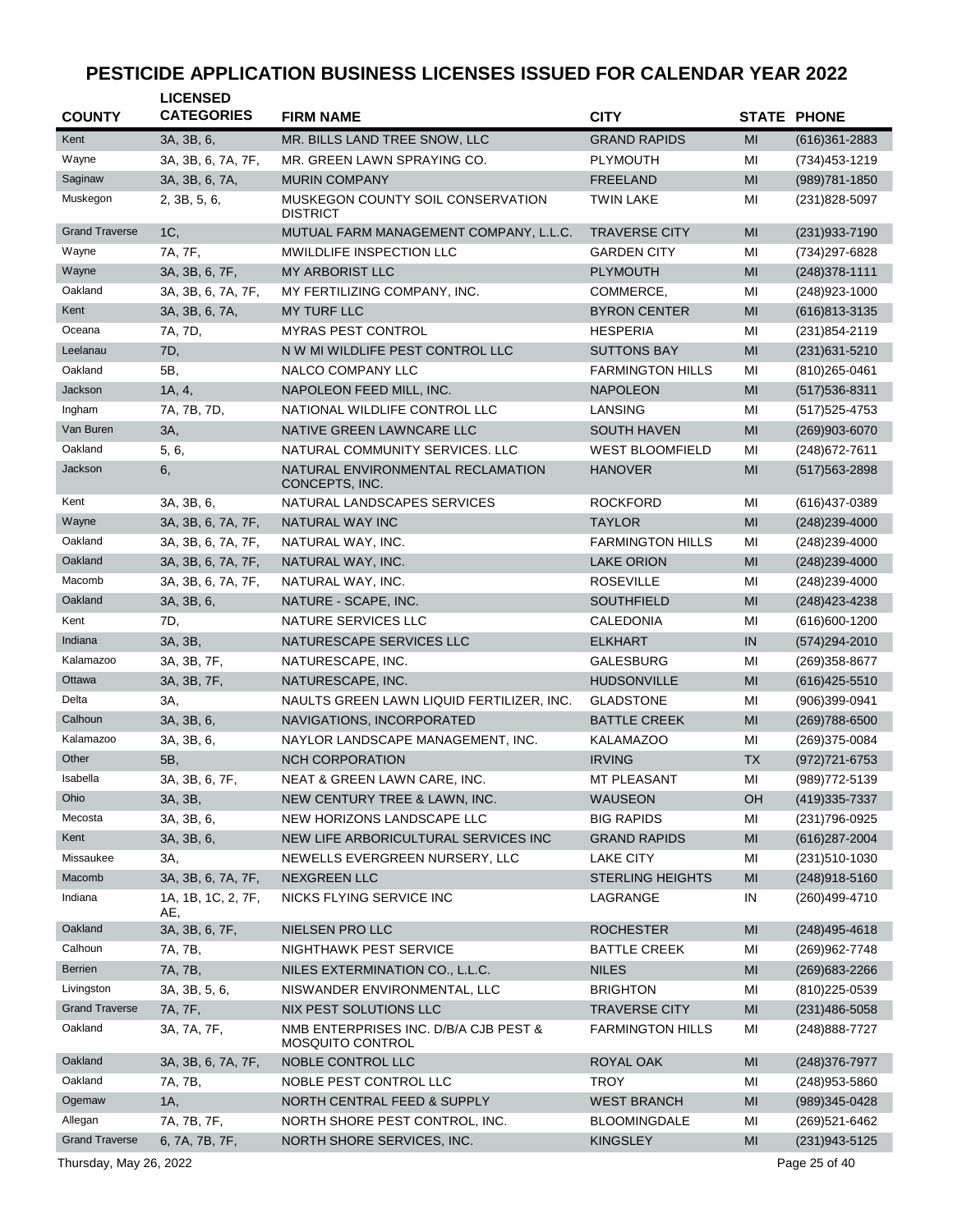# PESTICIDE APPLICATION BUSINESS LICENSES ISSUED FOR CALENDAR YEAR 2022

| COUNTY | LICENSED CATEGORIES | FIRM NAME | CITY | STATE | PHONE |
|---|---|---|---|---|---|
| Kent | 3A, 3B, 6, | MR. BILLS LAND TREE SNOW, LLC | GRAND RAPIDS | MI | (616)361-2883 |
| Wayne | 3A, 3B, 6, 7A, 7F, | MR. GREEN LAWN SPRAYING CO. | PLYMOUTH | MI | (734)453-1219 |
| Saginaw | 3A, 3B, 6, 7A, | MURIN COMPANY | FREELAND | MI | (989)781-1850 |
| Muskegon | 2, 3B, 5, 6, | MUSKEGON COUNTY SOIL CONSERVATION DISTRICT | TWIN LAKE | MI | (231)828-5097 |
| Grand Traverse | 1C, | MUTUAL FARM MANAGEMENT COMPANY, L.L.C. | TRAVERSE CITY | MI | (231)933-7190 |
| Wayne | 7A, 7F, | MWILDLIFE INSPECTION LLC | GARDEN CITY | MI | (734)297-6828 |
| Wayne | 3A, 3B, 6, 7F, | MY ARBORIST LLC | PLYMOUTH | MI | (248)378-1111 |
| Oakland | 3A, 3B, 6, 7A, 7F, | MY FERTILIZING COMPANY, INC. | COMMERCE, | MI | (248)923-1000 |
| Kent | 3A, 3B, 6, 7A, | MY TURF LLC | BYRON CENTER | MI | (616)813-3135 |
| Oceana | 7A, 7D, | MYRAS PEST CONTROL | HESPERIA | MI | (231)854-2119 |
| Leelanau | 7D, | N W MI WILDLIFE PEST CONTROL LLC | SUTTONS BAY | MI | (231)631-5210 |
| Oakland | 5B, | NALCO COMPANY LLC | FARMINGTON HILLS | MI | (810)265-0461 |
| Jackson | 1A, 4, | NAPOLEON FEED MILL, INC. | NAPOLEON | MI | (517)536-8311 |
| Ingham | 7A, 7B, 7D, | NATIONAL WILDLIFE CONTROL LLC | LANSING | MI | (517)525-4753 |
| Van Buren | 3A, | NATIVE GREEN LAWNCARE LLC | SOUTH HAVEN | MI | (269)903-6070 |
| Oakland | 5, 6, | NATURAL COMMUNITY SERVICES. LLC | WEST BLOOMFIELD | MI | (248)672-7611 |
| Jackson | 6, | NATURAL ENVIRONMENTAL RECLAMATION CONCEPTS, INC. | HANOVER | MI | (517)563-2898 |
| Kent | 3A, 3B, 6, | NATURAL LANDSCAPES SERVICES | ROCKFORD | MI | (616)437-0389 |
| Wayne | 3A, 3B, 6, 7A, 7F, | NATURAL WAY INC | TAYLOR | MI | (248)239-4000 |
| Oakland | 3A, 3B, 6, 7A, 7F, | NATURAL WAY, INC. | FARMINGTON HILLS | MI | (248)239-4000 |
| Oakland | 3A, 3B, 6, 7A, 7F, | NATURAL WAY, INC. | LAKE ORION | MI | (248)239-4000 |
| Macomb | 3A, 3B, 6, 7A, 7F, | NATURAL WAY, INC. | ROSEVILLE | MI | (248)239-4000 |
| Oakland | 3A, 3B, 6, | NATURE - SCAPE, INC. | SOUTHFIELD | MI | (248)423-4238 |
| Kent | 7D, | NATURE SERVICES LLC | CALEDONIA | MI | (616)600-1200 |
| Indiana | 3A, 3B, | NATURESCAPE SERVICES LLC | ELKHART | IN | (574)294-2010 |
| Kalamazoo | 3A, 3B, 7F, | NATURESCAPE, INC. | GALESBURG | MI | (269)358-8677 |
| Ottawa | 3A, 3B, 7F, | NATURESCAPE, INC. | HUDSONVILLE | MI | (616)425-5510 |
| Delta | 3A, | NAULTS GREEN LAWN LIQUID FERTILIZER, INC. | GLADSTONE | MI | (906)399-0941 |
| Calhoun | 3A, 3B, 6, | NAVIGATIONS, INCORPORATED | BATTLE CREEK | MI | (269)788-6500 |
| Kalamazoo | 3A, 3B, 6, | NAYLOR LANDSCAPE MANAGEMENT, INC. | KALAMAZOO | MI | (269)375-0084 |
| Other | 5B, | NCH CORPORATION | IRVING | TX | (972)721-6753 |
| Isabella | 3A, 3B, 6, 7F, | NEAT & GREEN LAWN CARE, INC. | MT PLEASANT | MI | (989)772-5139 |
| Ohio | 3A, 3B, | NEW CENTURY TREE & LAWN, INC. | WAUSEON | OH | (419)335-7337 |
| Mecosta | 3A, 3B, 6, | NEW HORIZONS LANDSCAPE LLC | BIG RAPIDS | MI | (231)796-0925 |
| Kent | 3A, 3B, 6, | NEW LIFE ARBORICULTURAL SERVICES INC | GRAND RAPIDS | MI | (616)287-2004 |
| Missaukee | 3A, | NEWELLS EVERGREEN NURSERY, LLC | LAKE CITY | MI | (231)510-1030 |
| Macomb | 3A, 3B, 6, 7A, 7F, | NEXGREEN LLC | STERLING HEIGHTS | MI | (248)918-5160 |
| Indiana | 1A, 1B, 1C, 2, 7F, AE, | NICKS FLYING SERVICE INC | LAGRANGE | IN | (260)499-4710 |
| Oakland | 3A, 3B, 6, 7F, | NIELSEN PRO LLC | ROCHESTER | MI | (248)495-4618 |
| Calhoun | 7A, 7B, | NIGHTHAWK PEST SERVICE | BATTLE CREEK | MI | (269)962-7748 |
| Berrien | 7A, 7B, | NILES EXTERMINATION CO., L.L.C. | NILES | MI | (269)683-2266 |
| Livingston | 3A, 3B, 5, 6, | NISWANDER ENVIRONMENTAL, LLC | BRIGHTON | MI | (810)225-0539 |
| Grand Traverse | 7A, 7F, | NIX PEST SOLUTIONS LLC | TRAVERSE CITY | MI | (231)486-5058 |
| Oakland | 3A, 7A, 7F, | NMB ENTERPRISES INC. D/B/A CJB PEST & MOSQUITO CONTROL | FARMINGTON HILLS | MI | (248)888-7727 |
| Oakland | 3A, 3B, 6, 7A, 7F, | NOBLE CONTROL LLC | ROYAL OAK | MI | (248)376-7977 |
| Oakland | 7A, 7B, | NOBLE PEST CONTROL LLC | TROY | MI | (248)953-5860 |
| Ogemaw | 1A, | NORTH CENTRAL FEED & SUPPLY | WEST BRANCH | MI | (989)345-0428 |
| Allegan | 7A, 7B, 7F, | NORTH SHORE PEST CONTROL, INC. | BLOOMINGDALE | MI | (269)521-6462 |
| Grand Traverse | 6, 7A, 7B, 7F, | NORTH SHORE SERVICES, INC. | KINGSLEY | MI | (231)943-5125 |

Thursday, May 26, 2022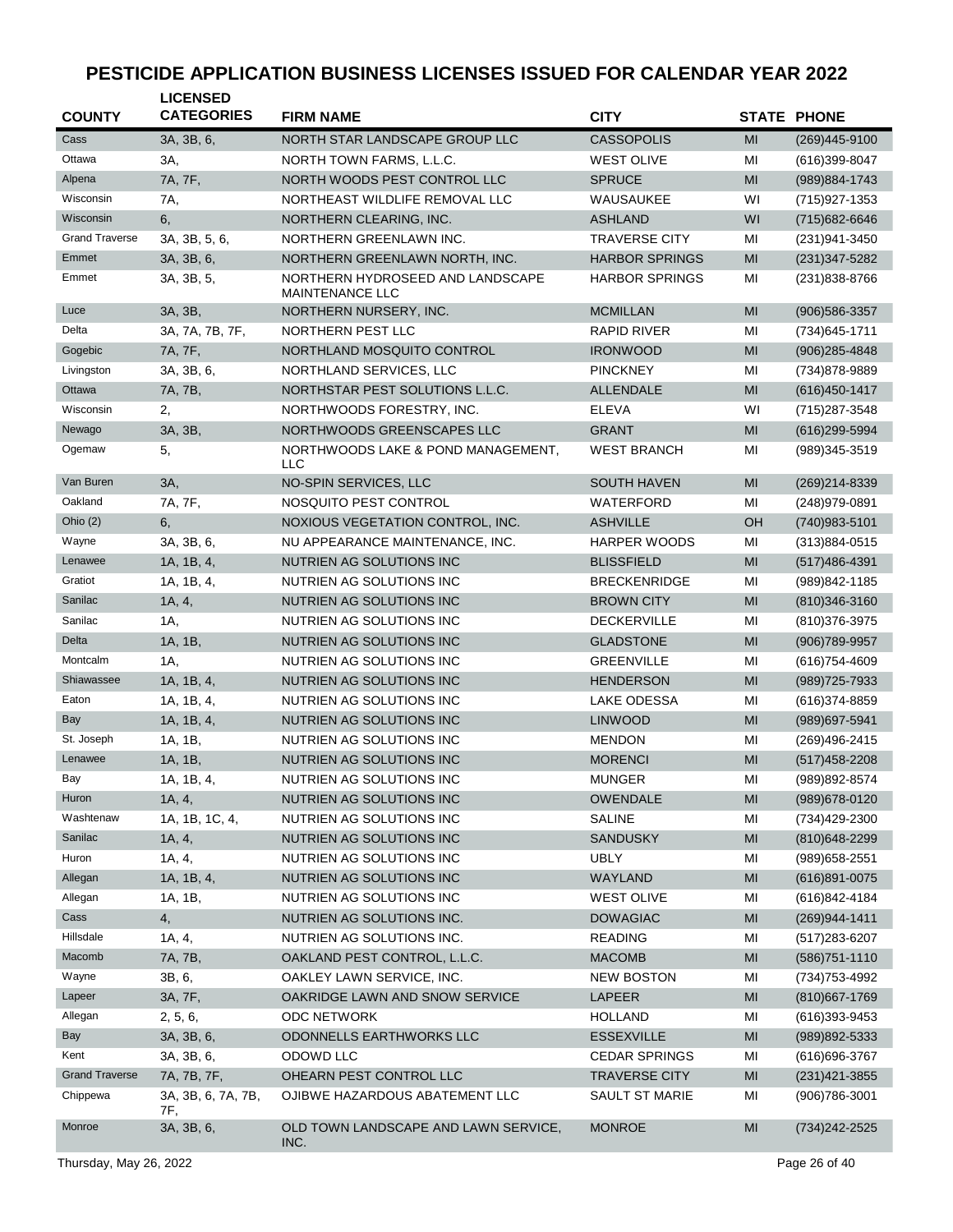# PESTICIDE APPLICATION BUSINESS LICENSES ISSUED FOR CALENDAR YEAR 2022

| COUNTY | LICENSED CATEGORIES | FIRM NAME | CITY | STATE | PHONE |
|---|---|---|---|---|---|
| Cass | 3A, 3B, 6, | NORTH STAR LANDSCAPE GROUP LLC | CASSOPOLIS | MI | (269)445-9100 |
| Ottawa | 3A, | NORTH TOWN FARMS, L.L.C. | WEST OLIVE | MI | (616)399-8047 |
| Alpena | 7A, 7F, | NORTH WOODS PEST CONTROL LLC | SPRUCE | MI | (989)884-1743 |
| Wisconsin | 7A, | NORTHEAST WILDLIFE REMOVAL LLC | WAUSAUKEE | WI | (715)927-1353 |
| Wisconsin | 6, | NORTHERN CLEARING, INC. | ASHLAND | WI | (715)682-6646 |
| Grand Traverse | 3A, 3B, 5, 6, | NORTHERN GREENLAWN INC. | TRAVERSE CITY | MI | (231)941-3450 |
| Emmet | 3A, 3B, 6, | NORTHERN GREENLAWN NORTH, INC. | HARBOR SPRINGS | MI | (231)347-5282 |
| Emmet | 3A, 3B, 5, | NORTHERN HYDROSEED AND LANDSCAPE MAINTENANCE LLC | HARBOR SPRINGS | MI | (231)838-8766 |
| Luce | 3A, 3B, | NORTHERN NURSERY, INC. | MCMILLAN | MI | (906)586-3357 |
| Delta | 3A, 7A, 7B, 7F, | NORTHERN PEST LLC | RAPID RIVER | MI | (734)645-1711 |
| Gogebic | 7A, 7F, | NORTHLAND MOSQUITO CONTROL | IRONWOOD | MI | (906)285-4848 |
| Livingston | 3A, 3B, 6, | NORTHLAND SERVICES, LLC | PINCKNEY | MI | (734)878-9889 |
| Ottawa | 7A, 7B, | NORTHSTAR PEST SOLUTIONS L.L.C. | ALLENDALE | MI | (616)450-1417 |
| Wisconsin | 2, | NORTHWOODS FORESTRY, INC. | ELEVA | WI | (715)287-3548 |
| Newago | 3A, 3B, | NORTHWOODS GREENSCAPES LLC | GRANT | MI | (616)299-5994 |
| Ogemaw | 5, | NORTHWOODS LAKE & POND MANAGEMENT, LLC | WEST BRANCH | MI | (989)345-3519 |
| Van Buren | 3A, | NO-SPIN SERVICES, LLC | SOUTH HAVEN | MI | (269)214-8339 |
| Oakland | 7A, 7F, | NOSQUITO PEST CONTROL | WATERFORD | MI | (248)979-0891 |
| Ohio (2) | 6, | NOXIOUS VEGETATION CONTROL, INC. | ASHVILLE | OH | (740)983-5101 |
| Wayne | 3A, 3B, 6, | NU APPEARANCE MAINTENANCE, INC. | HARPER WOODS | MI | (313)884-0515 |
| Lenawee | 1A, 1B, 4, | NUTRIEN AG SOLUTIONS INC | BLISSFIELD | MI | (517)486-4391 |
| Gratiot | 1A, 1B, 4, | NUTRIEN AG SOLUTIONS INC | BRECKENRIDGE | MI | (989)842-1185 |
| Sanilac | 1A, 4, | NUTRIEN AG SOLUTIONS INC | BROWN CITY | MI | (810)346-3160 |
| Sanilac | 1A, | NUTRIEN AG SOLUTIONS INC | DECKERVILLE | MI | (810)376-3975 |
| Delta | 1A, 1B, | NUTRIEN AG SOLUTIONS INC | GLADSTONE | MI | (906)789-9957 |
| Montcalm | 1A, | NUTRIEN AG SOLUTIONS INC | GREENVILLE | MI | (616)754-4609 |
| Shiawassee | 1A, 1B, 4, | NUTRIEN AG SOLUTIONS INC | HENDERSON | MI | (989)725-7933 |
| Eaton | 1A, 1B, 4, | NUTRIEN AG SOLUTIONS INC | LAKE ODESSA | MI | (616)374-8859 |
| Bay | 1A, 1B, 4, | NUTRIEN AG SOLUTIONS INC | LINWOOD | MI | (989)697-5941 |
| St. Joseph | 1A, 1B, | NUTRIEN AG SOLUTIONS INC | MENDON | MI | (269)496-2415 |
| Lenawee | 1A, 1B, | NUTRIEN AG SOLUTIONS INC | MORENCI | MI | (517)458-2208 |
| Bay | 1A, 1B, 4, | NUTRIEN AG SOLUTIONS INC | MUNGER | MI | (989)892-8574 |
| Huron | 1A, 4, | NUTRIEN AG SOLUTIONS INC | OWENDALE | MI | (989)678-0120 |
| Washtenaw | 1A, 1B, 1C, 4, | NUTRIEN AG SOLUTIONS INC | SALINE | MI | (734)429-2300 |
| Sanilac | 1A, 4, | NUTRIEN AG SOLUTIONS INC | SANDUSKY | MI | (810)648-2299 |
| Huron | 1A, 4, | NUTRIEN AG SOLUTIONS INC | UBLY | MI | (989)658-2551 |
| Allegan | 1A, 1B, 4, | NUTRIEN AG SOLUTIONS INC | WAYLAND | MI | (616)891-0075 |
| Allegan | 1A, 1B, | NUTRIEN AG SOLUTIONS INC | WEST OLIVE | MI | (616)842-4184 |
| Cass | 4, | NUTRIEN AG SOLUTIONS INC. | DOWAGIAC | MI | (269)944-1411 |
| Hillsdale | 1A, 4, | NUTRIEN AG SOLUTIONS INC. | READING | MI | (517)283-6207 |
| Macomb | 7A, 7B, | OAKLAND PEST CONTROL, L.L.C. | MACOMB | MI | (586)751-1110 |
| Wayne | 3B, 6, | OAKLEY LAWN SERVICE, INC. | NEW BOSTON | MI | (734)753-4992 |
| Lapeer | 3A, 7F, | OAKRIDGE LAWN AND SNOW SERVICE | LAPEER | MI | (810)667-1769 |
| Allegan | 2, 5, 6, | ODC NETWORK | HOLLAND | MI | (616)393-9453 |
| Bay | 3A, 3B, 6, | ODONNELLS EARTHWORKS LLC | ESSEXVILLE | MI | (989)892-5333 |
| Kent | 3A, 3B, 6, | ODOWD LLC | CEDAR SPRINGS | MI | (616)696-3767 |
| Grand Traverse | 7A, 7B, 7F, | OHEARN PEST CONTROL LLC | TRAVERSE CITY | MI | (231)421-3855 |
| Chippewa | 3A, 3B, 6, 7A, 7B, 7F, | OJIBWE HAZARDOUS ABATEMENT LLC | SAULT ST MARIE | MI | (906)786-3001 |
| Monroe | 3A, 3B, 6, | OLD TOWN LANDSCAPE AND LAWN SERVICE, INC. | MONROE | MI | (734)242-2525 |

Thursday, May 26, 2022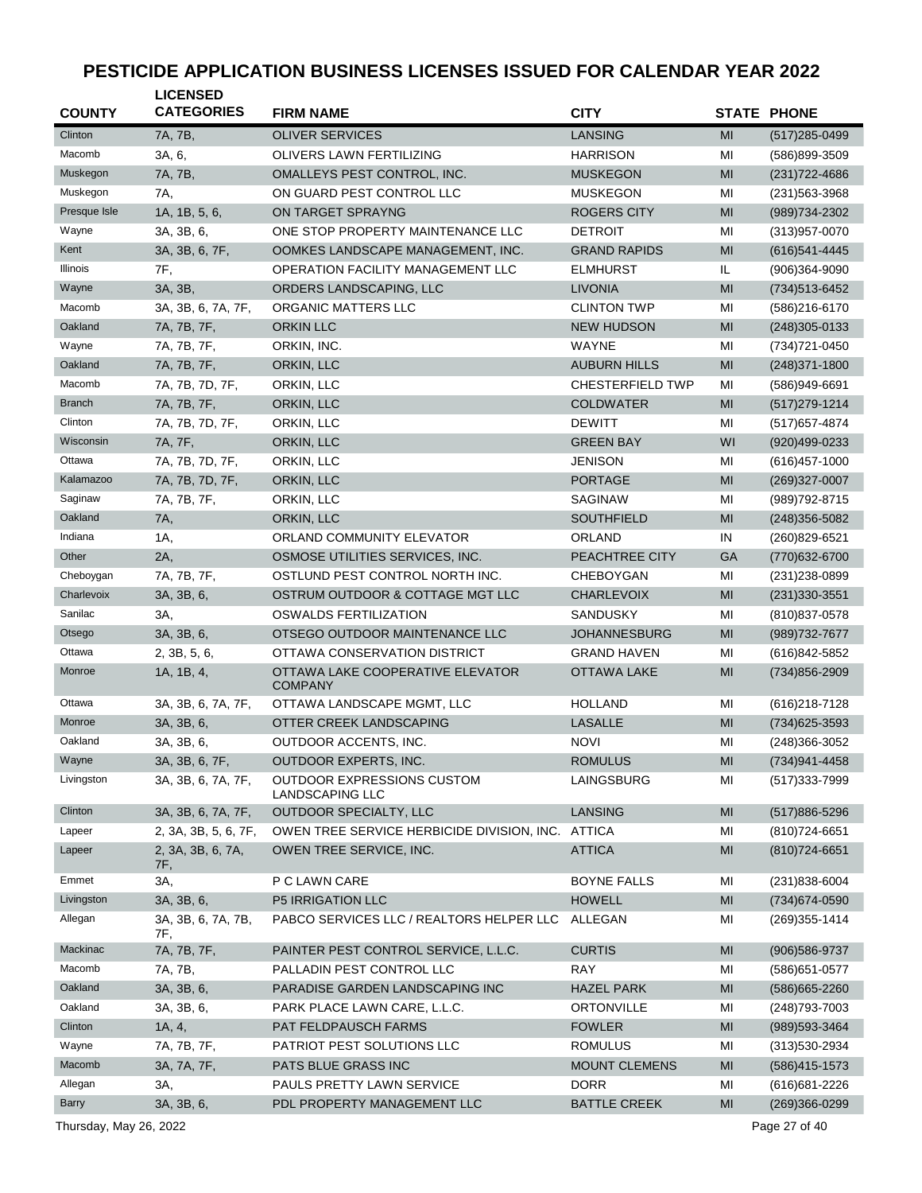# PESTICIDE APPLICATION BUSINESS LICENSES ISSUED FOR CALENDAR YEAR 2022

| COUNTY | LICENSED CATEGORIES | FIRM NAME | CITY | STATE | PHONE |
|---|---|---|---|---|---|
| Clinton | 7A, 7B, | OLIVER SERVICES | LANSING | MI | (517)285-0499 |
| Macomb | 3A, 6, | OLIVERS LAWN FERTILIZING | HARRISON | MI | (586)899-3509 |
| Muskegon | 7A, 7B, | OMALLEYS PEST CONTROL, INC. | MUSKEGON | MI | (231)722-4686 |
| Muskegon | 7A, | ON GUARD PEST CONTROL LLC | MUSKEGON | MI | (231)563-3968 |
| Presque Isle | 1A, 1B, 5, 6, | ON TARGET SPRAYNG | ROGERS CITY | MI | (989)734-2302 |
| Wayne | 3A, 3B, 6, | ONE STOP PROPERTY MAINTENANCE LLC | DETROIT | MI | (313)957-0070 |
| Kent | 3A, 3B, 6, 7F, | OOMKES LANDSCAPE MANAGEMENT, INC. | GRAND RAPIDS | MI | (616)541-4445 |
| Illinois | 7F, | OPERATION FACILITY MANAGEMENT LLC | ELMHURST | IL | (906)364-9090 |
| Wayne | 3A, 3B, | ORDERS LANDSCAPING, LLC | LIVONIA | MI | (734)513-6452 |
| Macomb | 3A, 3B, 6, 7A, 7F, | ORGANIC MATTERS LLC | CLINTON TWP | MI | (586)216-6170 |
| Oakland | 7A, 7B, 7F, | ORKIN LLC | NEW HUDSON | MI | (248)305-0133 |
| Wayne | 7A, 7B, 7F, | ORKIN, INC. | WAYNE | MI | (734)721-0450 |
| Oakland | 7A, 7B, 7F, | ORKIN, LLC | AUBURN HILLS | MI | (248)371-1800 |
| Macomb | 7A, 7B, 7D, 7F, | ORKIN, LLC | CHESTERFIELD TWP | MI | (586)949-6691 |
| Branch | 7A, 7B, 7F, | ORKIN, LLC | COLDWATER | MI | (517)279-1214 |
| Clinton | 7A, 7B, 7D, 7F, | ORKIN, LLC | DEWITT | MI | (517)657-4874 |
| Wisconsin | 7A, 7F, | ORKIN, LLC | GREEN BAY | WI | (920)499-0233 |
| Ottawa | 7A, 7B, 7D, 7F, | ORKIN, LLC | JENISON | MI | (616)457-1000 |
| Kalamazoo | 7A, 7B, 7D, 7F, | ORKIN, LLC | PORTAGE | MI | (269)327-0007 |
| Saginaw | 7A, 7B, 7F, | ORKIN, LLC | SAGINAW | MI | (989)792-8715 |
| Oakland | 7A, | ORKIN, LLC | SOUTHFIELD | MI | (248)356-5082 |
| Indiana | 1A, | ORLAND COMMUNITY ELEVATOR | ORLAND | IN | (260)829-6521 |
| Other | 2A, | OSMOSE UTILITIES SERVICES, INC. | PEACHTREE CITY | GA | (770)632-6700 |
| Cheboygan | 7A, 7B, 7F, | OSTLUND PEST CONTROL NORTH INC. | CHEBOYGAN | MI | (231)238-0899 |
| Charlevoix | 3A, 3B, 6, | OSTRUM OUTDOOR & COTTAGE MGT LLC | CHARLEVOIX | MI | (231)330-3551 |
| Sanilac | 3A, | OSWALDS FERTILIZATION | SANDUSKY | MI | (810)837-0578 |
| Otsego | 3A, 3B, 6, | OTSEGO OUTDOOR MAINTENANCE LLC | JOHANNESBURG | MI | (989)732-7677 |
| Ottawa | 2, 3B, 5, 6, | OTTAWA CONSERVATION DISTRICT | GRAND HAVEN | MI | (616)842-5852 |
| Monroe | 1A, 1B, 4, | OTTAWA LAKE COOPERATIVE ELEVATOR COMPANY | OTTAWA LAKE | MI | (734)856-2909 |
| Ottawa | 3A, 3B, 6, 7A, 7F, | OTTAWA LANDSCAPE MGMT, LLC | HOLLAND | MI | (616)218-7128 |
| Monroe | 3A, 3B, 6, | OTTER CREEK LANDSCAPING | LASALLE | MI | (734)625-3593 |
| Oakland | 3A, 3B, 6, | OUTDOOR ACCENTS, INC. | NOVI | MI | (248)366-3052 |
| Wayne | 3A, 3B, 6, 7F, | OUTDOOR EXPERTS, INC. | ROMULUS | MI | (734)941-4458 |
| Livingston | 3A, 3B, 6, 7A, 7F, | OUTDOOR EXPRESSIONS CUSTOM LANDSCAPING LLC | LAINGSBURG | MI | (517)333-7999 |
| Clinton | 3A, 3B, 6, 7A, 7F, | OUTDOOR SPECIALTY, LLC | LANSING | MI | (517)886-5296 |
| Lapeer | 2, 3A, 3B, 5, 6, 7F, | OWEN TREE SERVICE HERBICIDE DIVISION, INC. | ATTICA | MI | (810)724-6651 |
| Lapeer | 2, 3A, 3B, 6, 7A, 7F, | OWEN TREE SERVICE, INC. | ATTICA | MI | (810)724-6651 |
| Emmet | 3A, | P C LAWN CARE | BOYNE FALLS | MI | (231)838-6004 |
| Livingston | 3A, 3B, 6, | P5 IRRIGATION LLC | HOWELL | MI | (734)674-0590 |
| Allegan | 3A, 3B, 6, 7A, 7B, 7F, | PABCO SERVICES LLC / REALTORS HELPER LLC | ALLEGAN | MI | (269)355-1414 |
| Mackinac | 7A, 7B, 7F, | PAINTER PEST CONTROL SERVICE, L.L.C. | CURTIS | MI | (906)586-9737 |
| Macomb | 7A, 7B, | PALLADIN PEST CONTROL LLC | RAY | MI | (586)651-0577 |
| Oakland | 3A, 3B, 6, | PARADISE GARDEN LANDSCAPING INC | HAZEL PARK | MI | (586)665-2260 |
| Oakland | 3A, 3B, 6, | PARK PLACE LAWN CARE, L.L.C. | ORTONVILLE | MI | (248)793-7003 |
| Clinton | 1A, 4, | PAT FELDPAUSCH FARMS | FOWLER | MI | (989)593-3464 |
| Wayne | 7A, 7B, 7F, | PATRIOT PEST SOLUTIONS LLC | ROMULUS | MI | (313)530-2934 |
| Macomb | 3A, 7A, 7F, | PATS BLUE GRASS INC | MOUNT CLEMENS | MI | (586)415-1573 |
| Allegan | 3A, | PAULS PRETTY LAWN SERVICE | DORR | MI | (616)681-2226 |
| Barry | 3A, 3B, 6, | PDL PROPERTY MANAGEMENT LLC | BATTLE CREEK | MI | (269)366-0299 |

Thursday, May 26, 2022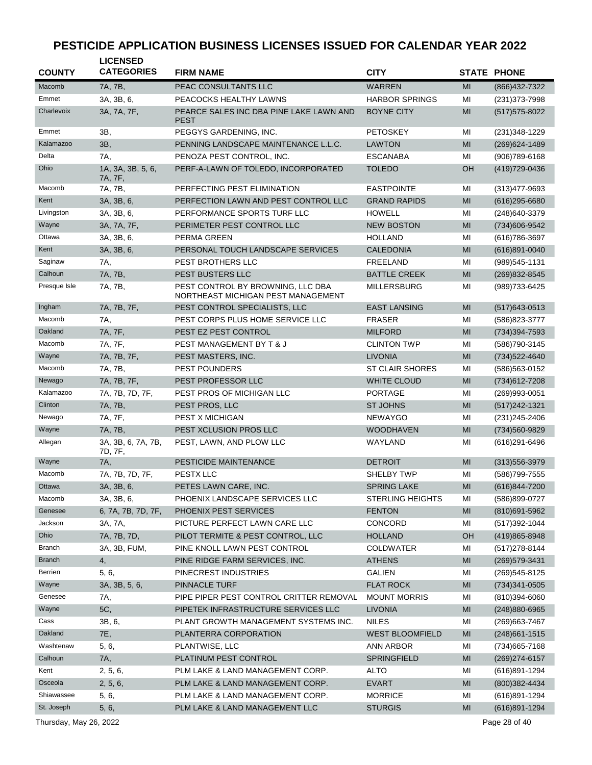# PESTICIDE APPLICATION BUSINESS LICENSES ISSUED FOR CALENDAR YEAR 2022

| COUNTY | LICENSED CATEGORIES | FIRM NAME | CITY | STATE | PHONE |
|---|---|---|---|---|---|
| Macomb | 7A, 7B, | PEAC CONSULTANTS LLC | WARREN | MI | (866)432-7322 |
| Emmet | 3A, 3B, 6, | PEACOCKS HEALTHY LAWNS | HARBOR SPRINGS | MI | (231)373-7998 |
| Charlevoix | 3A, 7A, 7F, | PEARCE SALES INC DBA PINE LAKE LAWN AND PEST | BOYNE CITY | MI | (517)575-8022 |
| Emmet | 3B, | PEGGYS GARDENING, INC. | PETOSKEY | MI | (231)348-1229 |
| Kalamazoo | 3B, | PENNING LANDSCAPE MAINTENANCE L.L.C. | LAWTON | MI | (269)624-1489 |
| Delta | 7A, | PENOZA PEST CONTROL, INC. | ESCANABA | MI | (906)789-6168 |
| Ohio | 1A, 3A, 3B, 5, 6, 7A, 7F, | PERF-A-LAWN OF TOLEDO, INCORPORATED | TOLEDO | OH | (419)729-0436 |
| Macomb | 7A, 7B, | PERFECTING PEST ELIMINATION | EASTPOINTE | MI | (313)477-9693 |
| Kent | 3A, 3B, 6, | PERFECTION LAWN AND PEST CONTROL LLC | GRAND RAPIDS | MI | (616)295-6680 |
| Livingston | 3A, 3B, 6, | PERFORMANCE SPORTS TURF LLC | HOWELL | MI | (248)640-3379 |
| Wayne | 3A, 7A, 7F, | PERIMETER PEST CONTROL LLC | NEW BOSTON | MI | (734)606-9542 |
| Ottawa | 3A, 3B, 6, | PERMA GREEN | HOLLAND | MI | (616)786-3697 |
| Kent | 3A, 3B, 6, | PERSONAL TOUCH LANDSCAPE SERVICES | CALEDONIA | MI | (616)891-0040 |
| Saginaw | 7A, | PEST BROTHERS LLC | FREELAND | MI | (989)545-1131 |
| Calhoun | 7A, 7B, | PEST BUSTERS LLC | BATTLE CREEK | MI | (269)832-8545 |
| Presque Isle | 7A, 7B, | PEST CONTROL BY BROWNING, LLC DBA NORTHEAST MICHIGAN PEST MANAGEMENT | MILLERSBURG | MI | (989)733-6425 |
| Ingham | 7A, 7B, 7F, | PEST CONTROL SPECIALISTS, LLC | EAST LANSING | MI | (517)643-0513 |
| Macomb | 7A, | PEST CORPS PLUS HOME SERVICE LLC | FRASER | MI | (586)823-3777 |
| Oakland | 7A, 7F, | PEST EZ PEST CONTROL | MILFORD | MI | (734)394-7593 |
| Macomb | 7A, 7F, | PEST MANAGEMENT BY T & J | CLINTON TWP | MI | (586)790-3145 |
| Wayne | 7A, 7B, 7F, | PEST MASTERS, INC. | LIVONIA | MI | (734)522-4640 |
| Macomb | 7A, 7B, | PEST POUNDERS | ST CLAIR SHORES | MI | (586)563-0152 |
| Newago | 7A, 7B, 7F, | PEST PROFESSOR LLC | WHITE CLOUD | MI | (734)612-7208 |
| Kalamazoo | 7A, 7B, 7D, 7F, | PEST PROS OF MICHIGAN LLC | PORTAGE | MI | (269)993-0051 |
| Clinton | 7A, 7B, | PEST PROS, LLC | ST JOHNS | MI | (517)242-1321 |
| Newago | 7A, 7F, | PEST X MICHIGAN | NEWAYGO | MI | (231)245-2406 |
| Wayne | 7A, 7B, | PEST XCLUSION PROS LLC | WOODHAVEN | MI | (734)560-9829 |
| Allegan | 3A, 3B, 6, 7A, 7B, 7D, 7F, | PEST, LAWN, AND PLOW LLC | WAYLAND | MI | (616)291-6496 |
| Wayne | 7A, | PESTICIDE MAINTENANCE | DETROIT | MI | (313)556-3979 |
| Macomb | 7A, 7B, 7D, 7F, | PESTX LLC | SHELBY TWP | MI | (586)799-7555 |
| Ottawa | 3A, 3B, 6, | PETES LAWN CARE, INC. | SPRING LAKE | MI | (616)844-7200 |
| Macomb | 3A, 3B, 6, | PHOENIX LANDSCAPE SERVICES LLC | STERLING HEIGHTS | MI | (586)899-0727 |
| Genesee | 6, 7A, 7B, 7D, 7F, | PHOENIX PEST SERVICES | FENTON | MI | (810)691-5962 |
| Jackson | 3A, 7A, | PICTURE PERFECT LAWN CARE LLC | CONCORD | MI | (517)392-1044 |
| Ohio | 7A, 7B, 7D, | PILOT TERMITE & PEST CONTROL, LLC | HOLLAND | OH | (419)865-8948 |
| Branch | 3A, 3B, FUM, | PINE KNOLL LAWN PEST CONTROL | COLDWATER | MI | (517)278-8144 |
| Branch | 4, | PINE RIDGE FARM SERVICES, INC. | ATHENS | MI | (269)579-3431 |
| Berrien | 5, 6, | PINECREST INDUSTRIES | GALIEN | MI | (269)545-8125 |
| Wayne | 3A, 3B, 5, 6, | PINNACLE TURF | FLAT ROCK | MI | (734)341-0505 |
| Genesee | 7A, | PIPE PIPER PEST CONTROL CRITTER REMOVAL | MOUNT MORRIS | MI | (810)394-6060 |
| Wayne | 5C, | PIPETEK INFRASTRUCTURE SERVICES LLC | LIVONIA | MI | (248)880-6965 |
| Cass | 3B, 6, | PLANT GROWTH MANAGEMENT SYSTEMS INC. | NILES | MI | (269)663-7467 |
| Oakland | 7E, | PLANTERRA CORPORATION | WEST BLOOMFIELD | MI | (248)661-1515 |
| Washtenaw | 5, 6, | PLANTWISE, LLC | ANN ARBOR | MI | (734)665-7168 |
| Calhoun | 7A, | PLATINUM PEST CONTROL | SPRINGFIELD | MI | (269)274-6157 |
| Kent | 2, 5, 6, | PLM LAKE & LAND MANAGEMENT CORP. | ALTO | MI | (616)891-1294 |
| Osceola | 2, 5, 6, | PLM LAKE & LAND MANAGEMENT CORP. | EVART | MI | (800)382-4434 |
| Shiawassee | 5, 6, | PLM LAKE & LAND MANAGEMENT CORP. | MORRICE | MI | (616)891-1294 |
| St. Joseph | 5, 6, | PLM LAKE & LAND MANAGEMENT LLC | STURGIS | MI | (616)891-1294 |

Thursday, May 26, 2022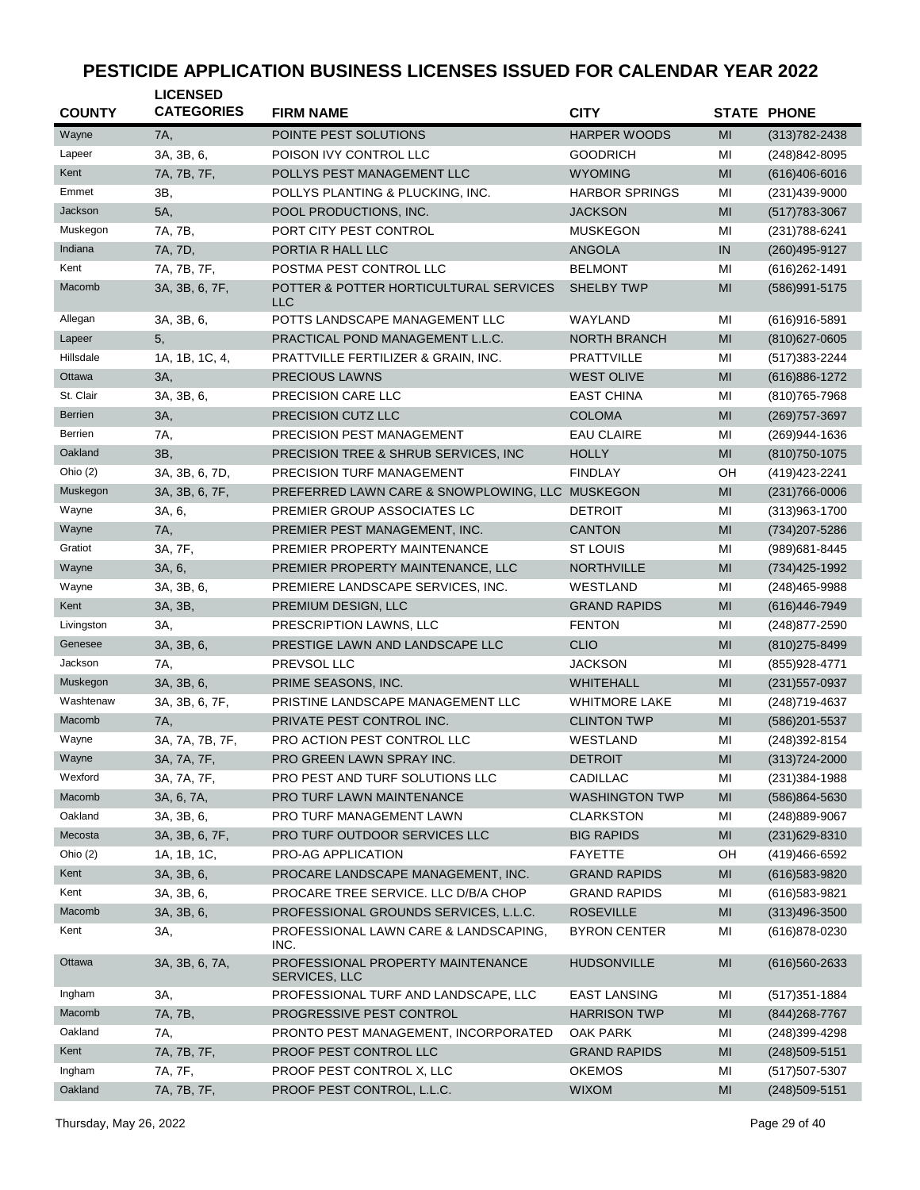# PESTICIDE APPLICATION BUSINESS LICENSES ISSUED FOR CALENDAR YEAR 2022

| COUNTY | LICENSED CATEGORIES | FIRM NAME | CITY | STATE | PHONE |
|---|---|---|---|---|---|
| Wayne | 7A, | POINTE PEST SOLUTIONS | HARPER WOODS | MI | (313)782-2438 |
| Lapeer | 3A, 3B, 6, | POISON IVY CONTROL LLC | GOODRICH | MI | (248)842-8095 |
| Kent | 7A, 7B, 7F, | POLLYS PEST MANAGEMENT LLC | WYOMING | MI | (616)406-6016 |
| Emmet | 3B, | POLLYS PLANTING & PLUCKING, INC. | HARBOR SPRINGS | MI | (231)439-9000 |
| Jackson | 5A, | POOL PRODUCTIONS, INC. | JACKSON | MI | (517)783-3067 |
| Muskegon | 7A, 7B, | PORT CITY PEST CONTROL | MUSKEGON | MI | (231)788-6241 |
| Indiana | 7A, 7D, | PORTIA R HALL LLC | ANGOLA | IN | (260)495-9127 |
| Kent | 7A, 7B, 7F, | POSTMA PEST CONTROL LLC | BELMONT | MI | (616)262-1491 |
| Macomb | 3A, 3B, 6, 7F, | POTTER & POTTER HORTICULTURAL SERVICES LLC | SHELBY TWP | MI | (586)991-5175 |
| Allegan | 3A, 3B, 6, | POTTS LANDSCAPE MANAGEMENT LLC | WAYLAND | MI | (616)916-5891 |
| Lapeer | 5, | PRACTICAL POND MANAGEMENT L.L.C. | NORTH BRANCH | MI | (810)627-0605 |
| Hillsdale | 1A, 1B, 1C, 4, | PRATTVILLE FERTILIZER & GRAIN, INC. | PRATTVILLE | MI | (517)383-2244 |
| Ottawa | 3A, | PRECIOUS LAWNS | WEST OLIVE | MI | (616)886-1272 |
| St. Clair | 3A, 3B, 6, | PRECISION CARE LLC | EAST CHINA | MI | (810)765-7968 |
| Berrien | 3A, | PRECISION CUTZ LLC | COLOMA | MI | (269)757-3697 |
| Berrien | 7A, | PRECISION PEST MANAGEMENT | EAU CLAIRE | MI | (269)944-1636 |
| Oakland | 3B, | PRECISION TREE & SHRUB SERVICES, INC | HOLLY | MI | (810)750-1075 |
| Ohio (2) | 3A, 3B, 6, 7D, | PRECISION TURF MANAGEMENT | FINDLAY | OH | (419)423-2241 |
| Muskegon | 3A, 3B, 6, 7F, | PREFERRED LAWN CARE & SNOWPLOWING, LLC | MUSKEGON | MI | (231)766-0006 |
| Wayne | 3A, 6, | PREMIER GROUP ASSOCIATES LC | DETROIT | MI | (313)963-1700 |
| Wayne | 7A, | PREMIER PEST MANAGEMENT, INC. | CANTON | MI | (734)207-5286 |
| Gratiot | 3A, 7F, | PREMIER PROPERTY MAINTENANCE | ST LOUIS | MI | (989)681-8445 |
| Wayne | 3A, 6, | PREMIER PROPERTY MAINTENANCE, LLC | NORTHVILLE | MI | (734)425-1992 |
| Wayne | 3A, 3B, 6, | PREMIERE LANDSCAPE SERVICES, INC. | WESTLAND | MI | (248)465-9988 |
| Kent | 3A, 3B, | PREMIUM DESIGN, LLC | GRAND RAPIDS | MI | (616)446-7949 |
| Livingston | 3A, | PRESCRIPTION LAWNS, LLC | FENTON | MI | (248)877-2590 |
| Genesee | 3A, 3B, 6, | PRESTIGE LAWN AND LANDSCAPE LLC | CLIO | MI | (810)275-8499 |
| Jackson | 7A, | PREVSOL LLC | JACKSON | MI | (855)928-4771 |
| Muskegon | 3A, 3B, 6, | PRIME SEASONS, INC. | WHITEHALL | MI | (231)557-0937 |
| Washtenaw | 3A, 3B, 6, 7F, | PRISTINE LANDSCAPE MANAGEMENT LLC | WHITMORE LAKE | MI | (248)719-4637 |
| Macomb | 7A, | PRIVATE PEST CONTROL INC. | CLINTON TWP | MI | (586)201-5537 |
| Wayne | 3A, 7A, 7B, 7F, | PRO ACTION PEST CONTROL LLC | WESTLAND | MI | (248)392-8154 |
| Wayne | 3A, 7A, 7F, | PRO GREEN LAWN SPRAY INC. | DETROIT | MI | (313)724-2000 |
| Wexford | 3A, 7A, 7F, | PRO PEST AND TURF SOLUTIONS LLC | CADILLAC | MI | (231)384-1988 |
| Macomb | 3A, 6, 7A, | PRO TURF LAWN MAINTENANCE | WASHINGTON TWP | MI | (586)864-5630 |
| Oakland | 3A, 3B, 6, | PRO TURF MANAGEMENT LAWN | CLARKSTON | MI | (248)889-9067 |
| Mecosta | 3A, 3B, 6, 7F, | PRO TURF OUTDOOR SERVICES LLC | BIG RAPIDS | MI | (231)629-8310 |
| Ohio (2) | 1A, 1B, 1C, | PRO-AG APPLICATION | FAYETTE | OH | (419)466-6592 |
| Kent | 3A, 3B, 6, | PROCARE LANDSCAPE MANAGEMENT, INC. | GRAND RAPIDS | MI | (616)583-9820 |
| Kent | 3A, 3B, 6, | PROCARE TREE SERVICE. LLC D/B/A CHOP | GRAND RAPIDS | MI | (616)583-9821 |
| Macomb | 3A, 3B, 6, | PROFESSIONAL GROUNDS SERVICES, L.L.C. | ROSEVILLE | MI | (313)496-3500 |
| Kent | 3A, | PROFESSIONAL LAWN CARE & LANDSCAPING, INC. | BYRON CENTER | MI | (616)878-0230 |
| Ottawa | 3A, 3B, 6, 7A, | PROFESSIONAL PROPERTY MAINTENANCE SERVICES, LLC | HUDSONVILLE | MI | (616)560-2633 |
| Ingham | 3A, | PROFESSIONAL TURF AND LANDSCAPE, LLC | EAST LANSING | MI | (517)351-1884 |
| Macomb | 7A, 7B, | PROGRESSIVE PEST CONTROL | HARRISON TWP | MI | (844)268-7767 |
| Oakland | 7A, | PRONTO PEST MANAGEMENT, INCORPORATED | OAK PARK | MI | (248)399-4298 |
| Kent | 7A, 7B, 7F, | PROOF PEST CONTROL LLC | GRAND RAPIDS | MI | (248)509-5151 |
| Ingham | 7A, 7F, | PROOF PEST CONTROL X, LLC | OKEMOS | MI | (517)507-5307 |
| Oakland | 7A, 7B, 7F, | PROOF PEST CONTROL, L.L.C. | WIXOM | MI | (248)509-5151 |

Thursday, May 26, 2022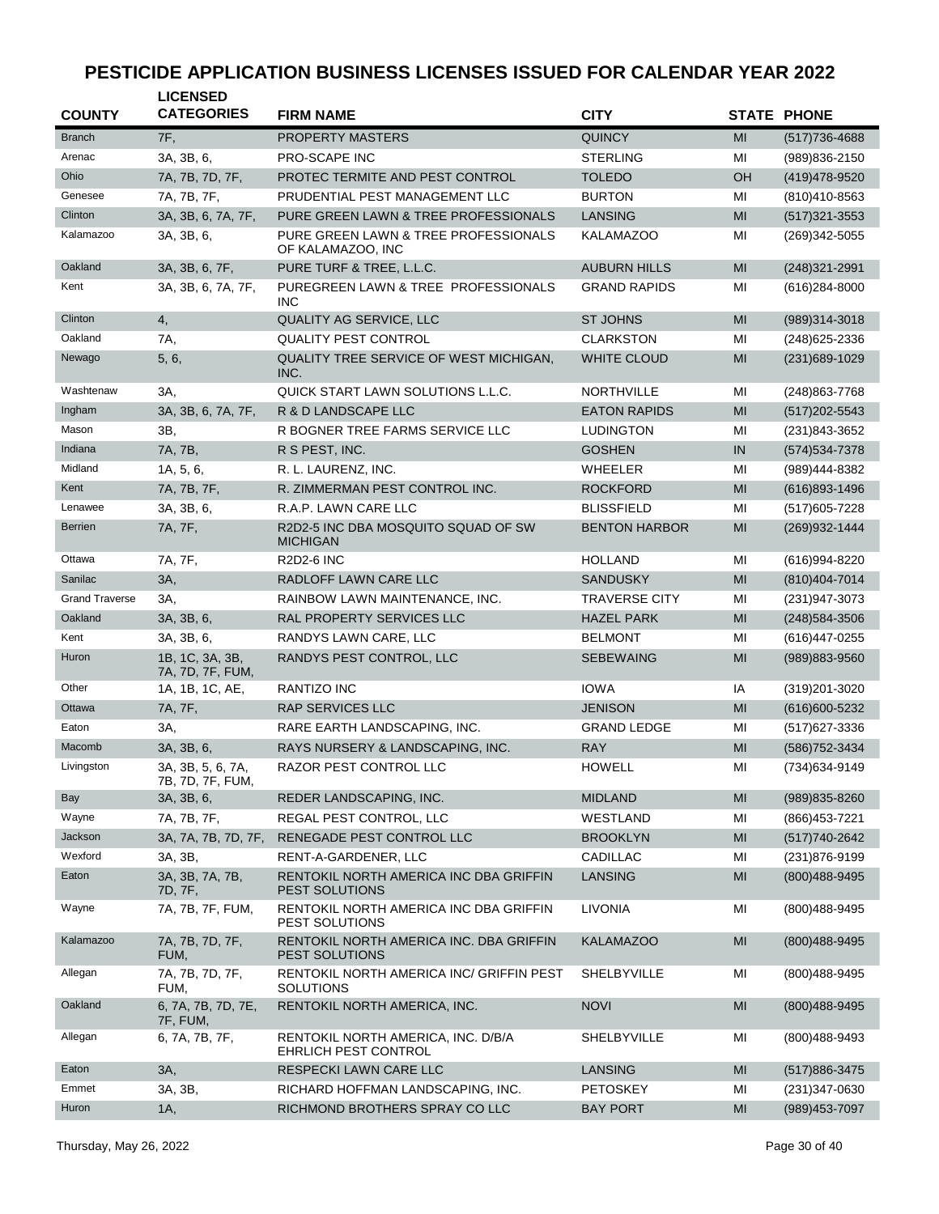# PESTICIDE APPLICATION BUSINESS LICENSES ISSUED FOR CALENDAR YEAR 2022

| COUNTY | LICENSED CATEGORIES | FIRM NAME | CITY | STATE | PHONE |
|---|---|---|---|---|---|
| Branch | 7F, | PROPERTY MASTERS | QUINCY | MI | (517)736-4688 |
| Arenac | 3A, 3B, 6, | PRO-SCAPE INC | STERLING | MI | (989)836-2150 |
| Ohio | 7A, 7B, 7D, 7F, | PROTEC TERMITE AND PEST CONTROL | TOLEDO | OH | (419)478-9520 |
| Genesee | 7A, 7B, 7F, | PRUDENTIAL PEST MANAGEMENT LLC | BURTON | MI | (810)410-8563 |
| Clinton | 3A, 3B, 6, 7A, 7F, | PURE GREEN LAWN & TREE PROFESSIONALS | LANSING | MI | (517)321-3553 |
| Kalamazoo | 3A, 3B, 6, | PURE GREEN LAWN & TREE PROFESSIONALS OF KALAMAZOO, INC | KALAMAZOO | MI | (269)342-5055 |
| Oakland | 3A, 3B, 6, 7F, | PURE TURF & TREE, L.L.C. | AUBURN HILLS | MI | (248)321-2991 |
| Kent | 3A, 3B, 6, 7A, 7F, | PUREGREEN LAWN & TREE PROFESSIONALS INC | GRAND RAPIDS | MI | (616)284-8000 |
| Clinton | 4, | QUALITY AG SERVICE, LLC | ST JOHNS | MI | (989)314-3018 |
| Oakland | 7A, | QUALITY PEST CONTROL | CLARKSTON | MI | (248)625-2336 |
| Newago | 5, 6, | QUALITY TREE SERVICE OF WEST MICHIGAN, INC. | WHITE CLOUD | MI | (231)689-1029 |
| Washtenaw | 3A, | QUICK START LAWN SOLUTIONS L.L.C. | NORTHVILLE | MI | (248)863-7768 |
| Ingham | 3A, 3B, 6, 7A, 7F, | R & D LANDSCAPE LLC | EATON RAPIDS | MI | (517)202-5543 |
| Mason | 3B, | R BOGNER TREE FARMS SERVICE LLC | LUDINGTON | MI | (231)843-3652 |
| Indiana | 7A, 7B, | R S PEST, INC. | GOSHEN | IN | (574)534-7378 |
| Midland | 1A, 5, 6, | R. L. LAURENZ, INC. | WHEELER | MI | (989)444-8382 |
| Kent | 7A, 7B, 7F, | R. ZIMMERMAN PEST CONTROL INC. | ROCKFORD | MI | (616)893-1496 |
| Lenawee | 3A, 3B, 6, | R.A.P. LAWN CARE LLC | BLISSFIELD | MI | (517)605-7228 |
| Berrien | 7A, 7F, | R2D2-5 INC DBA MOSQUITO SQUAD OF SW MICHIGAN | BENTON HARBOR | MI | (269)932-1444 |
| Ottawa | 7A, 7F, | R2D2-6 INC | HOLLAND | MI | (616)994-8220 |
| Sanilac | 3A, | RADLOFF LAWN CARE LLC | SANDUSKY | MI | (810)404-7014 |
| Grand Traverse | 3A, | RAINBOW LAWN MAINTENANCE, INC. | TRAVERSE CITY | MI | (231)947-3073 |
| Oakland | 3A, 3B, 6, | RAL PROPERTY SERVICES LLC | HAZEL PARK | MI | (248)584-3506 |
| Kent | 3A, 3B, 6, | RANDYS LAWN CARE, LLC | BELMONT | MI | (616)447-0255 |
| Huron | 1B, 1C, 3A, 3B, 7A, 7D, 7F, FUM, | RANDYS PEST CONTROL, LLC | SEBEWAING | MI | (989)883-9560 |
| Other | 1A, 1B, 1C, AE, | RANTIZO INC | IOWA | IA | (319)201-3020 |
| Ottawa | 7A, 7F, | RAP SERVICES LLC | JENISON | MI | (616)600-5232 |
| Eaton | 3A, | RARE EARTH LANDSCAPING, INC. | GRAND LEDGE | MI | (517)627-3336 |
| Macomb | 3A, 3B, 6, | RAYS NURSERY & LANDSCAPING, INC. | RAY | MI | (586)752-3434 |
| Livingston | 3A, 3B, 5, 6, 7A, 7B, 7D, 7F, FUM, | RAZOR PEST CONTROL LLC | HOWELL | MI | (734)634-9149 |
| Bay | 3A, 3B, 6, | REDER LANDSCAPING, INC. | MIDLAND | MI | (989)835-8260 |
| Wayne | 7A, 7B, 7F, | REGAL PEST CONTROL, LLC | WESTLAND | MI | (866)453-7221 |
| Jackson | 3A, 7A, 7B, 7D, 7F, | RENEGADE PEST CONTROL LLC | BROOKLYN | MI | (517)740-2642 |
| Wexford | 3A, 3B, | RENT-A-GARDENER, LLC | CADILLAC | MI | (231)876-9199 |
| Eaton | 3A, 3B, 7A, 7B, 7D, 7F, | RENTOKIL NORTH AMERICA INC DBA GRIFFIN PEST SOLUTIONS | LANSING | MI | (800)488-9495 |
| Wayne | 7A, 7B, 7F, FUM, | RENTOKIL NORTH AMERICA INC DBA GRIFFIN PEST SOLUTIONS | LIVONIA | MI | (800)488-9495 |
| Kalamazoo | 7A, 7B, 7D, 7F, FUM, | RENTOKIL NORTH AMERICA INC. DBA GRIFFIN PEST SOLUTIONS | KALAMAZOO | MI | (800)488-9495 |
| Allegan | 7A, 7B, 7D, 7F, FUM, | RENTOKIL NORTH AMERICA INC/ GRIFFIN PEST SOLUTIONS | SHELBYVILLE | MI | (800)488-9495 |
| Oakland | 6, 7A, 7B, 7D, 7E, 7F, FUM, | RENTOKIL NORTH AMERICA, INC. | NOVI | MI | (800)488-9495 |
| Allegan | 6, 7A, 7B, 7F, | RENTOKIL NORTH AMERICA, INC. D/B/A EHRLICH PEST CONTROL | SHELBYVILLE | MI | (800)488-9493 |
| Eaton | 3A, | RESPECKI LAWN CARE LLC | LANSING | MI | (517)886-3475 |
| Emmet | 3A, 3B, | RICHARD HOFFMAN LANDSCAPING, INC. | PETOSKEY | MI | (231)347-0630 |
| Huron | 1A, | RICHMOND BROTHERS SPRAY CO LLC | BAY PORT | MI | (989)453-7097 |

Thursday, May 26, 2022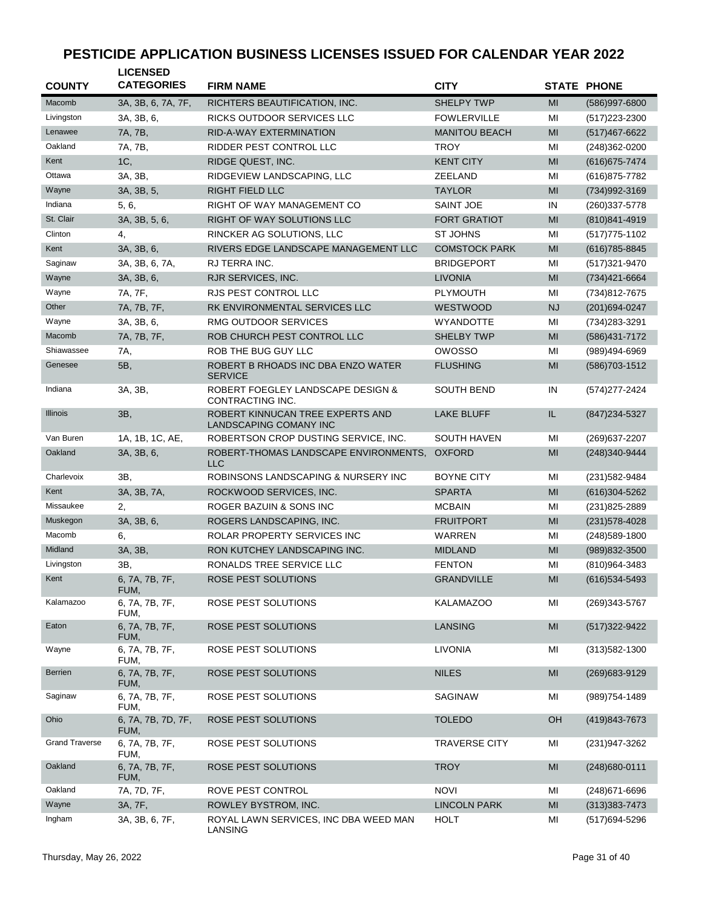# PESTICIDE APPLICATION BUSINESS LICENSES ISSUED FOR CALENDAR YEAR 2022

| COUNTY | LICENSED CATEGORIES | FIRM NAME | CITY | STATE | PHONE |
|---|---|---|---|---|---|
| Macomb | 3A, 3B, 6, 7A, 7F, | RICHTERS BEAUTIFICATION, INC. | SHELPY TWP | MI | (586)997-6800 |
| Livingston | 3A, 3B, 6, | RICKS OUTDOOR SERVICES LLC | FOWLERVILLE | MI | (517)223-2300 |
| Lenawee | 7A, 7B, | RID-A-WAY EXTERMINATION | MANITOU BEACH | MI | (517)467-6622 |
| Oakland | 7A, 7B, | RIDDER PEST CONTROL LLC | TROY | MI | (248)362-0200 |
| Kent | 1C, | RIDGE QUEST, INC. | KENT CITY | MI | (616)675-7474 |
| Ottawa | 3A, 3B, | RIDGEVIEW LANDSCAPING, LLC | ZEELAND | MI | (616)875-7782 |
| Wayne | 3A, 3B, 5, | RIGHT FIELD LLC | TAYLOR | MI | (734)992-3169 |
| Indiana | 5, 6, | RIGHT OF WAY MANAGEMENT CO | SAINT JOE | IN | (260)337-5778 |
| St. Clair | 3A, 3B, 5, 6, | RIGHT OF WAY SOLUTIONS LLC | FORT GRATIOT | MI | (810)841-4919 |
| Clinton | 4, | RINCKER AG SOLUTIONS, LLC | ST JOHNS | MI | (517)775-1102 |
| Kent | 3A, 3B, 6, | RIVERS EDGE LANDSCAPE MANAGEMENT LLC | COMSTOCK PARK | MI | (616)785-8845 |
| Saginaw | 3A, 3B, 6, 7A, | RJ TERRA INC. | BRIDGEPORT | MI | (517)321-9470 |
| Wayne | 3A, 3B, 6, | RJR SERVICES, INC. | LIVONIA | MI | (734)421-6664 |
| Wayne | 7A, 7F, | RJS PEST CONTROL LLC | PLYMOUTH | MI | (734)812-7675 |
| Other | 7A, 7B, 7F, | RK ENVIRONMENTAL SERVICES LLC | WESTWOOD | NJ | (201)694-0247 |
| Wayne | 3A, 3B, 6, | RMG OUTDOOR SERVICES | WYANDOTTE | MI | (734)283-3291 |
| Macomb | 7A, 7B, 7F, | ROB CHURCH PEST CONTROL LLC | SHELBY TWP | MI | (586)431-7172 |
| Shiawassee | 7A, | ROB THE BUG GUY LLC | OWOSSO | MI | (989)494-6969 |
| Genesee | 5B, | ROBERT B RHOADS INC DBA ENZO WATER SERVICE | FLUSHING | MI | (586)703-1512 |
| Indiana | 3A, 3B, | ROBERT FOEGLEY LANDSCAPE DESIGN & CONTRACTING INC. | SOUTH BEND | IN | (574)277-2424 |
| Illinois | 3B, | ROBERT KINNUCAN TREE EXPERTS AND LANDSCAPING COMANY INC | LAKE BLUFF | IL | (847)234-5327 |
| Van Buren | 1A, 1B, 1C, AE, | ROBERTSON CROP DUSTING SERVICE, INC. | SOUTH HAVEN | MI | (269)637-2207 |
| Oakland | 3A, 3B, 6, | ROBERT-THOMAS LANDSCAPE ENVIRONMENTS, LLC | OXFORD | MI | (248)340-9444 |
| Charlevoix | 3B, | ROBINSONS LANDSCAPING & NURSERY INC | BOYNE CITY | MI | (231)582-9484 |
| Kent | 3A, 3B, 7A, | ROCKWOOD SERVICES, INC. | SPARTA | MI | (616)304-5262 |
| Missaukee | 2, | ROGER BAZUIN & SONS INC | MCBAIN | MI | (231)825-2889 |
| Muskegon | 3A, 3B, 6, | ROGERS LANDSCAPING, INC. | FRUITPORT | MI | (231)578-4028 |
| Macomb | 6, | ROLAR PROPERTY SERVICES INC | WARREN | MI | (248)589-1800 |
| Midland | 3A, 3B, | RON KUTCHEY LANDSCAPING INC. | MIDLAND | MI | (989)832-3500 |
| Livingston | 3B, | RONALDS TREE SERVICE LLC | FENTON | MI | (810)964-3483 |
| Kent | 6, 7A, 7B, 7F, FUM, | ROSE PEST SOLUTIONS | GRANDVILLE | MI | (616)534-5493 |
| Kalamazoo | 6, 7A, 7B, 7F, FUM, | ROSE PEST SOLUTIONS | KALAMAZOO | MI | (269)343-5767 |
| Eaton | 6, 7A, 7B, 7F, FUM, | ROSE PEST SOLUTIONS | LANSING | MI | (517)322-9422 |
| Wayne | 6, 7A, 7B, 7F, FUM, | ROSE PEST SOLUTIONS | LIVONIA | MI | (313)582-1300 |
| Berrien | 6, 7A, 7B, 7F, FUM, | ROSE PEST SOLUTIONS | NILES | MI | (269)683-9129 |
| Saginaw | 6, 7A, 7B, 7F, FUM, | ROSE PEST SOLUTIONS | SAGINAW | MI | (989)754-1489 |
| Ohio | 6, 7A, 7B, 7D, 7F, FUM, | ROSE PEST SOLUTIONS | TOLEDO | OH | (419)843-7673 |
| Grand Traverse | 6, 7A, 7B, 7F, FUM, | ROSE PEST SOLUTIONS | TRAVERSE CITY | MI | (231)947-3262 |
| Oakland | 6, 7A, 7B, 7F, FUM, | ROSE PEST SOLUTIONS | TROY | MI | (248)680-0111 |
| Oakland | 7A, 7D, 7F, | ROVE PEST CONTROL | NOVI | MI | (248)671-6696 |
| Wayne | 3A, 7F, | ROWLEY BYSTROM, INC. | LINCOLN PARK | MI | (313)383-7473 |
| Ingham | 3A, 3B, 6, 7F, | ROYAL LAWN SERVICES, INC DBA WEED MAN LANSING | HOLT | MI | (517)694-5296 |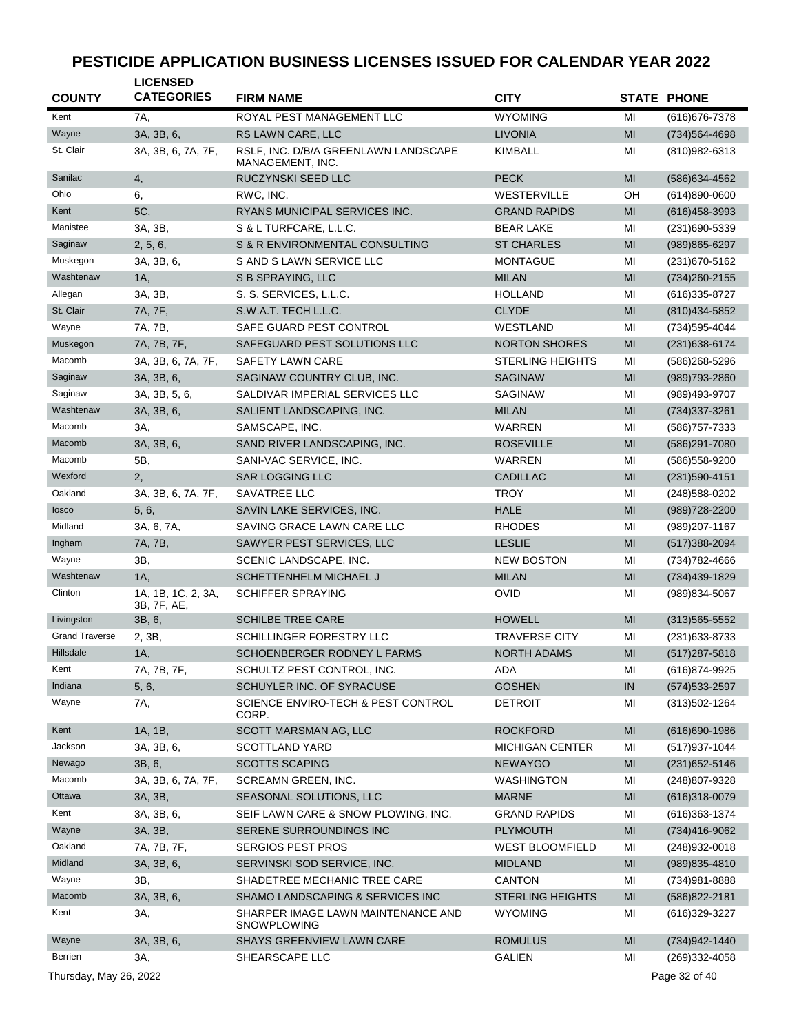# PESTICIDE APPLICATION BUSINESS LICENSES ISSUED FOR CALENDAR YEAR 2022

| COUNTY | LICENSED CATEGORIES | FIRM NAME | CITY | STATE | PHONE |
|---|---|---|---|---|---|
| Kent | 7A, | ROYAL PEST MANAGEMENT LLC | WYOMING | MI | (616)676-7378 |
| Wayne | 3A, 3B, 6, | RS LAWN CARE, LLC | LIVONIA | MI | (734)564-4698 |
| St. Clair | 3A, 3B, 6, 7A, 7F, | RSLF, INC. D/B/A GREENLAWN LANDSCAPE MANAGEMENT, INC. | KIMBALL | MI | (810)982-6313 |
| Sanilac | 4, | RUCZYNSKI SEED LLC | PECK | MI | (586)634-4562 |
| Ohio | 6, | RWC, INC. | WESTERVILLE | OH | (614)890-0600 |
| Kent | 5C, | RYANS MUNICIPAL SERVICES INC. | GRAND RAPIDS | MI | (616)458-3993 |
| Manistee | 3A, 3B, | S & L TURFCARE, L.L.C. | BEAR LAKE | MI | (231)690-5339 |
| Saginaw | 2, 5, 6, | S & R ENVIRONMENTAL CONSULTING | ST CHARLES | MI | (989)865-6297 |
| Muskegon | 3A, 3B, 6, | S AND S LAWN SERVICE LLC | MONTAGUE | MI | (231)670-5162 |
| Washtenaw | 1A, | S B SPRAYING, LLC | MILAN | MI | (734)260-2155 |
| Allegan | 3A, 3B, | S. S. SERVICES, L.L.C. | HOLLAND | MI | (616)335-8727 |
| St. Clair | 7A, 7F, | S.W.A.T. TECH L.L.C. | CLYDE | MI | (810)434-5852 |
| Wayne | 7A, 7B, | SAFE GUARD PEST CONTROL | WESTLAND | MI | (734)595-4044 |
| Muskegon | 7A, 7B, 7F, | SAFEGUARD PEST SOLUTIONS LLC | NORTON SHORES | MI | (231)638-6174 |
| Macomb | 3A, 3B, 6, 7A, 7F, | SAFETY LAWN CARE | STERLING HEIGHTS | MI | (586)268-5296 |
| Saginaw | 3A, 3B, 6, | SAGINAW COUNTRY CLUB, INC. | SAGINAW | MI | (989)793-2860 |
| Saginaw | 3A, 3B, 5, 6, | SALDIVAR IMPERIAL SERVICES LLC | SAGINAW | MI | (989)493-9707 |
| Washtenaw | 3A, 3B, 6, | SALIENT LANDSCAPING, INC. | MILAN | MI | (734)337-3261 |
| Macomb | 3A, | SAMSCAPE, INC. | WARREN | MI | (586)757-7333 |
| Macomb | 3A, 3B, 6, | SAND RIVER LANDSCAPING, INC. | ROSEVILLE | MI | (586)291-7080 |
| Macomb | 5B, | SANI-VAC SERVICE, INC. | WARREN | MI | (586)558-9200 |
| Wexford | 2, | SAR LOGGING LLC | CADILLAC | MI | (231)590-4151 |
| Oakland | 3A, 3B, 6, 7A, 7F, | SAVATREE LLC | TROY | MI | (248)588-0202 |
| Iosco | 5, 6, | SAVIN LAKE SERVICES, INC. | HALE | MI | (989)728-2200 |
| Midland | 3A, 6, 7A, | SAVING GRACE LAWN CARE LLC | RHODES | MI | (989)207-1167 |
| Ingham | 7A, 7B, | SAWYER PEST SERVICES, LLC | LESLIE | MI | (517)388-2094 |
| Wayne | 3B, | SCENIC LANDSCAPE, INC. | NEW BOSTON | MI | (734)782-4666 |
| Washtenaw | 1A, | SCHETTENHELM MICHAEL J | MILAN | MI | (734)439-1829 |
| Clinton | 1A, 1B, 1C, 2, 3A, 3B, 7F, AE, | SCHIFFER SPRAYING | OVID | MI | (989)834-5067 |
| Livingston | 3B, 6, | SCHILBE TREE CARE | HOWELL | MI | (313)565-5552 |
| Grand Traverse | 2, 3B, | SCHILLINGER FORESTRY LLC | TRAVERSE CITY | MI | (231)633-8733 |
| Hillsdale | 1A, | SCHOENBERGER RODNEY L FARMS | NORTH ADAMS | MI | (517)287-5818 |
| Kent | 7A, 7B, 7F, | SCHULTZ PEST CONTROL, INC. | ADA | MI | (616)874-9925 |
| Indiana | 5, 6, | SCHUYLER INC. OF SYRACUSE | GOSHEN | IN | (574)533-2597 |
| Wayne | 7A, | SCIENCE ENVIRO-TECH & PEST CONTROL CORP. | DETROIT | MI | (313)502-1264 |
| Kent | 1A, 1B, | SCOTT MARSMAN AG, LLC | ROCKFORD | MI | (616)690-1986 |
| Jackson | 3A, 3B, 6, | SCOTTLAND YARD | MICHIGAN CENTER | MI | (517)937-1044 |
| Newago | 3B, 6, | SCOTTS SCAPING | NEWAYGO | MI | (231)652-5146 |
| Macomb | 3A, 3B, 6, 7A, 7F, | SCREAMN GREEN, INC. | WASHINGTON | MI | (248)807-9328 |
| Ottawa | 3A, 3B, | SEASONAL SOLUTIONS, LLC | MARNE | MI | (616)318-0079 |
| Kent | 3A, 3B, 6, | SEIF LAWN CARE & SNOW PLOWING, INC. | GRAND RAPIDS | MI | (616)363-1374 |
| Wayne | 3A, 3B, | SERENE SURROUNDINGS INC | PLYMOUTH | MI | (734)416-9062 |
| Oakland | 7A, 7B, 7F, | SERGIOS PEST PROS | WEST BLOOMFIELD | MI | (248)932-0018 |
| Midland | 3A, 3B, 6, | SERVINSKI SOD SERVICE, INC. | MIDLAND | MI | (989)835-4810 |
| Wayne | 3B, | SHADETREE MECHANIC TREE CARE | CANTON | MI | (734)981-8888 |
| Macomb | 3A, 3B, 6, | SHAMO LANDSCAPING & SERVICES INC | STERLING HEIGHTS | MI | (586)822-2181 |
| Kent | 3A, | SHARPER IMAGE LAWN MAINTENANCE AND SNOWPLOWING | WYOMING | MI | (616)329-3227 |
| Wayne | 3A, 3B, 6, | SHAYS GREENVIEW LAWN CARE | ROMULUS | MI | (734)942-1440 |
| Berrien | 3A, | SHEARSCAPE LLC | GALIEN | MI | (269)332-4058 |

Thursday, May 26, 2022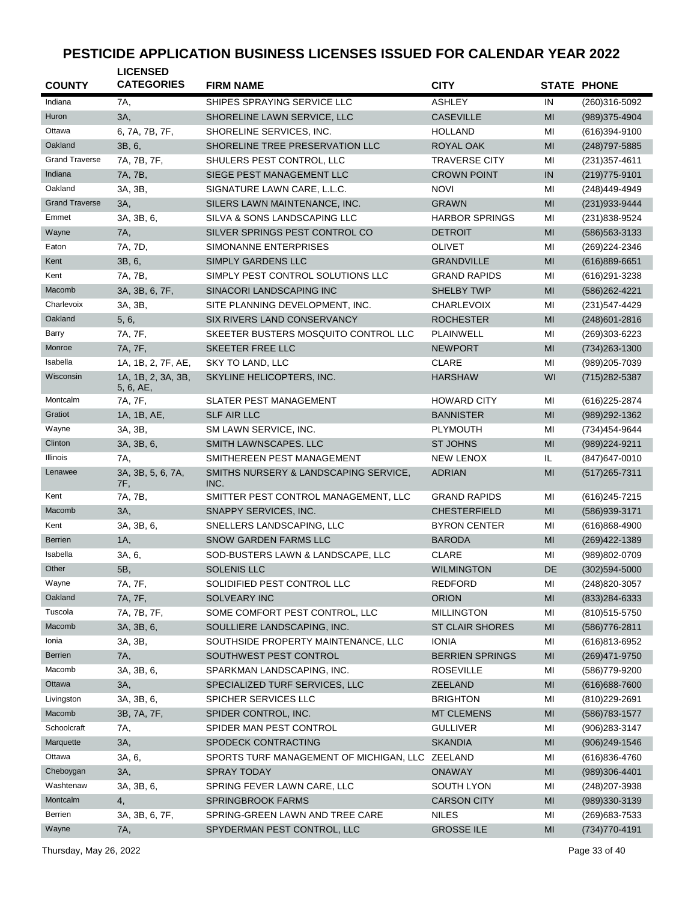# PESTICIDE APPLICATION BUSINESS LICENSES ISSUED FOR CALENDAR YEAR 2022

| COUNTY | LICENSED CATEGORIES | FIRM NAME | CITY | STATE | PHONE |
|---|---|---|---|---|---|
| Indiana | 7A, | SHIPES SPRAYING SERVICE LLC | ASHLEY | IN | (260)316-5092 |
| Huron | 3A, | SHORELINE LAWN SERVICE, LLC | CASEVILLE | MI | (989)375-4904 |
| Ottawa | 6, 7A, 7B, 7F, | SHORELINE SERVICES, INC. | HOLLAND | MI | (616)394-9100 |
| Oakland | 3B, 6, | SHORELINE TREE PRESERVATION LLC | ROYAL OAK | MI | (248)797-5885 |
| Grand Traverse | 7A, 7B, 7F, | SHULERS PEST CONTROL, LLC | TRAVERSE CITY | MI | (231)357-4611 |
| Indiana | 7A, 7B, | SIEGE PEST MANAGEMENT LLC | CROWN POINT | IN | (219)775-9101 |
| Oakland | 3A, 3B, | SIGNATURE LAWN CARE, L.L.C. | NOVI | MI | (248)449-4949 |
| Grand Traverse | 3A, | SILERS LAWN MAINTENANCE, INC. | GRAWN | MI | (231)933-9444 |
| Emmet | 3A, 3B, 6, | SILVA & SONS LANDSCAPING LLC | HARBOR SPRINGS | MI | (231)838-9524 |
| Wayne | 7A, | SILVER SPRINGS PEST CONTROL CO | DETROIT | MI | (586)563-3133 |
| Eaton | 7A, 7D, | SIMONANNE ENTERPRISES | OLIVET | MI | (269)224-2346 |
| Kent | 3B, 6, | SIMPLY GARDENS LLC | GRANDVILLE | MI | (616)889-6651 |
| Kent | 7A, 7B, | SIMPLY PEST CONTROL SOLUTIONS LLC | GRAND RAPIDS | MI | (616)291-3238 |
| Macomb | 3A, 3B, 6, 7F, | SINACORI LANDSCAPING INC | SHELBY TWP | MI | (586)262-4221 |
| Charlevoix | 3A, 3B, | SITE PLANNING DEVELOPMENT, INC. | CHARLEVOIX | MI | (231)547-4429 |
| Oakland | 5, 6, | SIX RIVERS LAND CONSERVANCY | ROCHESTER | MI | (248)601-2816 |
| Barry | 7A, 7F, | SKEETER BUSTERS MOSQUITO CONTROL LLC | PLAINWELL | MI | (269)303-6223 |
| Monroe | 7A, 7F, | SKEETER FREE LLC | NEWPORT | MI | (734)263-1300 |
| Isabella | 1A, 1B, 2, 7F, AE, | SKY TO LAND, LLC | CLARE | MI | (989)205-7039 |
| Wisconsin | 1A, 1B, 2, 3A, 3B, 5, 6, AE, | SKYLINE HELICOPTERS, INC. | HARSHAW | WI | (715)282-5387 |
| Montcalm | 7A, 7F, | SLATER PEST MANAGEMENT | HOWARD CITY | MI | (616)225-2874 |
| Gratiot | 1A, 1B, AE, | SLF AIR LLC | BANNISTER | MI | (989)292-1362 |
| Wayne | 3A, 3B, | SM LAWN SERVICE, INC. | PLYMOUTH | MI | (734)454-9644 |
| Clinton | 3A, 3B, 6, | SMITH LAWNSCAPES. LLC | ST JOHNS | MI | (989)224-9211 |
| Illinois | 7A, | SMITHEREEN PEST MANAGEMENT | NEW LENOX | IL | (847)647-0010 |
| Lenawee | 3A, 3B, 5, 6, 7A, 7F, | SMITHS NURSERY & LANDSCAPING SERVICE, INC. | ADRIAN | MI | (517)265-7311 |
| Kent | 7A, 7B, | SMITTER PEST CONTROL MANAGEMENT, LLC | GRAND RAPIDS | MI | (616)245-7215 |
| Macomb | 3A, | SNAPPY SERVICES, INC. | CHESTERFIELD | MI | (586)939-3171 |
| Kent | 3A, 3B, 6, | SNELLERS LANDSCAPING, LLC | BYRON CENTER | MI | (616)868-4900 |
| Berrien | 1A, | SNOW GARDEN FARMS LLC | BARODA | MI | (269)422-1389 |
| Isabella | 3A, 6, | SOD-BUSTERS LAWN & LANDSCAPE, LLC | CLARE | MI | (989)802-0709 |
| Other | 5B, | SOLENIS LLC | WILMINGTON | DE | (302)594-5000 |
| Wayne | 7A, 7F, | SOLIDIFIED PEST CONTROL LLC | REDFORD | MI | (248)820-3057 |
| Oakland | 7A, 7F, | SOLVEARY INC | ORION | MI | (833)284-6333 |
| Tuscola | 7A, 7B, 7F, | SOME COMFORT PEST CONTROL, LLC | MILLINGTON | MI | (810)515-5750 |
| Macomb | 3A, 3B, 6, | SOULLIERE LANDSCAPING, INC. | ST CLAIR SHORES | MI | (586)776-2811 |
| Ionia | 3A, 3B, | SOUTHSIDE PROPERTY MAINTENANCE, LLC | IONIA | MI | (616)813-6952 |
| Berrien | 7A, | SOUTHWEST PEST CONTROL | BERRIEN SPRINGS | MI | (269)471-9750 |
| Macomb | 3A, 3B, 6, | SPARKMAN LANDSCAPING, INC. | ROSEVILLE | MI | (586)779-9200 |
| Ottawa | 3A, | SPECIALIZED TURF SERVICES, LLC | ZEELAND | MI | (616)688-7600 |
| Livingston | 3A, 3B, 6, | SPICHER SERVICES LLC | BRIGHTON | MI | (810)229-2691 |
| Macomb | 3B, 7A, 7F, | SPIDER CONTROL, INC. | MT CLEMENS | MI | (586)783-1577 |
| Schoolcraft | 7A, | SPIDER MAN PEST CONTROL | GULLIVER | MI | (906)283-3147 |
| Marquette | 3A, | SPODECK CONTRACTING | SKANDIA | MI | (906)249-1546 |
| Ottawa | 3A, 6, | SPORTS TURF MANAGEMENT OF MICHIGAN, LLC | ZEELAND | MI | (616)836-4760 |
| Cheboygan | 3A, | SPRAY TODAY | ONAWAY | MI | (989)306-4401 |
| Washtenaw | 3A, 3B, 6, | SPRING FEVER LAWN CARE, LLC | SOUTH LYON | MI | (248)207-3938 |
| Montcalm | 4, | SPRINGBROOK FARMS | CARSON CITY | MI | (989)330-3139 |
| Berrien | 3A, 3B, 6, 7F, | SPRING-GREEN LAWN AND TREE CARE | NILES | MI | (269)683-7533 |
| Wayne | 7A, | SPYDERMAN PEST CONTROL, LLC | GROSSE ILE | MI | (734)770-4191 |

Thursday, May 26, 2022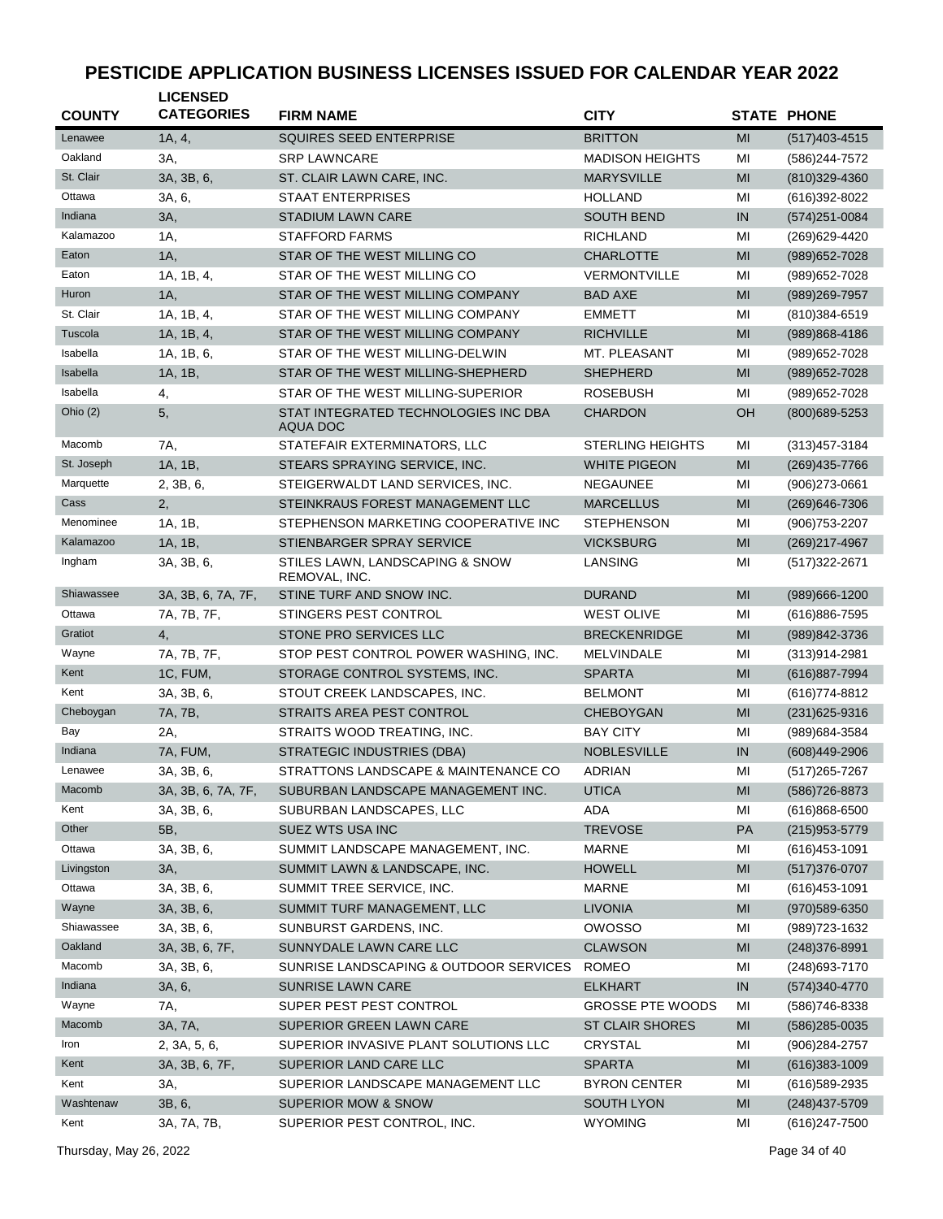# PESTICIDE APPLICATION BUSINESS LICENSES ISSUED FOR CALENDAR YEAR 2022

| COUNTY | LICENSED CATEGORIES | FIRM NAME | CITY | STATE | PHONE |
|---|---|---|---|---|---|
| Lenawee | 1A, 4, | SQUIRES SEED ENTERPRISE | BRITTON | MI | (517)403-4515 |
| Oakland | 3A, | SRP LAWNCARE | MADISON HEIGHTS | MI | (586)244-7572 |
| St. Clair | 3A, 3B, 6, | ST. CLAIR LAWN CARE, INC. | MARYSVILLE | MI | (810)329-4360 |
| Ottawa | 3A, 6, | STAAT ENTERPRISES | HOLLAND | MI | (616)392-8022 |
| Indiana | 3A, | STADIUM LAWN CARE | SOUTH BEND | IN | (574)251-0084 |
| Kalamazoo | 1A, | STAFFORD FARMS | RICHLAND | MI | (269)629-4420 |
| Eaton | 1A, | STAR OF THE WEST MILLING CO | CHARLOTTE | MI | (989)652-7028 |
| Eaton | 1A, 1B, 4, | STAR OF THE WEST MILLING CO | VERMONTVILLE | MI | (989)652-7028 |
| Huron | 1A, | STAR OF THE WEST MILLING COMPANY | BAD AXE | MI | (989)269-7957 |
| St. Clair | 1A, 1B, 4, | STAR OF THE WEST MILLING COMPANY | EMMETT | MI | (810)384-6519 |
| Tuscola | 1A, 1B, 4, | STAR OF THE WEST MILLING COMPANY | RICHVILLE | MI | (989)868-4186 |
| Isabella | 1A, 1B, 6, | STAR OF THE WEST MILLING-DELWIN | MT. PLEASANT | MI | (989)652-7028 |
| Isabella | 1A, 1B, | STAR OF THE WEST MILLING-SHEPHERD | SHEPHERD | MI | (989)652-7028 |
| Isabella | 4, | STAR OF THE WEST MILLING-SUPERIOR | ROSEBUSH | MI | (989)652-7028 |
| Ohio (2) | 5, | STAT INTEGRATED TECHNOLOGIES INC DBA AQUA DOC | CHARDON | OH | (800)689-5253 |
| Macomb | 7A, | STATEFAIR EXTERMINATORS, LLC | STERLING HEIGHTS | MI | (313)457-3184 |
| St. Joseph | 1A, 1B, | STEARS SPRAYING SERVICE, INC. | WHITE PIGEON | MI | (269)435-7766 |
| Marquette | 2, 3B, 6, | STEIGERWALDT LAND SERVICES, INC. | NEGAUNEE | MI | (906)273-0661 |
| Cass | 2, | STEINKRAUS FOREST MANAGEMENT LLC | MARCELLUS | MI | (269)646-7306 |
| Menominee | 1A, 1B, | STEPHENSON MARKETING COOPERATIVE INC | STEPHENSON | MI | (906)753-2207 |
| Kalamazoo | 1A, 1B, | STIENBARGER SPRAY SERVICE | VICKSBURG | MI | (269)217-4967 |
| Ingham | 3A, 3B, 6, | STILES LAWN, LANDSCAPING & SNOW REMOVAL, INC. | LANSING | MI | (517)322-2671 |
| Shiawassee | 3A, 3B, 6, 7A, 7F, | STINE TURF AND SNOW INC. | DURAND | MI | (989)666-1200 |
| Ottawa | 7A, 7B, 7F, | STINGERS PEST CONTROL | WEST OLIVE | MI | (616)886-7595 |
| Gratiot | 4, | STONE PRO SERVICES LLC | BRECKENRIDGE | MI | (989)842-3736 |
| Wayne | 7A, 7B, 7F, | STOP PEST CONTROL POWER WASHING, INC. | MELVINDALE | MI | (313)914-2981 |
| Kent | 1C, FUM, | STORAGE CONTROL SYSTEMS, INC. | SPARTA | MI | (616)887-7994 |
| Kent | 3A, 3B, 6, | STOUT CREEK LANDSCAPES, INC. | BELMONT | MI | (616)774-8812 |
| Cheboygan | 7A, 7B, | STRAITS AREA PEST CONTROL | CHEBOYGAN | MI | (231)625-9316 |
| Bay | 2A, | STRAITS WOOD TREATING, INC. | BAY CITY | MI | (989)684-3584 |
| Indiana | 7A, FUM, | STRATEGIC INDUSTRIES (DBA) | NOBLESVILLE | IN | (608)449-2906 |
| Lenawee | 3A, 3B, 6, | STRATTONS LANDSCAPE & MAINTENANCE CO | ADRIAN | MI | (517)265-7267 |
| Macomb | 3A, 3B, 6, 7A, 7F, | SUBURBAN LANDSCAPE MANAGEMENT INC. | UTICA | MI | (586)726-8873 |
| Kent | 3A, 3B, 6, | SUBURBAN LANDSCAPES, LLC | ADA | MI | (616)868-6500 |
| Other | 5B, | SUEZ WTS USA INC | TREVOSE | PA | (215)953-5779 |
| Ottawa | 3A, 3B, 6, | SUMMIT LANDSCAPE MANAGEMENT, INC. | MARNE | MI | (616)453-1091 |
| Livingston | 3A, | SUMMIT LAWN & LANDSCAPE, INC. | HOWELL | MI | (517)376-0707 |
| Ottawa | 3A, 3B, 6, | SUMMIT TREE SERVICE, INC. | MARNE | MI | (616)453-1091 |
| Wayne | 3A, 3B, 6, | SUMMIT TURF MANAGEMENT, LLC | LIVONIA | MI | (970)589-6350 |
| Shiawassee | 3A, 3B, 6, | SUNBURST GARDENS, INC. | OWOSSO | MI | (989)723-1632 |
| Oakland | 3A, 3B, 6, 7F, | SUNNYDALE LAWN CARE LLC | CLAWSON | MI | (248)376-8991 |
| Macomb | 3A, 3B, 6, | SUNRISE LANDSCAPING & OUTDOOR SERVICES | ROMEO | MI | (248)693-7170 |
| Indiana | 3A, 6, | SUNRISE LAWN CARE | ELKHART | IN | (574)340-4770 |
| Wayne | 7A, | SUPER PEST PEST CONTROL | GROSSE PTE WOODS | MI | (586)746-8338 |
| Macomb | 3A, 7A, | SUPERIOR GREEN LAWN CARE | ST CLAIR SHORES | MI | (586)285-0035 |
| Iron | 2, 3A, 5, 6, | SUPERIOR INVASIVE PLANT SOLUTIONS LLC | CRYSTAL | MI | (906)284-2757 |
| Kent | 3A, 3B, 6, 7F, | SUPERIOR LAND CARE LLC | SPARTA | MI | (616)383-1009 |
| Kent | 3A, | SUPERIOR LANDSCAPE MANAGEMENT LLC | BYRON CENTER | MI | (616)589-2935 |
| Washtenaw | 3B, 6, | SUPERIOR MOW & SNOW | SOUTH LYON | MI | (248)437-5709 |
| Kent | 3A, 7A, 7B, | SUPERIOR PEST CONTROL, INC. | WYOMING | MI | (616)247-7500 |

Thursday, May 26, 2022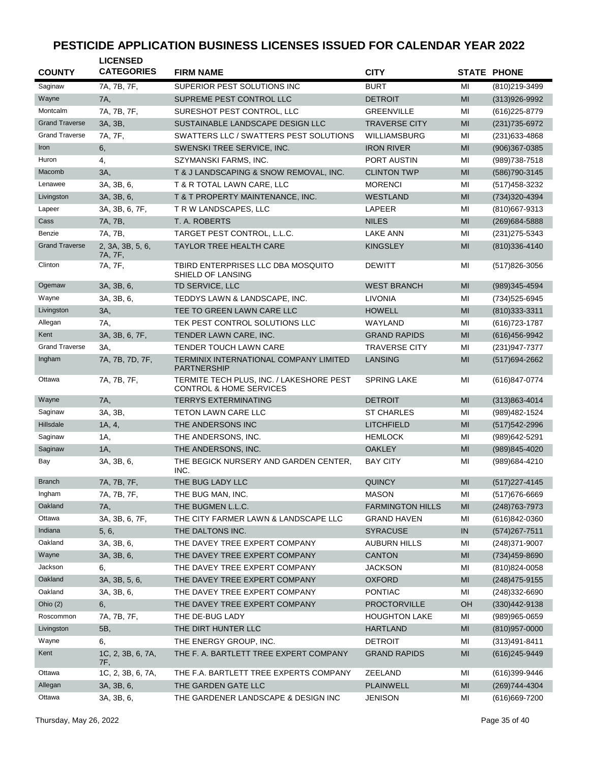# PESTICIDE APPLICATION BUSINESS LICENSES ISSUED FOR CALENDAR YEAR 2022

| COUNTY | LICENSED CATEGORIES | FIRM NAME | CITY | STATE | PHONE |
|---|---|---|---|---|---|
| Saginaw | 7A, 7B, 7F, | SUPERIOR PEST SOLUTIONS INC | BURT | MI | (810)219-3499 |
| Wayne | 7A, | SUPREME PEST CONTROL LLC | DETROIT | MI | (313)926-9992 |
| Montcalm | 7A, 7B, 7F, | SURESHOT PEST CONTROL, LLC | GREENVILLE | MI | (616)225-8779 |
| Grand Traverse | 3A, 3B, | SUSTAINABLE LANDSCAPE DESIGN LLC | TRAVERSE CITY | MI | (231)735-6972 |
| Grand Traverse | 7A, 7F, | SWATTERS LLC / SWATTERS PEST SOLUTIONS | WILLIAMSBURG | MI | (231)633-4868 |
| Iron | 6, | SWENSKI TREE SERVICE, INC. | IRON RIVER | MI | (906)367-0385 |
| Huron | 4, | SZYMANSKI FARMS, INC. | PORT AUSTIN | MI | (989)738-7518 |
| Macomb | 3A, | T & J LANDSCAPING & SNOW REMOVAL, INC. | CLINTON TWP | MI | (586)790-3145 |
| Lenawee | 3A, 3B, 6, | T & R TOTAL LAWN CARE, LLC | MORENCI | MI | (517)458-3232 |
| Livingston | 3A, 3B, 6, | T & T PROPERTY MAINTENANCE, INC. | WESTLAND | MI | (734)320-4394 |
| Lapeer | 3A, 3B, 6, 7F, | T R W LANDSCAPES, LLC | LAPEER | MI | (810)667-9313 |
| Cass | 7A, 7B, | T. A. ROBERTS | NILES | MI | (269)684-5888 |
| Benzie | 7A, 7B, | TARGET PEST CONTROL, L.L.C. | LAKE ANN | MI | (231)275-5343 |
| Grand Traverse | 2, 3A, 3B, 5, 6, 7A, 7F, | TAYLOR TREE HEALTH CARE | KINGSLEY | MI | (810)336-4140 |
| Clinton | 7A, 7F, | TBIRD ENTERPRISES LLC DBA MOSQUITO SHIELD OF LANSING | DEWITT | MI | (517)826-3056 |
| Ogemaw | 3A, 3B, 6, | TD SERVICE, LLC | WEST BRANCH | MI | (989)345-4594 |
| Wayne | 3A, 3B, 6, | TEDDYS LAWN & LANDSCAPE, INC. | LIVONIA | MI | (734)525-6945 |
| Livingston | 3A, | TEE TO GREEN LAWN CARE LLC | HOWELL | MI | (810)333-3311 |
| Allegan | 7A, | TEK PEST CONTROL SOLUTIONS LLC | WAYLAND | MI | (616)723-1787 |
| Kent | 3A, 3B, 6, 7F, | TENDER LAWN CARE, INC. | GRAND RAPIDS | MI | (616)456-9942 |
| Grand Traverse | 3A, | TENDER TOUCH LAWN CARE | TRAVERSE CITY | MI | (231)947-7377 |
| Ingham | 7A, 7B, 7D, 7F, | TERMINIX INTERNATIONAL COMPANY LIMITED PARTNERSHIP | LANSING | MI | (517)694-2662 |
| Ottawa | 7A, 7B, 7F, | TERMITE TECH PLUS, INC. / LAKESHORE PEST CONTROL & HOME SERVICES | SPRING LAKE | MI | (616)847-0774 |
| Wayne | 7A, | TERRYS EXTERMINATING | DETROIT | MI | (313)863-4014 |
| Saginaw | 3A, 3B, | TETON LAWN CARE LLC | ST CHARLES | MI | (989)482-1524 |
| Hillsdale | 1A, 4, | THE ANDERSONS INC | LITCHFIELD | MI | (517)542-2996 |
| Saginaw | 1A, | THE ANDERSONS, INC. | HEMLOCK | MI | (989)642-5291 |
| Saginaw | 1A, | THE ANDERSONS, INC. | OAKLEY | MI | (989)845-4020 |
| Bay | 3A, 3B, 6, | THE BEGICK NURSERY AND GARDEN CENTER, INC. | BAY CITY | MI | (989)684-4210 |
| Branch | 7A, 7B, 7F, | THE BUG LADY LLC | QUINCY | MI | (517)227-4145 |
| Ingham | 7A, 7B, 7F, | THE BUG MAN, INC. | MASON | MI | (517)676-6669 |
| Oakland | 7A, | THE BUGMEN L.L.C. | FARMINGTON HILLS | MI | (248)763-7973 |
| Ottawa | 3A, 3B, 6, 7F, | THE CITY FARMER LAWN & LANDSCAPE LLC | GRAND HAVEN | MI | (616)842-0360 |
| Indiana | 5, 6, | THE DALTONS INC. | SYRACUSE | IN | (574)267-7511 |
| Oakland | 3A, 3B, 6, | THE DAVEY TREE EXPERT COMPANY | AUBURN HILLS | MI | (248)371-9007 |
| Wayne | 3A, 3B, 6, | THE DAVEY TREE EXPERT COMPANY | CANTON | MI | (734)459-8690 |
| Jackson | 6, | THE DAVEY TREE EXPERT COMPANY | JACKSON | MI | (810)824-0058 |
| Oakland | 3A, 3B, 5, 6, | THE DAVEY TREE EXPERT COMPANY | OXFORD | MI | (248)475-9155 |
| Oakland | 3A, 3B, 6, | THE DAVEY TREE EXPERT COMPANY | PONTIAC | MI | (248)332-6690 |
| Ohio (2) | 6, | THE DAVEY TREE EXPERT COMPANY | PROCTORVILLE | OH | (330)442-9138 |
| Roscommon | 7A, 7B, 7F, | THE DE-BUG LADY | HOUGHTON LAKE | MI | (989)965-0659 |
| Livingston | 5B, | THE DIRT HUNTER LLC | HARTLAND | MI | (810)957-0000 |
| Wayne | 6, | THE ENERGY GROUP, INC. | DETROIT | MI | (313)491-8411 |
| Kent | 1C, 2, 3B, 6, 7A, 7F, | THE F. A. BARTLETT TREE EXPERT COMPANY | GRAND RAPIDS | MI | (616)245-9449 |
| Ottawa | 1C, 2, 3B, 6, 7A, | THE F.A. BARTLETT TREE EXPERTS COMPANY | ZEELAND | MI | (616)399-9446 |
| Allegan | 3A, 3B, 6, | THE GARDEN GATE LLC | PLAINWELL | MI | (269)744-4304 |
| Ottawa | 3A, 3B, 6, | THE GARDENER LANDSCAPE & DESIGN INC | JENISON | MI | (616)669-7200 |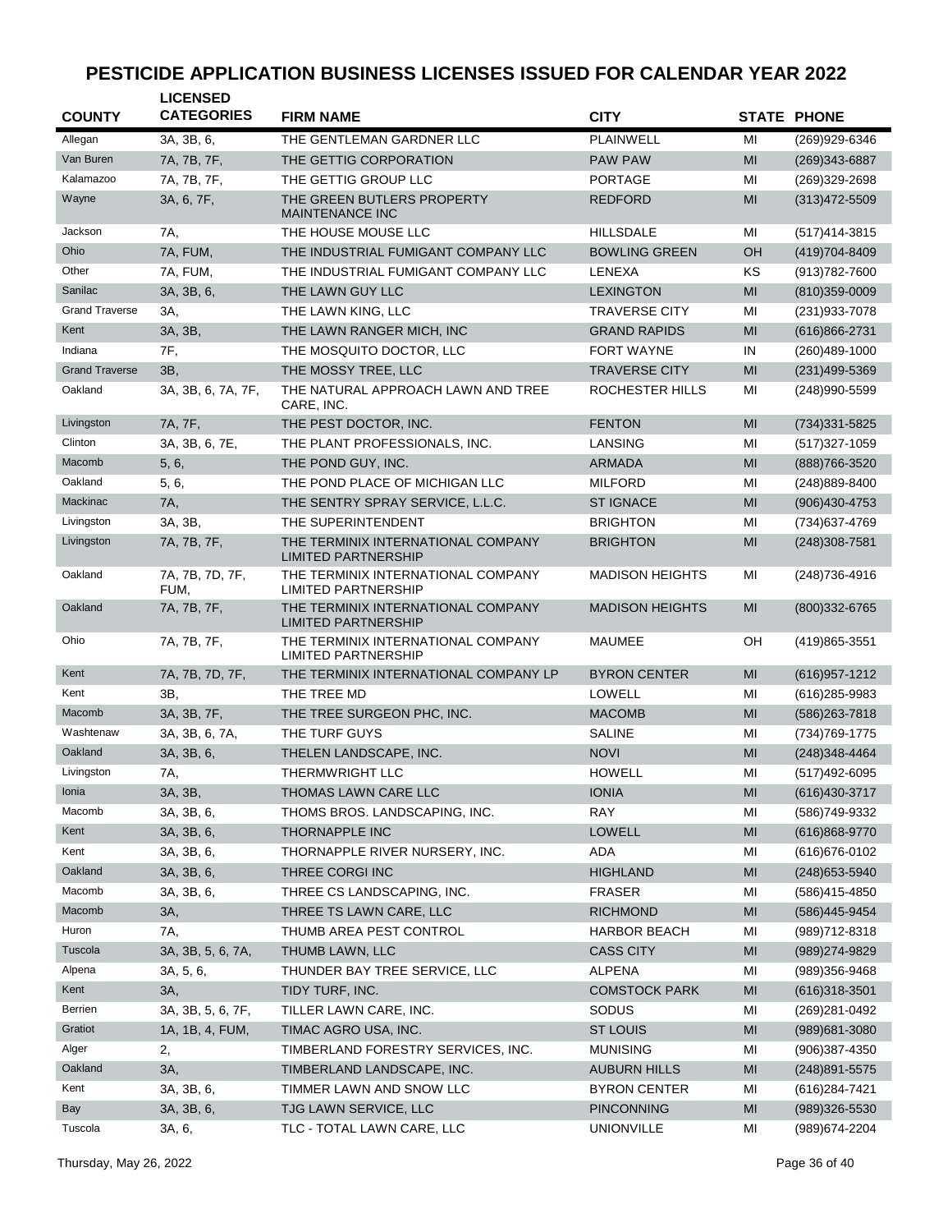# PESTICIDE APPLICATION BUSINESS LICENSES ISSUED FOR CALENDAR YEAR 2022

| COUNTY | LICENSED CATEGORIES | FIRM NAME | CITY | STATE | PHONE |
|---|---|---|---|---|---|
| Allegan | 3A, 3B, 6, | THE GENTLEMAN GARDNER LLC | PLAINWELL | MI | (269)929-6346 |
| Van Buren | 7A, 7B, 7F, | THE GETTIG CORPORATION | PAW PAW | MI | (269)343-6887 |
| Kalamazoo | 7A, 7B, 7F, | THE GETTIG GROUP LLC | PORTAGE | MI | (269)329-2698 |
| Wayne | 3A, 6, 7F, | THE GREEN BUTLERS PROPERTY MAINTENANCE INC | REDFORD | MI | (313)472-5509 |
| Jackson | 7A, | THE HOUSE MOUSE LLC | HILLSDALE | MI | (517)414-3815 |
| Ohio | 7A, FUM, | THE INDUSTRIAL FUMIGANT COMPANY LLC | BOWLING GREEN | OH | (419)704-8409 |
| Other | 7A, FUM, | THE INDUSTRIAL FUMIGANT COMPANY LLC | LENEXA | KS | (913)782-7600 |
| Sanilac | 3A, 3B, 6, | THE LAWN GUY LLC | LEXINGTON | MI | (810)359-0009 |
| Grand Traverse | 3A, | THE LAWN KING, LLC | TRAVERSE CITY | MI | (231)933-7078 |
| Kent | 3A, 3B, | THE LAWN RANGER MICH, INC | GRAND RAPIDS | MI | (616)866-2731 |
| Indiana | 7F, | THE MOSQUITO DOCTOR, LLC | FORT WAYNE | IN | (260)489-1000 |
| Grand Traverse | 3B, | THE MOSSY TREE, LLC | TRAVERSE CITY | MI | (231)499-5369 |
| Oakland | 3A, 3B, 6, 7A, 7F, | THE NATURAL APPROACH LAWN AND TREE CARE, INC. | ROCHESTER HILLS | MI | (248)990-5599 |
| Livingston | 7A, 7F, | THE PEST DOCTOR, INC. | FENTON | MI | (734)331-5825 |
| Clinton | 3A, 3B, 6, 7E, | THE PLANT PROFESSIONALS, INC. | LANSING | MI | (517)327-1059 |
| Macomb | 5, 6, | THE POND GUY, INC. | ARMADA | MI | (888)766-3520 |
| Oakland | 5, 6, | THE POND PLACE OF MICHIGAN LLC | MILFORD | MI | (248)889-8400 |
| Mackinac | 7A, | THE SENTRY SPRAY SERVICE, L.L.C. | ST IGNACE | MI | (906)430-4753 |
| Livingston | 3A, 3B, | THE SUPERINTENDENT | BRIGHTON | MI | (734)637-4769 |
| Livingston | 7A, 7B, 7F, | THE TERMINIX INTERNATIONAL COMPANY LIMITED PARTNERSHIP | BRIGHTON | MI | (248)308-7581 |
| Oakland | 7A, 7B, 7D, 7F, FUM, | THE TERMINIX INTERNATIONAL COMPANY LIMITED PARTNERSHIP | MADISON HEIGHTS | MI | (248)736-4916 |
| Oakland | 7A, 7B, 7F, | THE TERMINIX INTERNATIONAL COMPANY LIMITED PARTNERSHIP | MADISON HEIGHTS | MI | (800)332-6765 |
| Ohio | 7A, 7B, 7F, | THE TERMINIX INTERNATIONAL COMPANY LIMITED PARTNERSHIP | MAUMEE | OH | (419)865-3551 |
| Kent | 7A, 7B, 7D, 7F, | THE TERMINIX INTERNATIONAL COMPANY LP | BYRON CENTER | MI | (616)957-1212 |
| Kent | 3B, | THE TREE MD | LOWELL | MI | (616)285-9983 |
| Macomb | 3A, 3B, 7F, | THE TREE SURGEON PHC, INC. | MACOMB | MI | (586)263-7818 |
| Washtenaw | 3A, 3B, 6, 7A, | THE TURF GUYS | SALINE | MI | (734)769-1775 |
| Oakland | 3A, 3B, 6, | THELEN LANDSCAPE, INC. | NOVI | MI | (248)348-4464 |
| Livingston | 7A, | THERMWRIGHT LLC | HOWELL | MI | (517)492-6095 |
| Ionia | 3A, 3B, | THOMAS LAWN CARE LLC | IONIA | MI | (616)430-3717 |
| Macomb | 3A, 3B, 6, | THOMS BROS. LANDSCAPING, INC. | RAY | MI | (586)749-9332 |
| Kent | 3A, 3B, 6, | THORNAPPLE INC | LOWELL | MI | (616)868-9770 |
| Kent | 3A, 3B, 6, | THORNAPPLE RIVER NURSERY, INC. | ADA | MI | (616)676-0102 |
| Oakland | 3A, 3B, 6, | THREE CORGI INC | HIGHLAND | MI | (248)653-5940 |
| Macomb | 3A, 3B, 6, | THREE CS LANDSCAPING, INC. | FRASER | MI | (586)415-4850 |
| Macomb | 3A, | THREE TS LAWN CARE, LLC | RICHMOND | MI | (586)445-9454 |
| Huron | 7A, | THUMB AREA PEST CONTROL | HARBOR BEACH | MI | (989)712-8318 |
| Tuscola | 3A, 3B, 5, 6, 7A, | THUMB LAWN, LLC | CASS CITY | MI | (989)274-9829 |
| Alpena | 3A, 5, 6, | THUNDER BAY TREE SERVICE, LLC | ALPENA | MI | (989)356-9468 |
| Kent | 3A, | TIDY TURF, INC. | COMSTOCK PARK | MI | (616)318-3501 |
| Berrien | 3A, 3B, 5, 6, 7F, | TILLER LAWN CARE, INC. | SODUS | MI | (269)281-0492 |
| Gratiot | 1A, 1B, 4, FUM, | TIMAC AGRO USA, INC. | ST LOUIS | MI | (989)681-3080 |
| Alger | 2, | TIMBERLAND FORESTRY SERVICES, INC. | MUNISING | MI | (906)387-4350 |
| Oakland | 3A, | TIMBERLAND LANDSCAPE, INC. | AUBURN HILLS | MI | (248)891-5575 |
| Kent | 3A, 3B, 6, | TIMMER LAWN AND SNOW LLC | BYRON CENTER | MI | (616)284-7421 |
| Bay | 3A, 3B, 6, | TJG LAWN SERVICE, LLC | PINCONNING | MI | (989)326-5530 |
| Tuscola | 3A, 6, | TLC - TOTAL LAWN CARE, LLC | UNIONVILLE | MI | (989)674-2204 |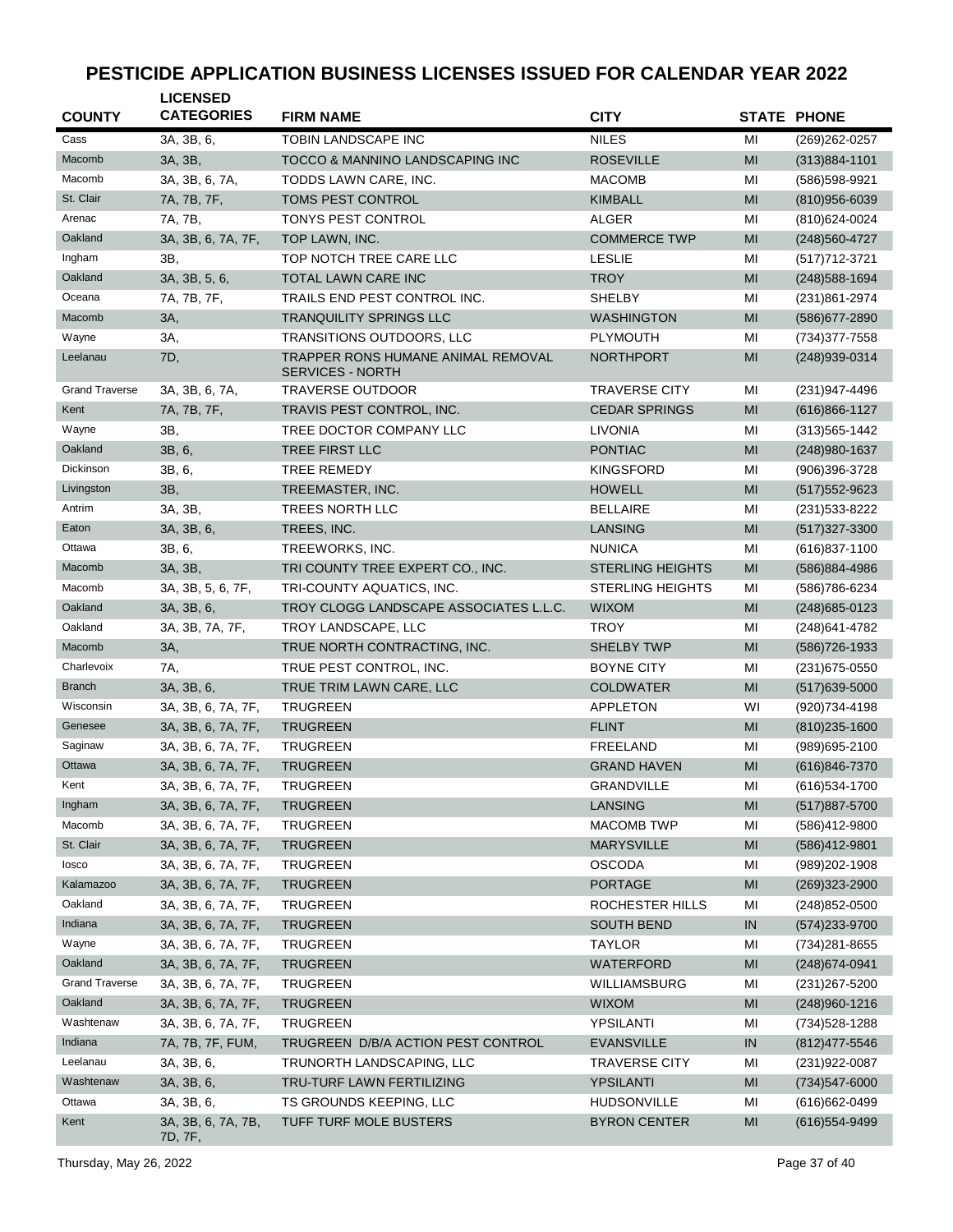# PESTICIDE APPLICATION BUSINESS LICENSES ISSUED FOR CALENDAR YEAR 2022

| COUNTY | LICENSED CATEGORIES | FIRM NAME | CITY | STATE | PHONE |
|---|---|---|---|---|---|
| Cass | 3A, 3B, 6, | TOBIN LANDSCAPE INC | NILES | MI | (269)262-0257 |
| Macomb | 3A, 3B, | TOCCO & MANNINO LANDSCAPING INC | ROSEVILLE | MI | (313)884-1101 |
| Macomb | 3A, 3B, 6, 7A, | TODDS LAWN CARE, INC. | MACOMB | MI | (586)598-9921 |
| St. Clair | 7A, 7B, 7F, | TOMS PEST CONTROL | KIMBALL | MI | (810)956-6039 |
| Arenac | 7A, 7B, | TONYS PEST CONTROL | ALGER | MI | (810)624-0024 |
| Oakland | 3A, 3B, 6, 7A, 7F, | TOP LAWN, INC. | COMMERCE TWP | MI | (248)560-4727 |
| Ingham | 3B, | TOP NOTCH TREE CARE LLC | LESLIE | MI | (517)712-3721 |
| Oakland | 3A, 3B, 5, 6, | TOTAL LAWN CARE INC | TROY | MI | (248)588-1694 |
| Oceana | 7A, 7B, 7F, | TRAILS END PEST CONTROL INC. | SHELBY | MI | (231)861-2974 |
| Macomb | 3A, | TRANQUILITY SPRINGS LLC | WASHINGTON | MI | (586)677-2890 |
| Wayne | 3A, | TRANSITIONS OUTDOORS, LLC | PLYMOUTH | MI | (734)377-7558 |
| Leelanau | 7D, | TRAPPER RONS HUMANE ANIMAL REMOVAL SERVICES - NORTH | NORTHPORT | MI | (248)939-0314 |
| Grand Traverse | 3A, 3B, 6, 7A, | TRAVERSE OUTDOOR | TRAVERSE CITY | MI | (231)947-4496 |
| Kent | 7A, 7B, 7F, | TRAVIS PEST CONTROL, INC. | CEDAR SPRINGS | MI | (616)866-1127 |
| Wayne | 3B, | TREE DOCTOR COMPANY LLC | LIVONIA | MI | (313)565-1442 |
| Oakland | 3B, 6, | TREE FIRST LLC | PONTIAC | MI | (248)980-1637 |
| Dickinson | 3B, 6, | TREE REMEDY | KINGSFORD | MI | (906)396-3728 |
| Livingston | 3B, | TREEMASTER, INC. | HOWELL | MI | (517)552-9623 |
| Antrim | 3A, 3B, | TREES NORTH LLC | BELLAIRE | MI | (231)533-8222 |
| Eaton | 3A, 3B, 6, | TREES, INC. | LANSING | MI | (517)327-3300 |
| Ottawa | 3B, 6, | TREEWORKS, INC. | NUNICA | MI | (616)837-1100 |
| Macomb | 3A, 3B, | TRI COUNTY TREE EXPERT CO., INC. | STERLING HEIGHTS | MI | (586)884-4986 |
| Macomb | 3A, 3B, 5, 6, 7F, | TRI-COUNTY AQUATICS, INC. | STERLING HEIGHTS | MI | (586)786-6234 |
| Oakland | 3A, 3B, 6, | TROY CLOGG LANDSCAPE ASSOCIATES L.L.C. | WIXOM | MI | (248)685-0123 |
| Oakland | 3A, 3B, 7A, 7F, | TROY LANDSCAPE, LLC | TROY | MI | (248)641-4782 |
| Macomb | 3A, | TRUE NORTH CONTRACTING, INC. | SHELBY TWP | MI | (586)726-1933 |
| Charlevoix | 7A, | TRUE PEST CONTROL, INC. | BOYNE CITY | MI | (231)675-0550 |
| Branch | 3A, 3B, 6, | TRUE TRIM LAWN CARE, LLC | COLDWATER | MI | (517)639-5000 |
| Wisconsin | 3A, 3B, 6, 7A, 7F, | TRUGREEN | APPLETON | WI | (920)734-4198 |
| Genesee | 3A, 3B, 6, 7A, 7F, | TRUGREEN | FLINT | MI | (810)235-1600 |
| Saginaw | 3A, 3B, 6, 7A, 7F, | TRUGREEN | FREELAND | MI | (989)695-2100 |
| Ottawa | 3A, 3B, 6, 7A, 7F, | TRUGREEN | GRAND HAVEN | MI | (616)846-7370 |
| Kent | 3A, 3B, 6, 7A, 7F, | TRUGREEN | GRANDVILLE | MI | (616)534-1700 |
| Ingham | 3A, 3B, 6, 7A, 7F, | TRUGREEN | LANSING | MI | (517)887-5700 |
| Macomb | 3A, 3B, 6, 7A, 7F, | TRUGREEN | MACOMB TWP | MI | (586)412-9800 |
| St. Clair | 3A, 3B, 6, 7A, 7F, | TRUGREEN | MARYSVILLE | MI | (586)412-9801 |
| Iosco | 3A, 3B, 6, 7A, 7F, | TRUGREEN | OSCODA | MI | (989)202-1908 |
| Kalamazoo | 3A, 3B, 6, 7A, 7F, | TRUGREEN | PORTAGE | MI | (269)323-2900 |
| Oakland | 3A, 3B, 6, 7A, 7F, | TRUGREEN | ROCHESTER HILLS | MI | (248)852-0500 |
| Indiana | 3A, 3B, 6, 7A, 7F, | TRUGREEN | SOUTH BEND | IN | (574)233-9700 |
| Wayne | 3A, 3B, 6, 7A, 7F, | TRUGREEN | TAYLOR | MI | (734)281-8655 |
| Oakland | 3A, 3B, 6, 7A, 7F, | TRUGREEN | WATERFORD | MI | (248)674-0941 |
| Grand Traverse | 3A, 3B, 6, 7A, 7F, | TRUGREEN | WILLIAMSBURG | MI | (231)267-5200 |
| Oakland | 3A, 3B, 6, 7A, 7F, | TRUGREEN | WIXOM | MI | (248)960-1216 |
| Washtenaw | 3A, 3B, 6, 7A, 7F, | TRUGREEN | YPSILANTI | MI | (734)528-1288 |
| Indiana | 7A, 7B, 7F, FUM, | TRUGREEN D/B/A ACTION PEST CONTROL | EVANSVILLE | IN | (812)477-5546 |
| Leelanau | 3A, 3B, 6, | TRUNORTH LANDSCAPING, LLC | TRAVERSE CITY | MI | (231)922-0087 |
| Washtenaw | 3A, 3B, 6, | TRU-TURF LAWN FERTILIZING | YPSILANTI | MI | (734)547-6000 |
| Ottawa | 3A, 3B, 6, | TS GROUNDS KEEPING, LLC | HUDSONVILLE | MI | (616)662-0499 |
| Kent | 3A, 3B, 6, 7A, 7B, 7D, 7F, | TUFF TURF MOLE BUSTERS | BYRON CENTER | MI | (616)554-9499 |

Thursday, May 26, 2022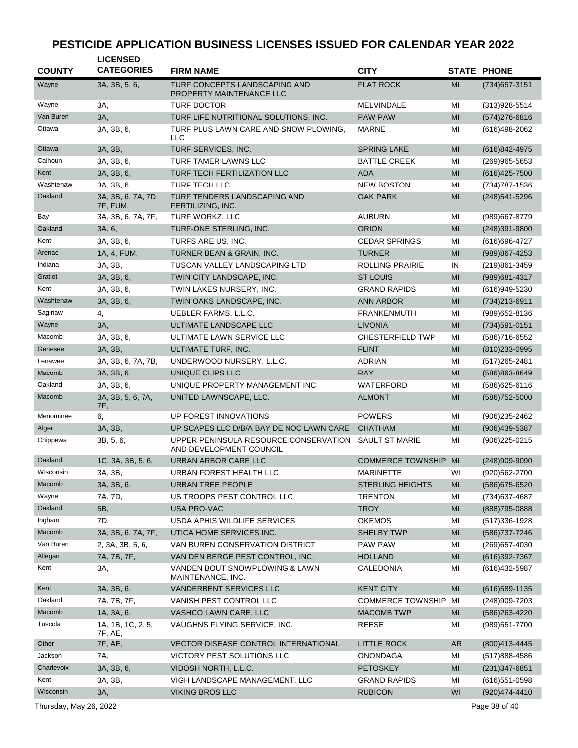# PESTICIDE APPLICATION BUSINESS LICENSES ISSUED FOR CALENDAR YEAR 2022

| COUNTY | LICENSED CATEGORIES | FIRM NAME | CITY | STATE | PHONE |
|---|---|---|---|---|---|
| Wayne | 3A, 3B, 5, 6, | TURF CONCEPTS LANDSCAPING AND PROPERTY MAINTENANCE LLC | FLAT ROCK | MI | (734)657-3151 |
| Wayne | 3A, | TURF DOCTOR | MELVINDALE | MI | (313)928-5514 |
| Van Buren | 3A, | TURF LIFE NUTRITIONAL SOLUTIONS, INC. | PAW PAW | MI | (574)276-6816 |
| Ottawa | 3A, 3B, 6, | TURF PLUS LAWN CARE AND SNOW PLOWING, LLC | MARNE | MI | (616)498-2062 |
| Ottawa | 3A, 3B, | TURF SERVICES, INC. | SPRING LAKE | MI | (616)842-4975 |
| Calhoun | 3A, 3B, 6, | TURF TAMER LAWNS LLC | BATTLE CREEK | MI | (269)965-5653 |
| Kent | 3A, 3B, 6, | TURF TECH FERTILIZATION LLC | ADA | MI | (616)425-7500 |
| Washtenaw | 3A, 3B, 6, | TURF TECH LLC | NEW BOSTON | MI | (734)787-1536 |
| Oakland | 3A, 3B, 6, 7A, 7D, 7F, FUM, | TURF TENDERS LANDSCAPING AND FERTILIZING, INC. | OAK PARK | MI | (248)541-5296 |
| Bay | 3A, 3B, 6, 7A, 7F, | TURF WORKZ, LLC | AUBURN | MI | (989)667-8779 |
| Oakland | 3A, 6, | TURF-ONE STERLING, INC. | ORION | MI | (248)391-9800 |
| Kent | 3A, 3B, 6, | TURFS ARE US, INC. | CEDAR SPRINGS | MI | (616)696-4727 |
| Arenac | 1A, 4, FUM, | TURNER BEAN & GRAIN, INC. | TURNER | MI | (989)867-4253 |
| Indiana | 3A, 3B, | TUSCAN VALLEY LANDSCAPING LTD | ROLLING PRAIRIE | IN | (219)861-3459 |
| Gratiot | 3A, 3B, 6, | TWIN CITY LANDSCAPE, INC. | ST LOUIS | MI | (989)681-4317 |
| Kent | 3A, 3B, 6, | TWIN LAKES NURSERY, INC. | GRAND RAPIDS | MI | (616)949-5230 |
| Washtenaw | 3A, 3B, 6, | TWIN OAKS LANDSCAPE, INC. | ANN ARBOR | MI | (734)213-6911 |
| Saginaw | 4, | UEBLER FARMS, L.L.C. | FRANKENMUTH | MI | (989)652-8136 |
| Wayne | 3A, | ULTIMATE LANDSCAPE LLC | LIVONIA | MI | (734)591-0151 |
| Macomb | 3A, 3B, 6, | ULTIMATE LAWN SERVICE LLC | CHESTERFIELD TWP | MI | (586)716-6552 |
| Genesee | 3A, 3B, | ULTIMATE TURF, INC. | FLINT | MI | (810)233-0995 |
| Lenawee | 3A, 3B, 6, 7A, 7B, | UNDERWOOD NURSERY, L.L.C. | ADRIAN | MI | (517)265-2481 |
| Macomb | 3A, 3B, 6, | UNIQUE CLIPS LLC | RAY | MI | (586)863-8649 |
| Oakland | 3A, 3B, 6, | UNIQUE PROPERTY MANAGEMENT INC | WATERFORD | MI | (586)625-6116 |
| Macomb | 3A, 3B, 5, 6, 7A, 7F, | UNITED LAWNSCAPE, LLC. | ALMONT | MI | (586)752-5000 |
| Menominee | 6, | UP FOREST INNOVATIONS | POWERS | MI | (906)235-2462 |
| Alger | 3A, 3B, | UP SCAPES LLC D/B/A BAY DE NOC LAWN CARE | CHATHAM | MI | (906)439-5387 |
| Chippewa | 3B, 5, 6, | UPPER PENINSULA RESOURCE CONSERVATION AND DEVELOPMENT COUNCIL | SAULT ST MARIE | MI | (906)225-0215 |
| Oakland | 1C, 3A, 3B, 5, 6, | URBAN ARBOR CARE LLC | COMMERCE TOWNSHIP | MI | (248)909-9090 |
| Wisconsin | 3A, 3B, | URBAN FOREST HEALTH LLC | MARINETTE | WI | (920)562-2700 |
| Macomb | 3A, 3B, 6, | URBAN TREE PEOPLE | STERLING HEIGHTS | MI | (586)675-6520 |
| Wayne | 7A, 7D, | US TROOPS PEST CONTROL LLC | TRENTON | MI | (734)637-4687 |
| Oakland | 5B, | USA PRO-VAC | TROY | MI | (888)795-0888 |
| Ingham | 7D, | USDA APHIS WILDLIFE SERVICES | OKEMOS | MI | (517)336-1928 |
| Macomb | 3A, 3B, 6, 7A, 7F, | UTICA HOME SERVICES INC. | SHELBY TWP | MI | (586)737-7246 |
| Van Buren | 2, 3A, 3B, 5, 6, | VAN BUREN CONSERVATION DISTRICT | PAW PAW | MI | (269)657-4030 |
| Allegan | 7A, 7B, 7F, | VAN DEN BERGE PEST CONTROL, INC. | HOLLAND | MI | (616)392-7367 |
| Kent | 3A, | VANDEN BOUT SNOWPLOWING & LAWN MAINTENANCE, INC. | CALEDONIA | MI | (616)432-5987 |
| Kent | 3A, 3B, 6, | VANDERBENT SERVICES LLC | KENT CITY | MI | (616)589-1135 |
| Oakland | 7A, 7B, 7F, | VANISH PEST CONTROL LLC | COMMERCE TOWNSHIP | MI | (248)909-7203 |
| Macomb | 1A, 3A, 6, | VASHCO LAWN CARE, LLC | MACOMB TWP | MI | (586)263-4220 |
| Tuscola | 1A, 1B, 1C, 2, 5, 7F, AE, | VAUGHNS FLYING SERVICE, INC. | REESE | MI | (989)551-7700 |
| Other | 7F, AE, | VECTOR DISEASE CONTROL INTERNATIONAL | LITTLE ROCK | AR | (800)413-4445 |
| Jackson | 7A, | VICTORY PEST SOLUTIONS LLC | ONONDAGA | MI | (517)888-4586 |
| Charlevoix | 3A, 3B, 6, | VIDOSH NORTH, L.L.C. | PETOSKEY | MI | (231)347-6851 |
| Kent | 3A, 3B, | VIGH LANDSCAPE MANAGEMENT, LLC | GRAND RAPIDS | MI | (616)551-0598 |
| Wisconsin | 3A, | VIKING BROS LLC | RUBICON | WI | (920)474-4410 |

Thursday, May 26, 2022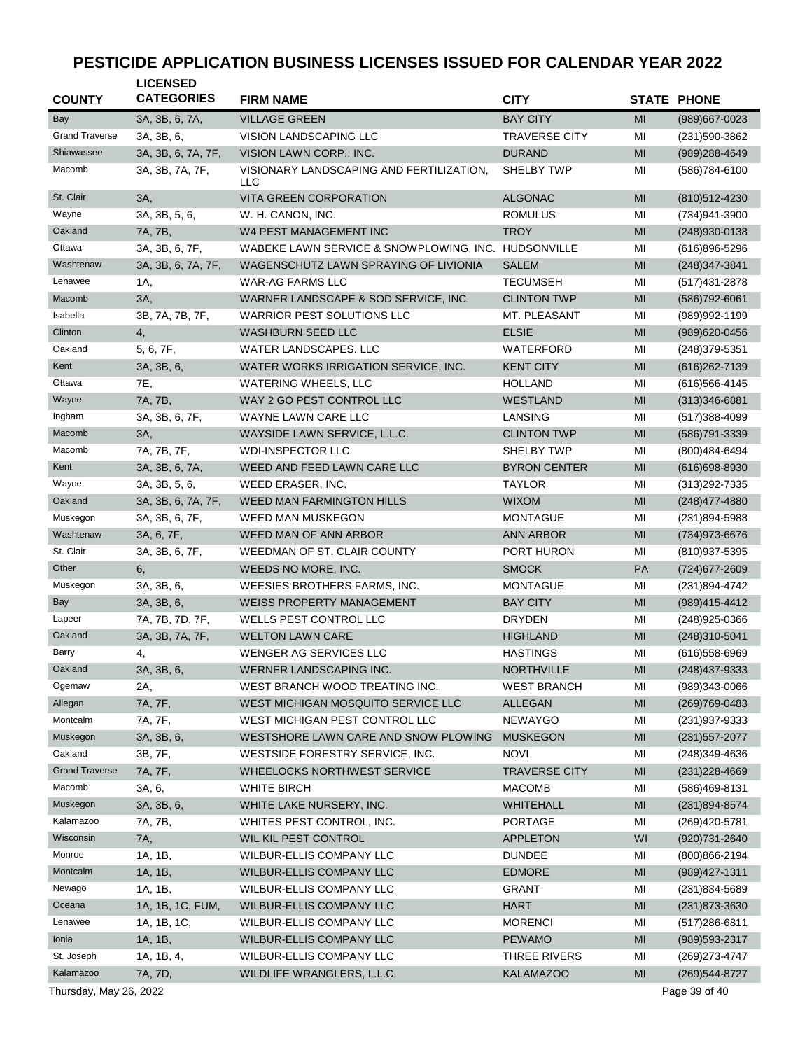# PESTICIDE APPLICATION BUSINESS LICENSES ISSUED FOR CALENDAR YEAR 2022

| COUNTY | LICENSED CATEGORIES | FIRM NAME | CITY | STATE | PHONE |
|---|---|---|---|---|---|
| Bay | 3A, 3B, 6, 7A, | VILLAGE GREEN | BAY CITY | MI | (989)667-0023 |
| Grand Traverse | 3A, 3B, 6, | VISION LANDSCAPING LLC | TRAVERSE CITY | MI | (231)590-3862 |
| Shiawassee | 3A, 3B, 6, 7A, 7F, | VISION LAWN CORP., INC. | DURAND | MI | (989)288-4649 |
| Macomb | 3A, 3B, 7A, 7F, | VISIONARY LANDSCAPING AND FERTILIZATION, LLC | SHELBY TWP | MI | (586)784-6100 |
| St. Clair | 3A, | VITA GREEN CORPORATION | ALGONAC | MI | (810)512-4230 |
| Wayne | 3A, 3B, 5, 6, | W. H. CANON, INC. | ROMULUS | MI | (734)941-3900 |
| Oakland | 7A, 7B, | W4 PEST MANAGEMENT INC | TROY | MI | (248)930-0138 |
| Ottawa | 3A, 3B, 6, 7F, | WABEKE LAWN SERVICE & SNOWPLOWING, INC. | HUDSONVILLE | MI | (616)896-5296 |
| Washtenaw | 3A, 3B, 6, 7A, 7F, | WAGENSCHUTZ LAWN SPRAYING OF LIVIONIA | SALEM | MI | (248)347-3841 |
| Lenawee | 1A, | WAR-AG FARMS LLC | TECUMSEH | MI | (517)431-2878 |
| Macomb | 3A, | WARNER LANDSCAPE & SOD SERVICE, INC. | CLINTON TWP | MI | (586)792-6061 |
| Isabella | 3B, 7A, 7B, 7F, | WARRIOR PEST SOLUTIONS LLC | MT. PLEASANT | MI | (989)992-1199 |
| Clinton | 4, | WASHBURN SEED LLC | ELSIE | MI | (989)620-0456 |
| Oakland | 5, 6, 7F, | WATER LANDSCAPES. LLC | WATERFORD | MI | (248)379-5351 |
| Kent | 3A, 3B, 6, | WATER WORKS IRRIGATION SERVICE, INC. | KENT CITY | MI | (616)262-7139 |
| Ottawa | 7E, | WATERING WHEELS, LLC | HOLLAND | MI | (616)566-4145 |
| Wayne | 7A, 7B, | WAY 2 GO PEST CONTROL LLC | WESTLAND | MI | (313)346-6881 |
| Ingham | 3A, 3B, 6, 7F, | WAYNE LAWN CARE LLC | LANSING | MI | (517)388-4099 |
| Macomb | 3A, | WAYSIDE LAWN SERVICE, L.L.C. | CLINTON TWP | MI | (586)791-3339 |
| Macomb | 7A, 7B, 7F, | WDI-INSPECTOR LLC | SHELBY TWP | MI | (800)484-6494 |
| Kent | 3A, 3B, 6, 7A, | WEED AND FEED LAWN CARE LLC | BYRON CENTER | MI | (616)698-8930 |
| Wayne | 3A, 3B, 5, 6, | WEED ERASER, INC. | TAYLOR | MI | (313)292-7335 |
| Oakland | 3A, 3B, 6, 7A, 7F, | WEED MAN FARMINGTON HILLS | WIXOM | MI | (248)477-4880 |
| Muskegon | 3A, 3B, 6, 7F, | WEED MAN MUSKEGON | MONTAGUE | MI | (231)894-5988 |
| Washtenaw | 3A, 6, 7F, | WEED MAN OF ANN ARBOR | ANN ARBOR | MI | (734)973-6676 |
| St. Clair | 3A, 3B, 6, 7F, | WEEDMAN OF ST. CLAIR COUNTY | PORT HURON | MI | (810)937-5395 |
| Other | 6, | WEEDS NO MORE, INC. | SMOCK | PA | (724)677-2609 |
| Muskegon | 3A, 3B, 6, | WEESIES BROTHERS FARMS, INC. | MONTAGUE | MI | (231)894-4742 |
| Bay | 3A, 3B, 6, | WEISS PROPERTY MANAGEMENT | BAY CITY | MI | (989)415-4412 |
| Lapeer | 7A, 7B, 7D, 7F, | WELLS PEST CONTROL LLC | DRYDEN | MI | (248)925-0366 |
| Oakland | 3A, 3B, 7A, 7F, | WELTON LAWN CARE | HIGHLAND | MI | (248)310-5041 |
| Barry | 4, | WENGER AG SERVICES LLC | HASTINGS | MI | (616)558-6969 |
| Oakland | 3A, 3B, 6, | WERNER LANDSCAPING INC. | NORTHVILLE | MI | (248)437-9333 |
| Ogemaw | 2A, | WEST BRANCH WOOD TREATING INC. | WEST BRANCH | MI | (989)343-0066 |
| Allegan | 7A, 7F, | WEST MICHIGAN MOSQUITO SERVICE LLC | ALLEGAN | MI | (269)769-0483 |
| Montcalm | 7A, 7F, | WEST MICHIGAN PEST CONTROL LLC | NEWAYGO | MI | (231)937-9333 |
| Muskegon | 3A, 3B, 6, | WESTSHORE LAWN CARE AND SNOW PLOWING | MUSKEGON | MI | (231)557-2077 |
| Oakland | 3B, 7F, | WESTSIDE FORESTRY SERVICE, INC. | NOVI | MI | (248)349-4636 |
| Grand Traverse | 7A, 7F, | WHEELOCKS NORTHWEST SERVICE | TRAVERSE CITY | MI | (231)228-4669 |
| Macomb | 3A, 6, | WHITE BIRCH | MACOMB | MI | (586)469-8131 |
| Muskegon | 3A, 3B, 6, | WHITE LAKE NURSERY, INC. | WHITEHALL | MI | (231)894-8574 |
| Kalamazoo | 7A, 7B, | WHITES PEST CONTROL, INC. | PORTAGE | MI | (269)420-5781 |
| Wisconsin | 7A, | WIL KIL PEST CONTROL | APPLETON | WI | (920)731-2640 |
| Monroe | 1A, 1B, | WILBUR-ELLIS COMPANY LLC | DUNDEE | MI | (800)866-2194 |
| Montcalm | 1A, 1B, | WILBUR-ELLIS COMPANY LLC | EDMORE | MI | (989)427-1311 |
| Newago | 1A, 1B, | WILBUR-ELLIS COMPANY LLC | GRANT | MI | (231)834-5689 |
| Oceana | 1A, 1B, 1C, FUM, | WILBUR-ELLIS COMPANY LLC | HART | MI | (231)873-3630 |
| Lenawee | 1A, 1B, 1C, | WILBUR-ELLIS COMPANY LLC | MORENCI | MI | (517)286-6811 |
| Ionia | 1A, 1B, | WILBUR-ELLIS COMPANY LLC | PEWAMO | MI | (989)593-2317 |
| St. Joseph | 1A, 1B, 4, | WILBUR-ELLIS COMPANY LLC | THREE RIVERS | MI | (269)273-4747 |
| Kalamazoo | 7A, 7D, | WILDLIFE WRANGLERS, L.L.C. | KALAMAZOO | MI | (269)544-8727 |

Thursday, May 26, 2022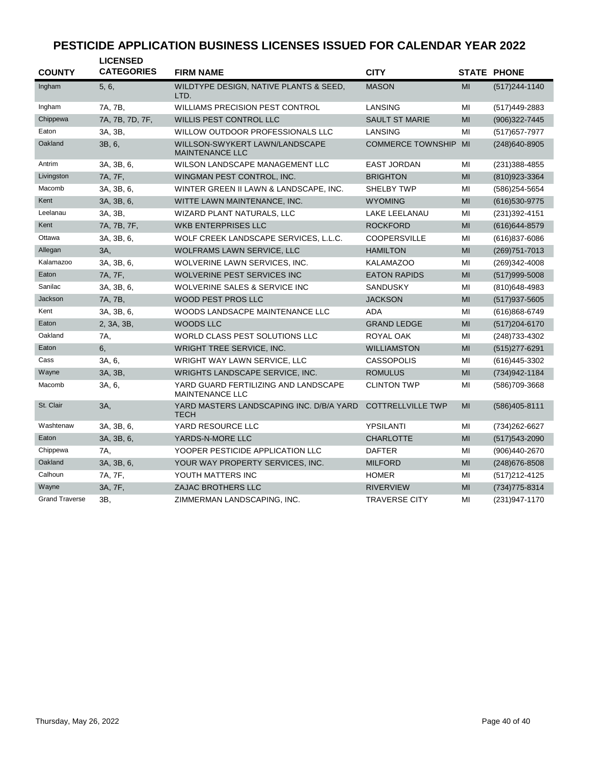# PESTICIDE APPLICATION BUSINESS LICENSES ISSUED FOR CALENDAR YEAR 2022

| COUNTY | LICENSED CATEGORIES | FIRM NAME | CITY | STATE | PHONE |
|---|---|---|---|---|---|
| Ingham | 5, 6, | WILDTYPE DESIGN, NATIVE PLANTS & SEED, LTD. | MASON | MI | (517)244-1140 |
| Ingham | 7A, 7B, | WILLIAMS PRECISION PEST CONTROL | LANSING | MI | (517)449-2883 |
| Chippewa | 7A, 7B, 7D, 7F, | WILLIS PEST CONTROL LLC | SAULT ST MARIE | MI | (906)322-7445 |
| Eaton | 3A, 3B, | WILLOW OUTDOOR PROFESSIONALS LLC | LANSING | MI | (517)657-7977 |
| Oakland | 3B, 6, | WILLSON-SWYKERT LAWN/LANDSCAPE MAINTENANCE LLC | COMMERCE TOWNSHIP | MI | (248)640-8905 |
| Antrim | 3A, 3B, 6, | WILSON LANDSCAPE MANAGEMENT LLC | EAST JORDAN | MI | (231)388-4855 |
| Livingston | 7A, 7F, | WINGMAN PEST CONTROL, INC. | BRIGHTON | MI | (810)923-3364 |
| Macomb | 3A, 3B, 6, | WINTER GREEN II LAWN & LANDSCAPE, INC. | SHELBY TWP | MI | (586)254-5654 |
| Kent | 3A, 3B, 6, | WITTE LAWN MAINTENANCE, INC. | WYOMING | MI | (616)530-9775 |
| Leelanau | 3A, 3B, | WIZARD PLANT NATURALS, LLC | LAKE LEELANAU | MI | (231)392-4151 |
| Kent | 7A, 7B, 7F, | WKB ENTERPRISES LLC | ROCKFORD | MI | (616)644-8579 |
| Ottawa | 3A, 3B, 6, | WOLF CREEK LANDSCAPE SERVICES, L.L.C. | COOPERSVILLE | MI | (616)837-6086 |
| Allegan | 3A, | WOLFRAMS LAWN SERVICE, LLC | HAMILTON | MI | (269)751-7013 |
| Kalamazoo | 3A, 3B, 6, | WOLVERINE LAWN SERVICES, INC. | KALAMAZOO | MI | (269)342-4008 |
| Eaton | 7A, 7F, | WOLVERINE PEST SERVICES INC | EATON RAPIDS | MI | (517)999-5008 |
| Sanilac | 3A, 3B, 6, | WOLVERINE SALES & SERVICE INC | SANDUSKY | MI | (810)648-4983 |
| Jackson | 7A, 7B, | WOOD PEST PROS LLC | JACKSON | MI | (517)937-5605 |
| Kent | 3A, 3B, 6, | WOODS LANDSACPE MAINTENANCE LLC | ADA | MI | (616)868-6749 |
| Eaton | 2, 3A, 3B, | WOODS LLC | GRAND LEDGE | MI | (517)204-6170 |
| Oakland | 7A, | WORLD CLASS PEST SOLUTIONS LLC | ROYAL OAK | MI | (248)733-4302 |
| Eaton | 6, | WRIGHT TREE SERVICE, INC. | WILLIAMSTON | MI | (515)277-6291 |
| Cass | 3A, 6, | WRIGHT WAY LAWN SERVICE, LLC | CASSOPOLIS | MI | (616)445-3302 |
| Wayne | 3A, 3B, | WRIGHTS LANDSCAPE SERVICE, INC. | ROMULUS | MI | (734)942-1184 |
| Macomb | 3A, 6, | YARD GUARD FERTILIZING AND LANDSCAPE MAINTENANCE LLC | CLINTON TWP | MI | (586)709-3668 |
| St. Clair | 3A, | YARD MASTERS LANDSCAPING INC. D/B/A YARD TECH | COTTRELLVILLE TWP | MI | (586)405-8111 |
| Washtenaw | 3A, 3B, 6, | YARD RESOURCE LLC | YPSILANTI | MI | (734)262-6627 |
| Eaton | 3A, 3B, 6, | YARDS-N-MORE LLC | CHARLOTTE | MI | (517)543-2090 |
| Chippewa | 7A, | YOOPER PESTICIDE APPLICATION LLC | DAFTER | MI | (906)440-2670 |
| Oakland | 3A, 3B, 6, | YOUR WAY PROPERTY SERVICES, INC. | MILFORD | MI | (248)676-8508 |
| Calhoun | 7A, 7F, | YOUTH MATTERS INC | HOMER | MI | (517)212-4125 |
| Wayne | 3A, 7F, | ZAJAC BROTHERS LLC | RIVERVIEW | MI | (734)775-8314 |
| Grand Traverse | 3B, | ZIMMERMAN LANDSCAPING, INC. | TRAVERSE CITY | MI | (231)947-1170 |

Thursday, May 26, 2022